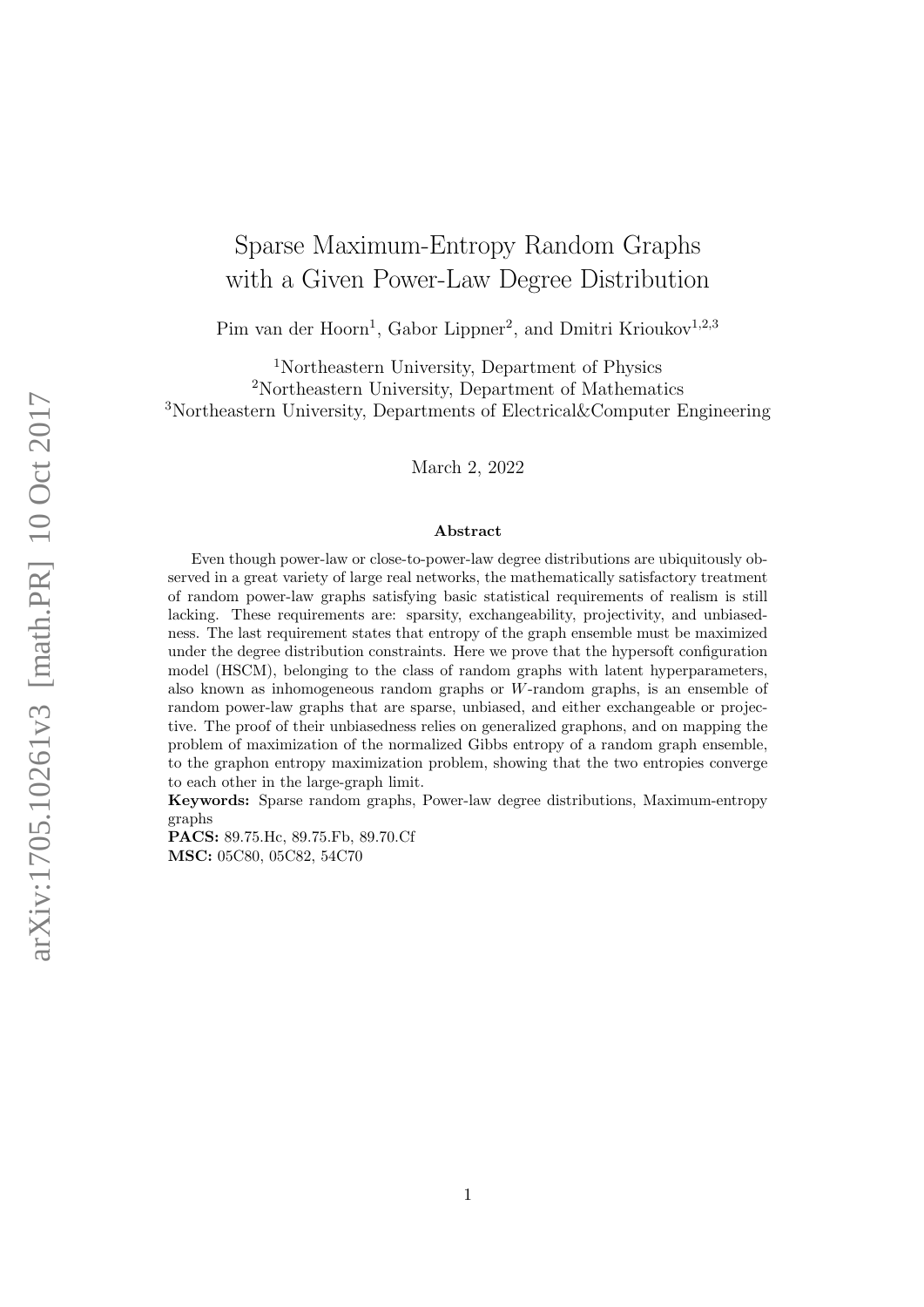# Sparse Maximum-Entropy Random Graphs with a Given Power-Law Degree Distribution

Pim van der Hoorn[1], Gabor Lippner[2], and Dmitri Krioukov[1,2,3]

[1]Northeastern University, Department of Physics
[2]Northeastern University, Department of Mathematics
[3]Northeastern University, Departments of Electrical&Computer Engineering

March 2, 2022

**Abstract**

Even though power-law or close-to-power-law degree distributions are ubiquitously observed in a great variety of large real networks, the mathematically satisfactory treatment of random power-law graphs satisfying basic statistical requirements of realism is still lacking. These requirements are: sparsity, exchangeability, projectivity, and unbiasedness. The last requirement states that entropy of the graph ensemble must be maximized under the degree distribution constraints. Here we prove that the hypersoft configuration model (HSCM), belonging to the class of random graphs with latent hyperparameters, also known as inhomogeneous random graphs or $W$-random graphs, is an ensemble of random power-law graphs that are sparse, unbiased, and either exchangeable or projective. The proof of their unbiasedness relies on generalized graphons, and on mapping the problem of maximization of the normalized Gibbs entropy of a random graph ensemble, to the graphon entropy maximization problem, showing that the two entropies converge to each other in the large-graph limit.

**Keywords:** Sparse random graphs, Power-law degree distributions, Maximum-entropy graphs

**PACS:** 89.75.Hc, 89.75.Fb, 89.70.Cf

**MSC:** 05C80, 05C82, 54C70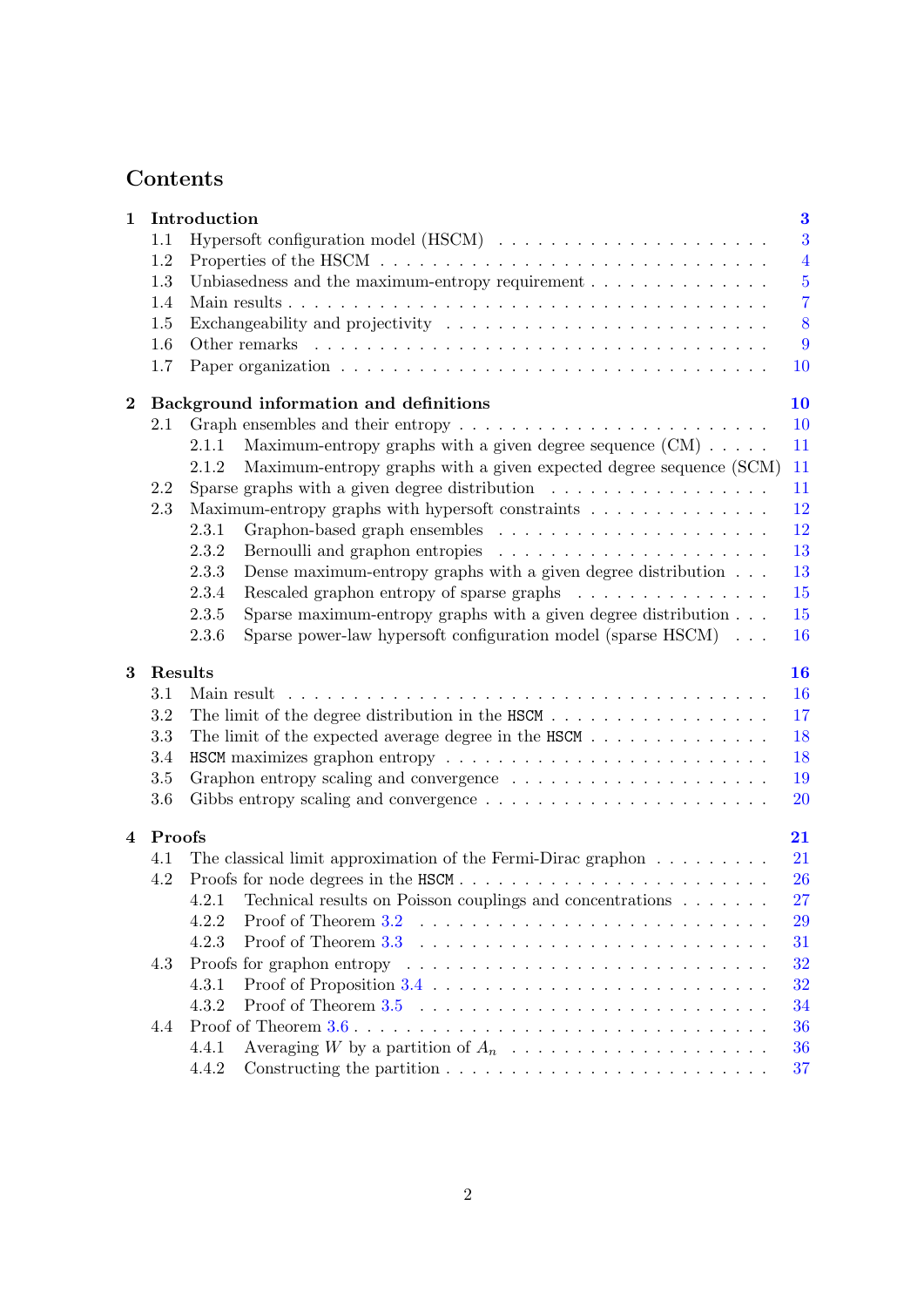# Contents

- **1 Introduction** — **3**
  - 1.1 Hypersoft configuration model (HSCM) — 3
  - 1.2 Properties of the HSCM — 4
  - 1.3 Unbiasedness and the maximum-entropy requirement — 5
  - 1.4 Main results — 7
  - 1.5 Exchangeability and projectivity — 8
  - 1.6 Other remarks — 9
  - 1.7 Paper organization — 10
- **2 Background information and definitions** — **10**
  - 2.1 Graph ensembles and their entropy — 10
    - 2.1.1 Maximum-entropy graphs with a given degree sequence (CM) — 11
    - 2.1.2 Maximum-entropy graphs with a given expected degree sequence (SCM) — 11
  - 2.2 Sparse graphs with a given degree distribution — 11
  - 2.3 Maximum-entropy graphs with hypersoft constraints — 12
    - 2.3.1 Graphon-based graph ensembles — 12
    - 2.3.2 Bernoulli and graphon entropies — 13
    - 2.3.3 Dense maximum-entropy graphs with a given degree distribution — 13
    - 2.3.4 Rescaled graphon entropy of sparse graphs — 15
    - 2.3.5 Sparse maximum-entropy graphs with a given degree distribution — 15
    - 2.3.6 Sparse power-law hypersoft configuration model (sparse HSCM) — 16
- **3 Results** — **16**
  - 3.1 Main result — 16
  - 3.2 The limit of the degree distribution in the `HSCM` — 17
  - 3.3 The limit of the expected average degree in the `HSCM` — 18
  - 3.4 `HSCM` maximizes graphon entropy — 18
  - 3.5 Graphon entropy scaling and convergence — 19
  - 3.6 Gibbs entropy scaling and convergence — 20
- **4 Proofs** — **21**
  - 4.1 The classical limit approximation of the Fermi-Dirac graphon — 21
  - 4.2 Proofs for node degrees in the `HSCM` — 26
    - 4.2.1 Technical results on Poisson couplings and concentrations — 27
    - 4.2.2 Proof of Theorem 3.2 — 29
    - 4.2.3 Proof of Theorem 3.3 — 31
  - 4.3 Proofs for graphon entropy — 32
    - 4.3.1 Proof of Proposition 3.4 — 32
    - 4.3.2 Proof of Theorem 3.5 — 34
  - 4.4 Proof of Theorem 3.6 — 36
    - 4.4.1 Averaging $W$ by a partition of $A_n$ — 36
    - 4.4.2 Constructing the partition — 37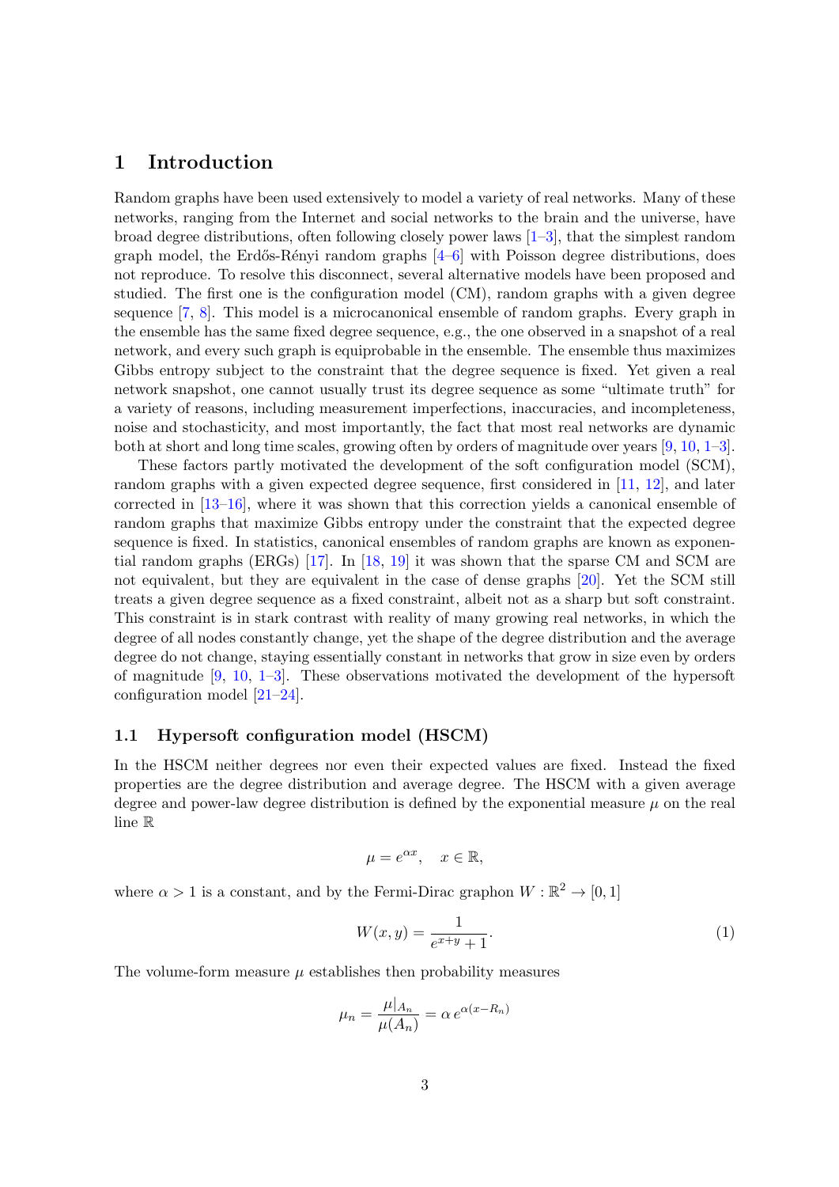# 1 Introduction

Random graphs have been used extensively to model a variety of real networks. Many of these networks, ranging from the Internet and social networks to the brain and the universe, have broad degree distributions, often following closely power laws [1–3], that the simplest random graph model, the Erdős-Rényi random graphs [4–6] with Poisson degree distributions, does not reproduce. To resolve this disconnect, several alternative models have been proposed and studied. The first one is the configuration model (CM), random graphs with a given degree sequence [7, 8]. This model is a microcanonical ensemble of random graphs. Every graph in the ensemble has the same fixed degree sequence, e.g., the one observed in a snapshot of a real network, and every such graph is equiprobable in the ensemble. The ensemble thus maximizes Gibbs entropy subject to the constraint that the degree sequence is fixed. Yet given a real network snapshot, one cannot usually trust its degree sequence as some "ultimate truth" for a variety of reasons, including measurement imperfections, inaccuracies, and incompleteness, noise and stochasticity, and most importantly, the fact that most real networks are dynamic both at short and long time scales, growing often by orders of magnitude over years [9, 10, 1–3].

These factors partly motivated the development of the soft configuration model (SCM), random graphs with a given expected degree sequence, first considered in [11, 12], and later corrected in [13–16], where it was shown that this correction yields a canonical ensemble of random graphs that maximize Gibbs entropy under the constraint that the expected degree sequence is fixed. In statistics, canonical ensembles of random graphs are known as exponential random graphs (ERGs) [17]. In [18, 19] it was shown that the sparse CM and SCM are not equivalent, but they are equivalent in the case of dense graphs [20]. Yet the SCM still treats a given degree sequence as a fixed constraint, albeit not as a sharp but soft constraint. This constraint is in stark contrast with reality of many growing real networks, in which the degree of all nodes constantly change, yet the shape of the degree distribution and the average degree do not change, staying essentially constant in networks that grow in size even by orders of magnitude [9, 10, 1–3]. These observations motivated the development of the hypersoft configuration model [21–24].

## 1.1 Hypersoft configuration model (HSCM)

In the HSCM neither degrees nor even their expected values are fixed. Instead the fixed properties are the degree distribution and average degree. The HSCM with a given average degree and power-law degree distribution is defined by the exponential measure $\mu$ on the real line $\mathbb{R}$

$$\mu = e^{\alpha x}, \quad x \in \mathbb{R},$$

where $\alpha > 1$ is a constant, and by the Fermi-Dirac graphon $W : \mathbb{R}^2 \to [0, 1]$

$$W(x, y) = \frac{1}{e^{x+y} + 1}. \tag{1}$$

The volume-form measure $\mu$ establishes then probability measures

$$\mu_n = \frac{\mu|_{A_n}}{\mu(A_n)} = \alpha \, e^{\alpha(x - R_n)}$$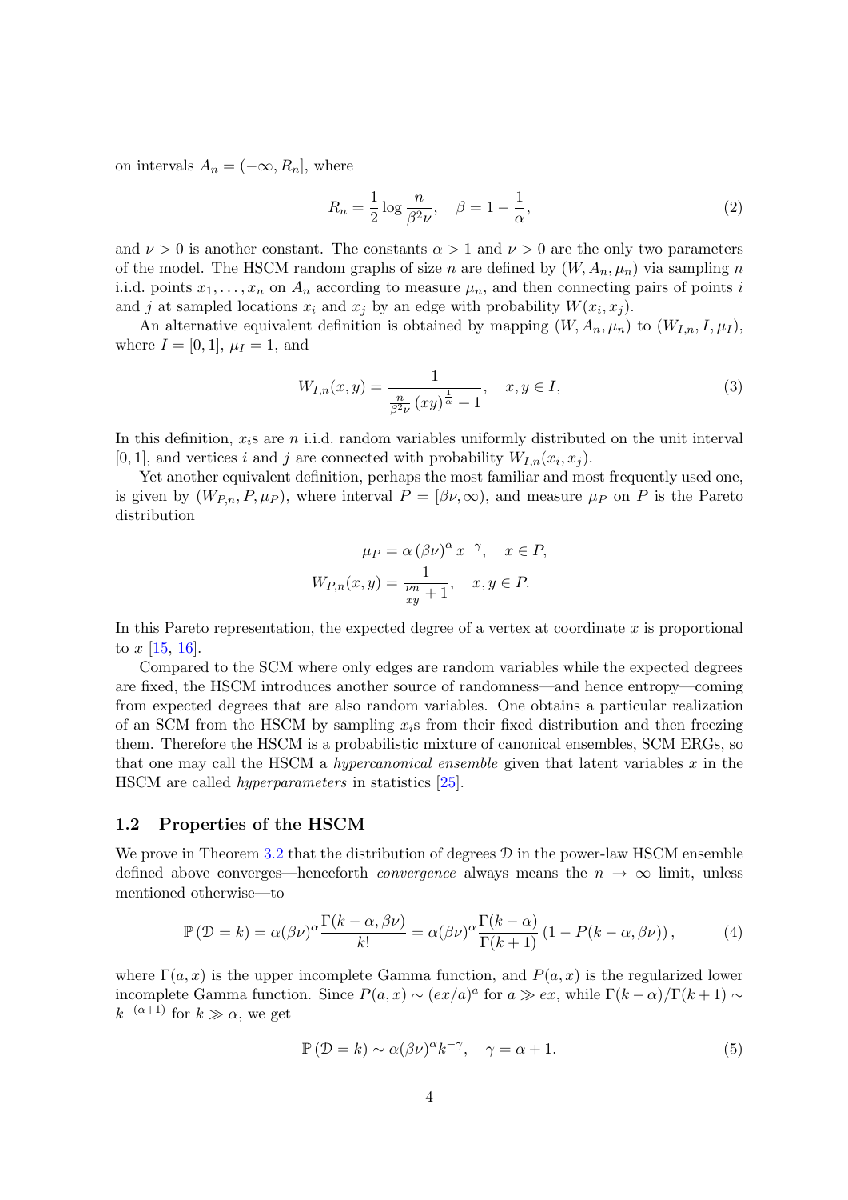on intervals $A_n = (-\infty, R_n]$, where

$$R_n = \frac{1}{2}\log\frac{n}{\beta^2\nu}, \quad \beta = 1 - \frac{1}{\alpha}, \tag{2}$$

and $\nu > 0$ is another constant. The constants $\alpha > 1$ and $\nu > 0$ are the only two parameters of the model. The HSCM random graphs of size $n$ are defined by $(W, A_n, \mu_n)$ via sampling $n$ i.i.d. points $x_1, \ldots, x_n$ on $A_n$ according to measure $\mu_n$, and then connecting pairs of points $i$ and $j$ at sampled locations $x_i$ and $x_j$ by an edge with probability $W(x_i, x_j)$.

An alternative equivalent definition is obtained by mapping $(W, A_n, \mu_n)$ to $(W_{I,n}, I, \mu_I)$, where $I = [0, 1]$, $\mu_I = 1$, and

$$W_{I,n}(x, y) = \frac{1}{\frac{n}{\beta^2\nu}(xy)^{\frac{1}{\alpha}} + 1}, \quad x, y \in I, \tag{3}$$

In this definition, $x_i$s are $n$ i.i.d. random variables uniformly distributed on the unit interval $[0, 1]$, and vertices $i$ and $j$ are connected with probability $W_{I,n}(x_i, x_j)$.

Yet another equivalent definition, perhaps the most familiar and most frequently used one, is given by $(W_{P,n}, P, \mu_P)$, where interval $P = [\beta\nu, \infty)$, and measure $\mu_P$ on $P$ is the Pareto distribution

$$\mu_P = \alpha(\beta\nu)^\alpha x^{-\gamma}, \quad x \in P,$$
$$W_{P,n}(x, y) = \frac{1}{\frac{\nu n}{xy} + 1}, \quad x, y \in P.$$

In this Pareto representation, the expected degree of a vertex at coordinate $x$ is proportional to $x$ [15, 16].

Compared to the SCM where only edges are random variables while the expected degrees are fixed, the HSCM introduces another source of randomness—and hence entropy—coming from expected degrees that are also random variables. One obtains a particular realization of an SCM from the HSCM by sampling $x_i$s from their fixed distribution and then freezing them. Therefore the HSCM is a probabilistic mixture of canonical ensembles, SCM ERGs, so that one may call the HSCM a *hypercanonical ensemble* given that latent variables $x$ in the HSCM are called *hyperparameters* in statistics [25].

### 1.2 Properties of the HSCM

We prove in Theorem 3.2 that the distribution of degrees $\mathcal{D}$ in the power-law HSCM ensemble defined above converges—henceforth *convergence* always means the $n \to \infty$ limit, unless mentioned otherwise—to

$$\mathbb{P}(\mathcal{D} = k) = \alpha(\beta\nu)^\alpha \frac{\Gamma(k - \alpha, \beta\nu)}{k!} = \alpha(\beta\nu)^\alpha \frac{\Gamma(k - \alpha)}{\Gamma(k + 1)}(1 - P(k - \alpha, \beta\nu)), \tag{4}$$

where $\Gamma(a, x)$ is the upper incomplete Gamma function, and $P(a, x)$ is the regularized lower incomplete Gamma function. Since $P(a, x) \sim (ex/a)^a$ for $a \gg ex$, while $\Gamma(k - \alpha)/\Gamma(k + 1) \sim k^{-(\alpha+1)}$ for $k \gg \alpha$, we get

$$\mathbb{P}(\mathcal{D} = k) \sim \alpha(\beta\nu)^\alpha k^{-\gamma}, \quad \gamma = \alpha + 1. \tag{5}$$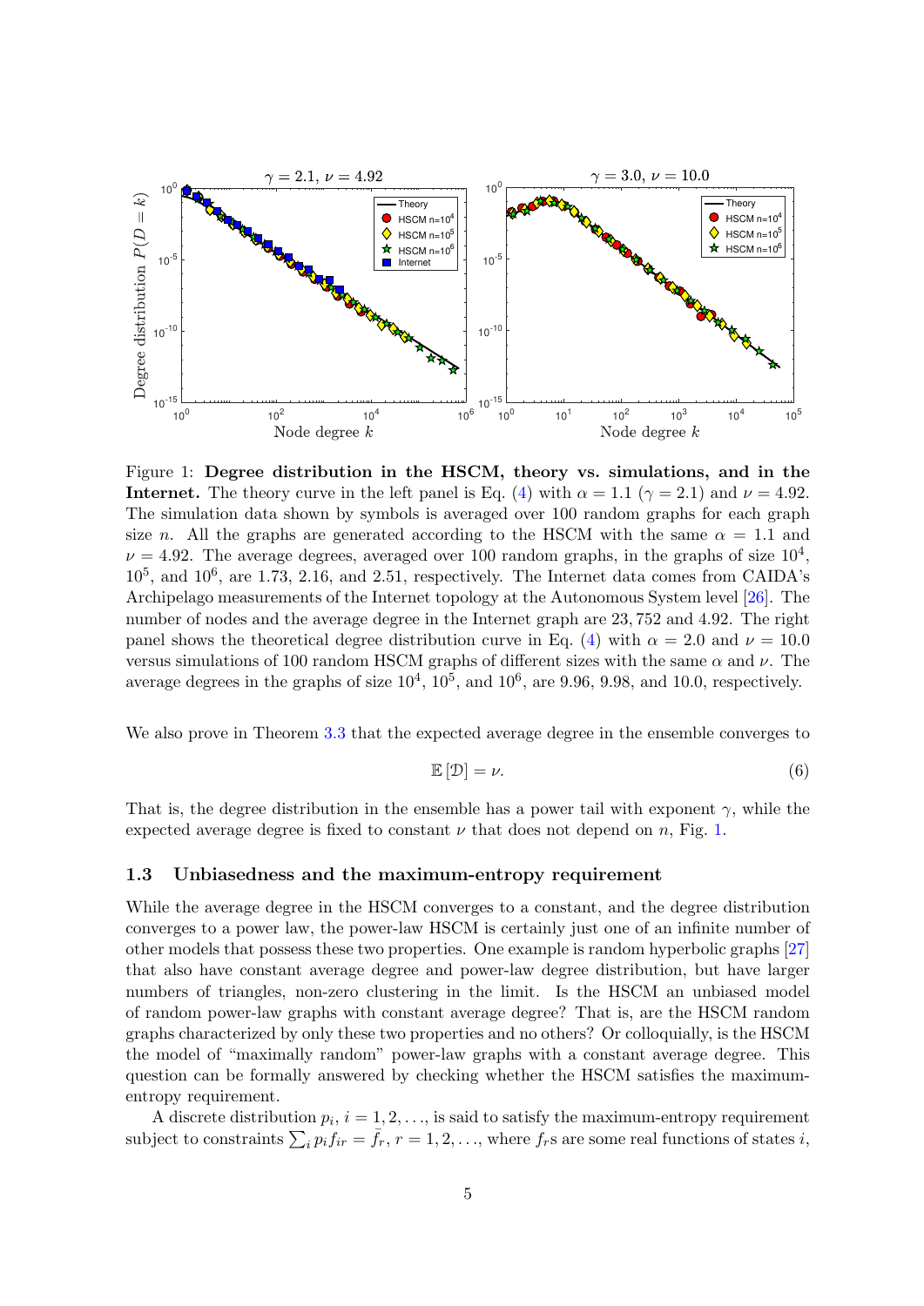Figure 1: **Degree distribution in the HSCM, theory vs. simulations, and in the Internet.** The theory curve in the left panel is Eq. (4) with $\alpha = 1.1$ ($\gamma = 2.1$) and $\nu = 4.92$. The simulation data shown by symbols is averaged over 100 random graphs for each graph size $n$. All the graphs are generated according to the HSCM with the same $\alpha = 1.1$ and $\nu = 4.92$. The average degrees, averaged over 100 random graphs, in the graphs of size $10^4$, $10^5$, and $10^6$, are 1.73, 2.16, and 2.51, respectively. The Internet data comes from CAIDA's Archipelago measurements of the Internet topology at the Autonomous System level [26]. The number of nodes and the average degree in the Internet graph are 23,752 and 4.92. The right panel shows the theoretical degree distribution curve in Eq. (4) with $\alpha = 2.0$ and $\nu = 10.0$ versus simulations of 100 random HSCM graphs of different sizes with the same $\alpha$ and $\nu$. The average degrees in the graphs of size $10^4$, $10^5$, and $10^6$, are 9.96, 9.98, and 10.0, respectively.

We also prove in Theorem 3.3 that the expected average degree in the ensemble converges to

$$\mathbb{E}[\mathcal{D}] = \nu. \tag{6}$$

That is, the degree distribution in the ensemble has a power tail with exponent $\gamma$, while the expected average degree is fixed to constant $\nu$ that does not depend on $n$, Fig. 1.

### 1.3 Unbiasedness and the maximum-entropy requirement

While the average degree in the HSCM converges to a constant, and the degree distribution converges to a power law, the power-law HSCM is certainly just one of an infinite number of other models that possess these two properties. One example is random hyperbolic graphs [27] that also have constant average degree and power-law degree distribution, but have larger numbers of triangles, non-zero clustering in the limit. Is the HSCM an unbiased model of random power-law graphs with constant average degree? That is, are the HSCM random graphs characterized by only these two properties and no others? Or colloquially, is the HSCM the model of "maximally random" power-law graphs with a constant average degree. This question can be formally answered by checking whether the HSCM satisfies the maximum-entropy requirement.

A discrete distribution $p_i$, $i = 1, 2, \ldots$, is said to satisfy the maximum-entropy requirement subject to constraints $\sum_i p_i f_{ir} = \bar{f}_r$, $r = 1, 2, \ldots$, where $f_r$s are some real functions of states $i$,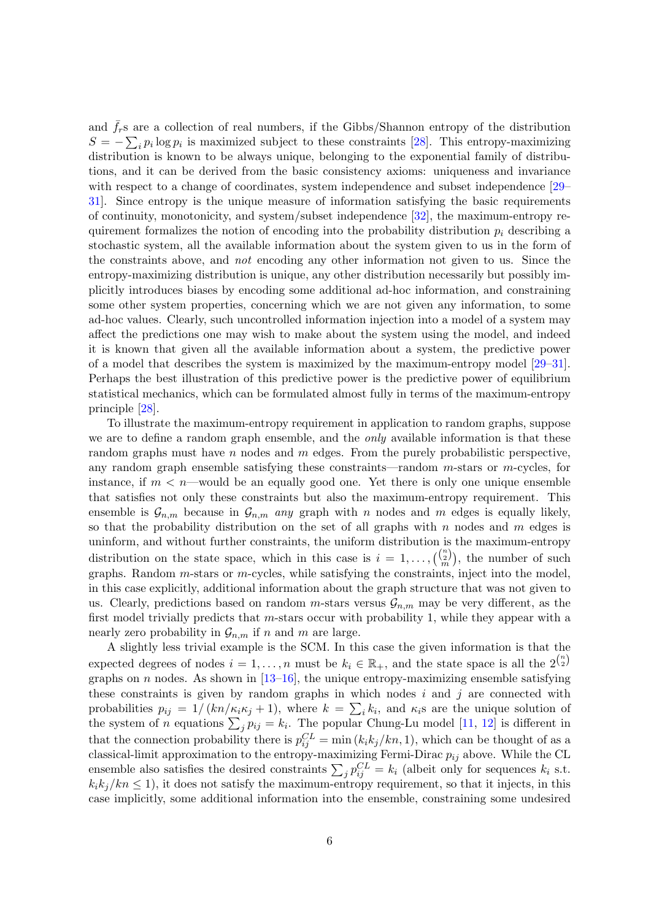and $\bar{f}_r$s are a collection of real numbers, if the Gibbs/Shannon entropy of the distribution $S = -\sum_i p_i \log p_i$ is maximized subject to these constraints [28]. This entropy-maximizing distribution is known to be always unique, belonging to the exponential family of distributions, and it can be derived from the basic consistency axioms: uniqueness and invariance with respect to a change of coordinates, system independence and subset independence [29–31]. Since entropy is the unique measure of information satisfying the basic requirements of continuity, monotonicity, and system/subset independence [32], the maximum-entropy requirement formalizes the notion of encoding into the probability distribution $p_i$ describing a stochastic system, all the available information about the system given to us in the form of the constraints above, and *not* encoding any other information not given to us. Since the entropy-maximizing distribution is unique, any other distribution necessarily but possibly implicitly introduces biases by encoding some additional ad-hoc information, and constraining some other system properties, concerning which we are not given any information, to some ad-hoc values. Clearly, such uncontrolled information injection into a model of a system may affect the predictions one may wish to make about the system using the model, and indeed it is known that given all the available information about a system, the predictive power of a model that describes the system is maximized by the maximum-entropy model [29–31]. Perhaps the best illustration of this predictive power is the predictive power of equilibrium statistical mechanics, which can be formulated almost fully in terms of the maximum-entropy principle [28].

To illustrate the maximum-entropy requirement in application to random graphs, suppose we are to define a random graph ensemble, and the *only* available information is that these random graphs must have $n$ nodes and $m$ edges. From the purely probabilistic perspective, any random graph ensemble satisfying these constraints—random $m$-stars or $m$-cycles, for instance, if $m < n$—would be an equally good one. Yet there is only one unique ensemble that satisfies not only these constraints but also the maximum-entropy requirement. This ensemble is $\mathcal{G}_{n,m}$ because in $\mathcal{G}_{n,m}$ *any* graph with $n$ nodes and $m$ edges is equally likely, so that the probability distribution on the set of all graphs with $n$ nodes and $m$ edges is uninform, and without further constraints, the uniform distribution is the maximum-entropy distribution on the state space, which in this case is $i = 1, \ldots, \binom{\binom{n}{2}}{m}$, the number of such graphs. Random $m$-stars or $m$-cycles, while satisfying the constraints, inject into the model, in this case explicitly, additional information about the graph structure that was not given to us. Clearly, predictions based on random $m$-stars versus $\mathcal{G}_{n,m}$ may be very different, as the first model trivially predicts that $m$-stars occur with probability 1, while they appear with a nearly zero probability in $\mathcal{G}_{n,m}$ if $n$ and $m$ are large.

A slightly less trivial example is the SCM. In this case the given information is that the expected degrees of nodes $i = 1, \ldots, n$ must be $k_i \in \mathbb{R}_+$, and the state space is all the $2^{\binom{n}{2}}$ graphs on $n$ nodes. As shown in [13–16], the unique entropy-maximizing ensemble satisfying these constraints is given by random graphs in which nodes $i$ and $j$ are connected with probabilities $p_{ij} = 1/\left(kn/\kappa_i\kappa_j + 1\right)$, where $k = \sum_i k_i$, and $\kappa_i$s are the unique solution of the system of $n$ equations $\sum_j p_{ij} = k_i$. The popular Chung-Lu model [11, 12] is different in that the connection probability there is $p_{ij}^{CL} = \min\left(k_i k_j/kn, 1\right)$, which can be thought of as a classical-limit approximation to the entropy-maximizing Fermi-Dirac $p_{ij}$ above. While the CL ensemble also satisfies the desired constraints $\sum_j p_{ij}^{CL} = k_i$ (albeit only for sequences $k_i$ s.t. $k_i k_j/kn \leq 1$), it does not satisfy the maximum-entropy requirement, so that it injects, in this case implicitly, some additional information into the ensemble, constraining some undesired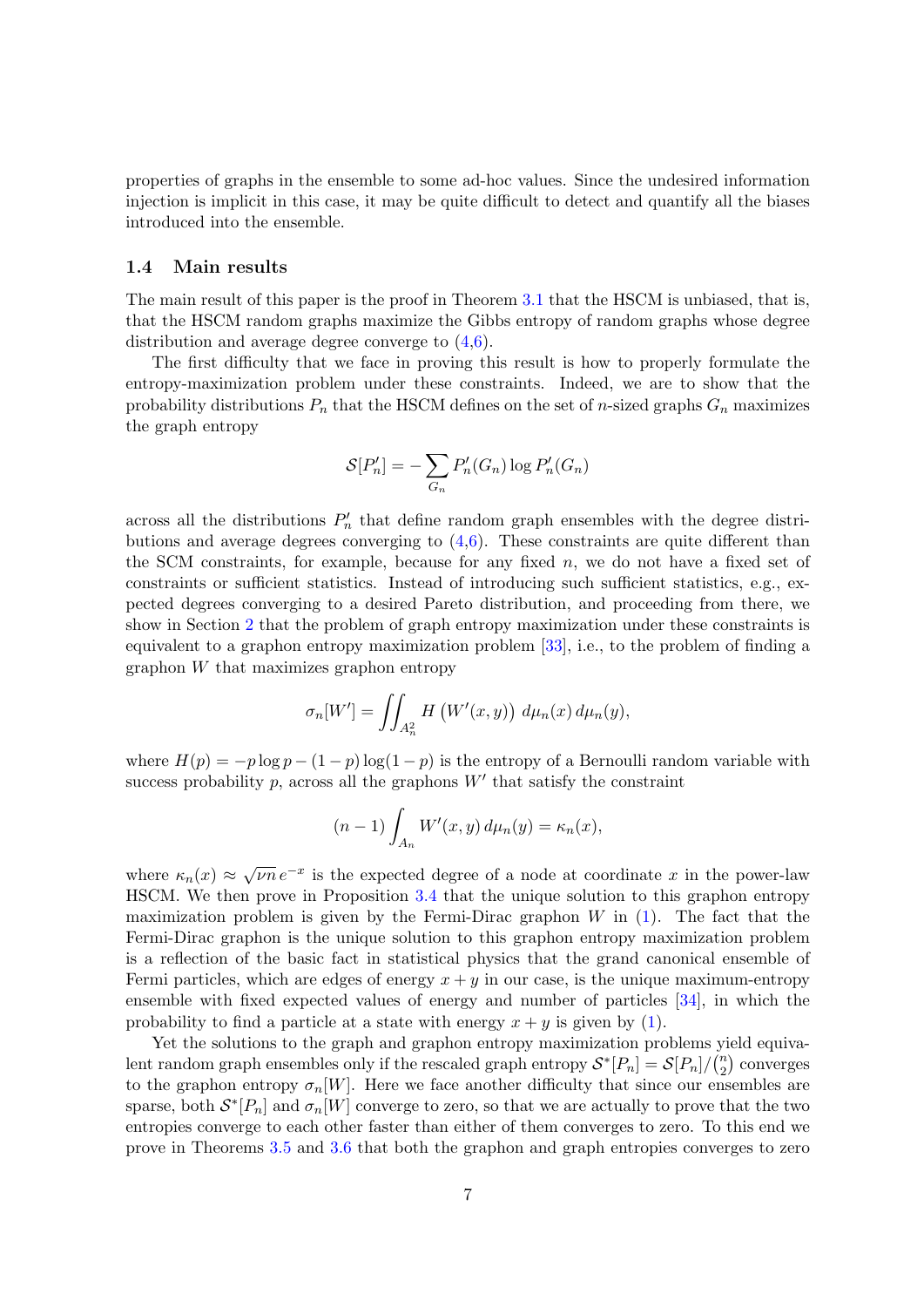properties of graphs in the ensemble to some ad-hoc values. Since the undesired information injection is implicit in this case, it may be quite difficult to detect and quantify all the biases introduced into the ensemble.

### 1.4 Main results

The main result of this paper is the proof in Theorem 3.1 that the HSCM is unbiased, that is, that the HSCM random graphs maximize the Gibbs entropy of random graphs whose degree distribution and average degree converge to (4,6).

The first difficulty that we face in proving this result is how to properly formulate the entropy-maximization problem under these constraints. Indeed, we are to show that the probability distributions $P_n$ that the HSCM defines on the set of $n$-sized graphs $G_n$ maximizes the graph entropy

$$\mathcal{S}[P_n'] = -\sum_{G_n} P_n'(G_n) \log P_n'(G_n)$$

across all the distributions $P_n'$ that define random graph ensembles with the degree distributions and average degrees converging to (4,6). These constraints are quite different than the SCM constraints, for example, because for any fixed $n$, we do not have a fixed set of constraints or sufficient statistics. Instead of introducing such sufficient statistics, e.g., expected degrees converging to a desired Pareto distribution, and proceeding from there, we show in Section 2 that the problem of graph entropy maximization under these constraints is equivalent to a graphon entropy maximization problem [33], i.e., to the problem of finding a graphon $W$ that maximizes graphon entropy

$$\sigma_n[W'] = \iint_{A_n^2} H\left(W'(x,y)\right)\, d\mu_n(x)\, d\mu_n(y),$$

where $H(p) = -p\log p - (1-p)\log(1-p)$ is the entropy of a Bernoulli random variable with success probability $p$, across all the graphons $W'$ that satisfy the constraint

$$(n-1)\int_{A_n} W'(x,y)\, d\mu_n(y) = \kappa_n(x),$$

where $\kappa_n(x) \approx \sqrt{\nu n}\, e^{-x}$ is the expected degree of a node at coordinate $x$ in the power-law HSCM. We then prove in Proposition 3.4 that the unique solution to this graphon entropy maximization problem is given by the Fermi-Dirac graphon $W$ in (1). The fact that the Fermi-Dirac graphon is the unique solution to this graphon entropy maximization problem is a reflection of the basic fact in statistical physics that the grand canonical ensemble of Fermi particles, which are edges of energy $x+y$ in our case, is the unique maximum-entropy ensemble with fixed expected values of energy and number of particles [34], in which the probability to find a particle at a state with energy $x+y$ is given by (1).

Yet the solutions to the graph and graphon entropy maximization problems yield equivalent random graph ensembles only if the rescaled graph entropy $\mathcal{S}^*[P_n] = \mathcal{S}[P_n]/\binom{n}{2}$ converges to the graphon entropy $\sigma_n[W]$. Here we face another difficulty that since our ensembles are sparse, both $\mathcal{S}^*[P_n]$ and $\sigma_n[W]$ converge to zero, so that we are actually to prove that the two entropies converge to each other faster than either of them converges to zero. To this end we prove in Theorems 3.5 and 3.6 that both the graphon and graph entropies converges to zero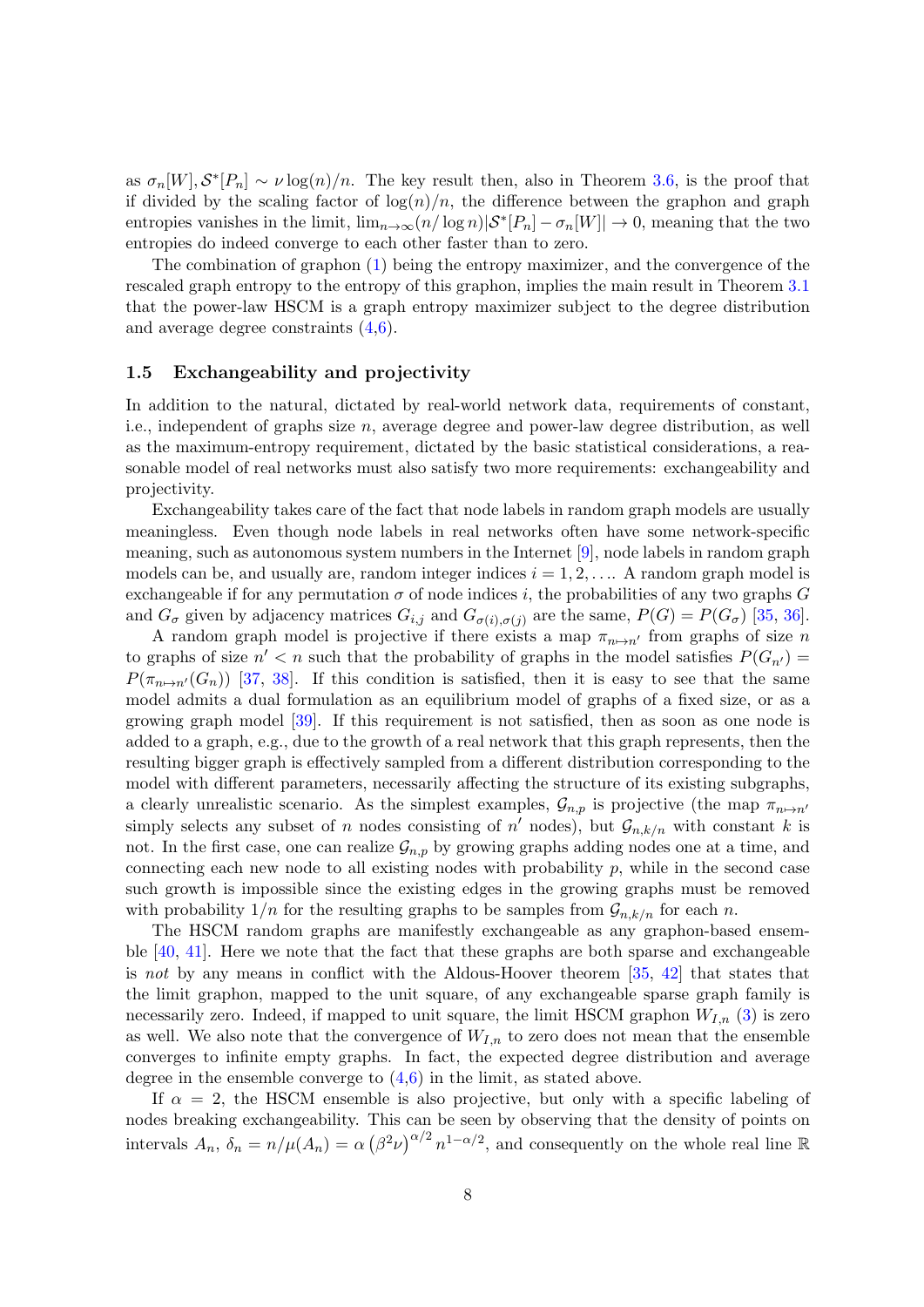as $\sigma_n[W], \mathcal{S}^*[P_n] \sim \nu \log(n)/n$. The key result then, also in Theorem 3.6, is the proof that if divided by the scaling factor of $\log(n)/n$, the difference between the graphon and graph entropies vanishes in the limit, $\lim_{n\to\infty}(n/\log n)|\mathcal{S}^*[P_n] - \sigma_n[W]| \to 0$, meaning that the two entropies do indeed converge to each other faster than to zero.

The combination of graphon (1) being the entropy maximizer, and the convergence of the rescaled graph entropy to the entropy of this graphon, implies the main result in Theorem 3.1 that the power-law HSCM is a graph entropy maximizer subject to the degree distribution and average degree constraints (4,6).

### 1.5 Exchangeability and projectivity

In addition to the natural, dictated by real-world network data, requirements of constant, i.e., independent of graphs size $n$, average degree and power-law degree distribution, as well as the maximum-entropy requirement, dictated by the basic statistical considerations, a reasonable model of real networks must also satisfy two more requirements: exchangeability and projectivity.

Exchangeability takes care of the fact that node labels in random graph models are usually meaningless. Even though node labels in real networks often have some network-specific meaning, such as autonomous system numbers in the Internet [9], node labels in random graph models can be, and usually are, random integer indices $i = 1, 2, \ldots$. A random graph model is exchangeable if for any permutation $\sigma$ of node indices $i$, the probabilities of any two graphs $G$ and $G_\sigma$ given by adjacency matrices $G_{i,j}$ and $G_{\sigma(i),\sigma(j)}$ are the same, $P(G) = P(G_\sigma)$ [35, 36].

A random graph model is projective if there exists a map $\pi_{n\mapsto n'}$ from graphs of size $n$ to graphs of size $n' < n$ such that the probability of graphs in the model satisfies $P(G_{n'}) = P(\pi_{n\mapsto n'}(G_n))$ [37, 38]. If this condition is satisfied, then it is easy to see that the same model admits a dual formulation as an equilibrium model of graphs of a fixed size, or as a growing graph model [39]. If this requirement is not satisfied, then as soon as one node is added to a graph, e.g., due to the growth of a real network that this graph represents, then the resulting bigger graph is effectively sampled from a different distribution corresponding to the model with different parameters, necessarily affecting the structure of its existing subgraphs, a clearly unrealistic scenario. As the simplest examples, $\mathcal{G}_{n,p}$ is projective (the map $\pi_{n\mapsto n'}$ simply selects any subset of $n$ nodes consisting of $n'$ nodes), but $\mathcal{G}_{n,k/n}$ with constant $k$ is not. In the first case, one can realize $\mathcal{G}_{n,p}$ by growing graphs adding nodes one at a time, and connecting each new node to all existing nodes with probability $p$, while in the second case such growth is impossible since the existing edges in the growing graphs must be removed with probability $1/n$ for the resulting graphs to be samples from $\mathcal{G}_{n,k/n}$ for each $n$.

The HSCM random graphs are manifestly exchangeable as any graphon-based ensemble [40, 41]. Here we note that the fact that these graphs are both sparse and exchangeable is *not* by any means in conflict with the Aldous-Hoover theorem [35, 42] that states that the limit graphon, mapped to the unit square, of any exchangeable sparse graph family is necessarily zero. Indeed, if mapped to unit square, the limit HSCM graphon $W_{I,n}$ (3) is zero as well. We also note that the convergence of $W_{I,n}$ to zero does not mean that the ensemble converges to infinite empty graphs. In fact, the expected degree distribution and average degree in the ensemble converge to (4,6) in the limit, as stated above.

If $\alpha = 2$, the HSCM ensemble is also projective, but only with a specific labeling of nodes breaking exchangeability. This can be seen by observing that the density of points on intervals $A_n$, $\delta_n = n/\mu(A_n) = \alpha\left(\beta^2\nu\right)^{\alpha/2} n^{1-\alpha/2}$, and consequently on the whole real line $\mathbb{R}$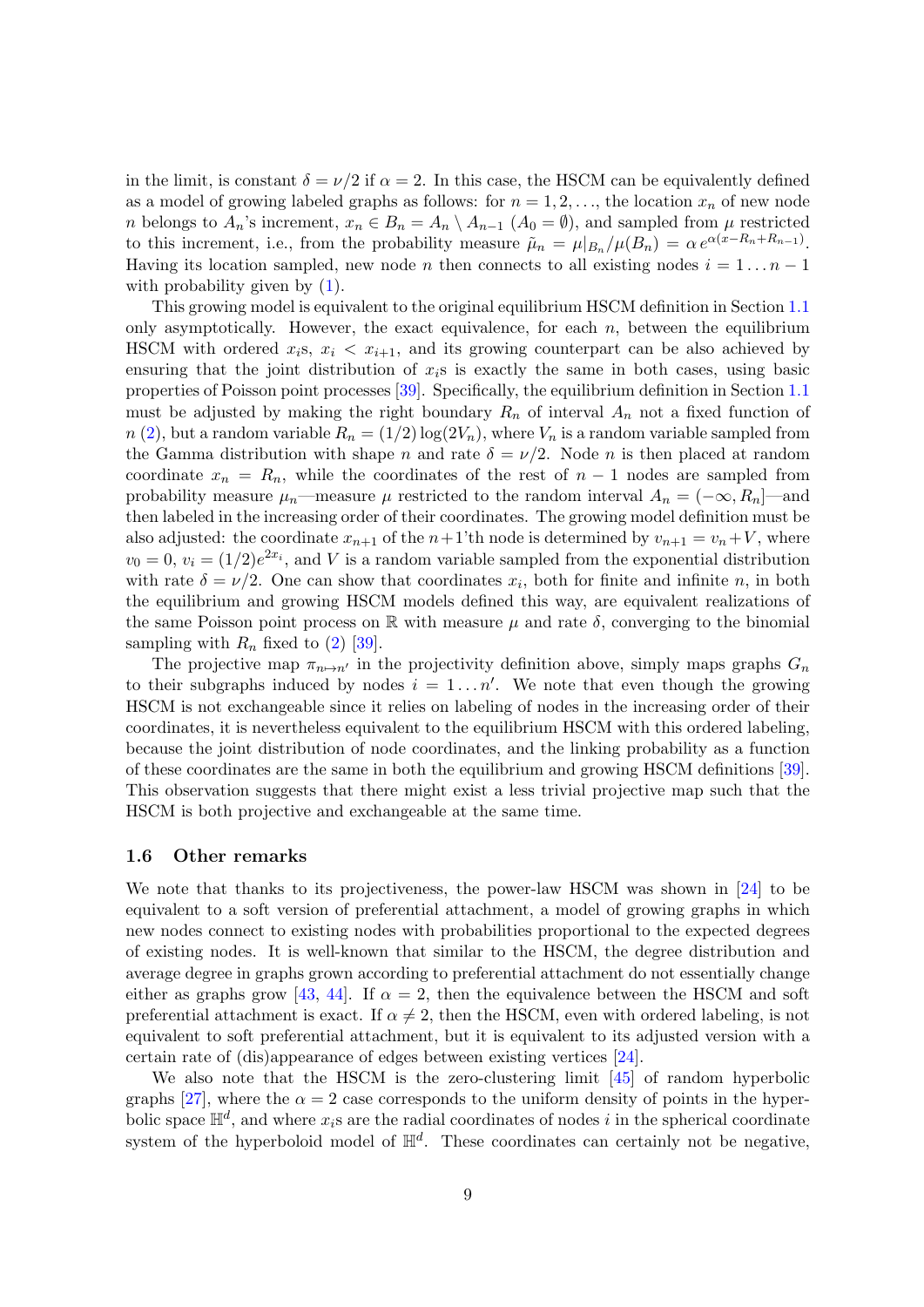in the limit, is constant $\delta = \nu/2$ if $\alpha = 2$. In this case, the HSCM can be equivalently defined as a model of growing labeled graphs as follows: for $n = 1, 2, \ldots$, the location $x_n$ of new node $n$ belongs to $A_n$'s increment, $x_n \in B_n = A_n \setminus A_{n-1}$ ($A_0 = \emptyset$), and sampled from $\mu$ restricted to this increment, i.e., from the probability measure $\tilde{\mu}_n = \mu|_{B_n}/\mu(B_n) = \alpha\, e^{\alpha(x - R_n + R_{n-1})}$. Having its location sampled, new node $n$ then connects to all existing nodes $i = 1 \ldots n-1$ with probability given by (1).

This growing model is equivalent to the original equilibrium HSCM definition in Section 1.1 only asymptotically. However, the exact equivalence, for each $n$, between the equilibrium HSCM with ordered $x_i$s, $x_i < x_{i+1}$, and its growing counterpart can be also achieved by ensuring that the joint distribution of $x_i$s is exactly the same in both cases, using basic properties of Poisson point processes [39]. Specifically, the equilibrium definition in Section 1.1 must be adjusted by making the right boundary $R_n$ of interval $A_n$ not a fixed function of $n$ (2), but a random variable $R_n = (1/2)\log(2V_n)$, where $V_n$ is a random variable sampled from the Gamma distribution with shape $n$ and rate $\delta = \nu/2$. Node $n$ is then placed at random coordinate $x_n = R_n$, while the coordinates of the rest of $n-1$ nodes are sampled from probability measure $\mu_n$—measure $\mu$ restricted to the random interval $A_n = (-\infty, R_n]$—and then labeled in the increasing order of their coordinates. The growing model definition must be also adjusted: the coordinate $x_{n+1}$ of the $n+1$'th node is determined by $v_{n+1} = v_n + V$, where $v_0 = 0$, $v_i = (1/2)e^{2x_i}$, and $V$ is a random variable sampled from the exponential distribution with rate $\delta = \nu/2$. One can show that coordinates $x_i$, both for finite and infinite $n$, in both the equilibrium and growing HSCM models defined this way, are equivalent realizations of the same Poisson point process on $\mathbb{R}$ with measure $\mu$ and rate $\delta$, converging to the binomial sampling with $R_n$ fixed to (2) [39].

The projective map $\pi_{n \mapsto n'}$ in the projectivity definition above, simply maps graphs $G_n$ to their subgraphs induced by nodes $i = 1 \ldots n'$. We note that even though the growing HSCM is not exchangeable since it relies on labeling of nodes in the increasing order of their coordinates, it is nevertheless equivalent to the equilibrium HSCM with this ordered labeling, because the joint distribution of node coordinates, and the linking probability as a function of these coordinates are the same in both the equilibrium and growing HSCM definitions [39]. This observation suggests that there might exist a less trivial projective map such that the HSCM is both projective and exchangeable at the same time.

### 1.6 Other remarks

We note that thanks to its projectiveness, the power-law HSCM was shown in [24] to be equivalent to a soft version of preferential attachment, a model of growing graphs in which new nodes connect to existing nodes with probabilities proportional to the expected degrees of existing nodes. It is well-known that similar to the HSCM, the degree distribution and average degree in graphs grown according to preferential attachment do not essentially change either as graphs grow [43, 44]. If $\alpha = 2$, then the equivalence between the HSCM and soft preferential attachment is exact. If $\alpha \neq 2$, then the HSCM, even with ordered labeling, is not equivalent to soft preferential attachment, but it is equivalent to its adjusted version with a certain rate of (dis)appearance of edges between existing vertices [24].

We also note that the HSCM is the zero-clustering limit [45] of random hyperbolic graphs [27], where the $\alpha = 2$ case corresponds to the uniform density of points in the hyperbolic space $\mathbb{H}^d$, and where $x_i$s are the radial coordinates of nodes $i$ in the spherical coordinate system of the hyperboloid model of $\mathbb{H}^d$. These coordinates can certainly not be negative,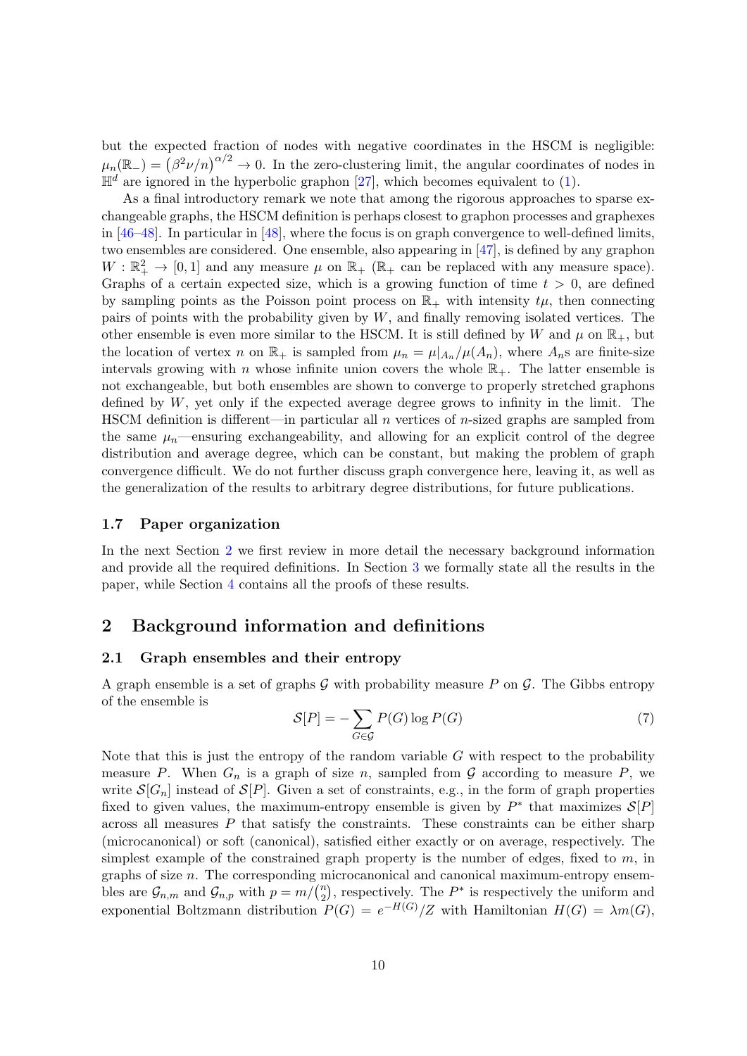but the expected fraction of nodes with negative coordinates in the HSCM is negligible: $\mu_n(\mathbb{R}_-) = \left(\beta^2\nu/n\right)^{\alpha/2} \to 0$. In the zero-clustering limit, the angular coordinates of nodes in $\mathbb{H}^d$ are ignored in the hyperbolic graphon [27], which becomes equivalent to (1).

As a final introductory remark we note that among the rigorous approaches to sparse exchangeable graphs, the HSCM definition is perhaps closest to graphon processes and graphexes in [46–48]. In particular in [48], where the focus is on graph convergence to well-defined limits, two ensembles are considered. One ensemble, also appearing in [47], is defined by any graphon $W : \mathbb{R}_+^2 \to [0, 1]$ and any measure $\mu$ on $\mathbb{R}_+$ ($\mathbb{R}_+$ can be replaced with any measure space). Graphs of a certain expected size, which is a growing function of time $t > 0$, are defined by sampling points as the Poisson point process on $\mathbb{R}_+$ with intensity $t\mu$, then connecting pairs of points with the probability given by $W$, and finally removing isolated vertices. The other ensemble is even more similar to the HSCM. It is still defined by $W$ and $\mu$ on $\mathbb{R}_+$, but the location of vertex $n$ on $\mathbb{R}_+$ is sampled from $\mu_n = \mu|_{A_n}/\mu(A_n)$, where $A_n$s are finite-size intervals growing with $n$ whose infinite union covers the whole $\mathbb{R}_+$. The latter ensemble is not exchangeable, but both ensembles are shown to converge to properly stretched graphons defined by $W$, yet only if the expected average degree grows to infinity in the limit. The HSCM definition is different—in particular all $n$ vertices of $n$-sized graphs are sampled from the same $\mu_n$—ensuring exchangeability, and allowing for an explicit control of the degree distribution and average degree, which can be constant, but making the problem of graph convergence difficult. We do not further discuss graph convergence here, leaving it, as well as the generalization of the results to arbitrary degree distributions, for future publications.

### 1.7 Paper organization

In the next Section 2 we first review in more detail the necessary background information and provide all the required definitions. In Section 3 we formally state all the results in the paper, while Section 4 contains all the proofs of these results.

## 2 Background information and definitions

### 2.1 Graph ensembles and their entropy

A graph ensemble is a set of graphs $\mathcal{G}$ with probability measure $P$ on $\mathcal{G}$. The Gibbs entropy of the ensemble is

$$\mathcal{S}[P] = -\sum_{G\in\mathcal{G}} P(G) \log P(G) \tag{7}$$

Note that this is just the entropy of the random variable $G$ with respect to the probability measure $P$. When $G_n$ is a graph of size $n$, sampled from $\mathcal{G}$ according to measure $P$, we write $\mathcal{S}[G_n]$ instead of $\mathcal{S}[P]$. Given a set of constraints, e.g., in the form of graph properties fixed to given values, the maximum-entropy ensemble is given by $P^*$ that maximizes $\mathcal{S}[P]$ across all measures $P$ that satisfy the constraints. These constraints can be either sharp (microcanonical) or soft (canonical), satisfied either exactly or on average, respectively. The simplest example of the constrained graph property is the number of edges, fixed to $m$, in graphs of size $n$. The corresponding microcanonical and canonical maximum-entropy ensembles are $\mathcal{G}_{n,m}$ and $\mathcal{G}_{n,p}$ with $p = m/\binom{n}{2}$, respectively. The $P^*$ is respectively the uniform and exponential Boltzmann distribution $P(G) = e^{-H(G)}/Z$ with Hamiltonian $H(G) = \lambda m(G)$,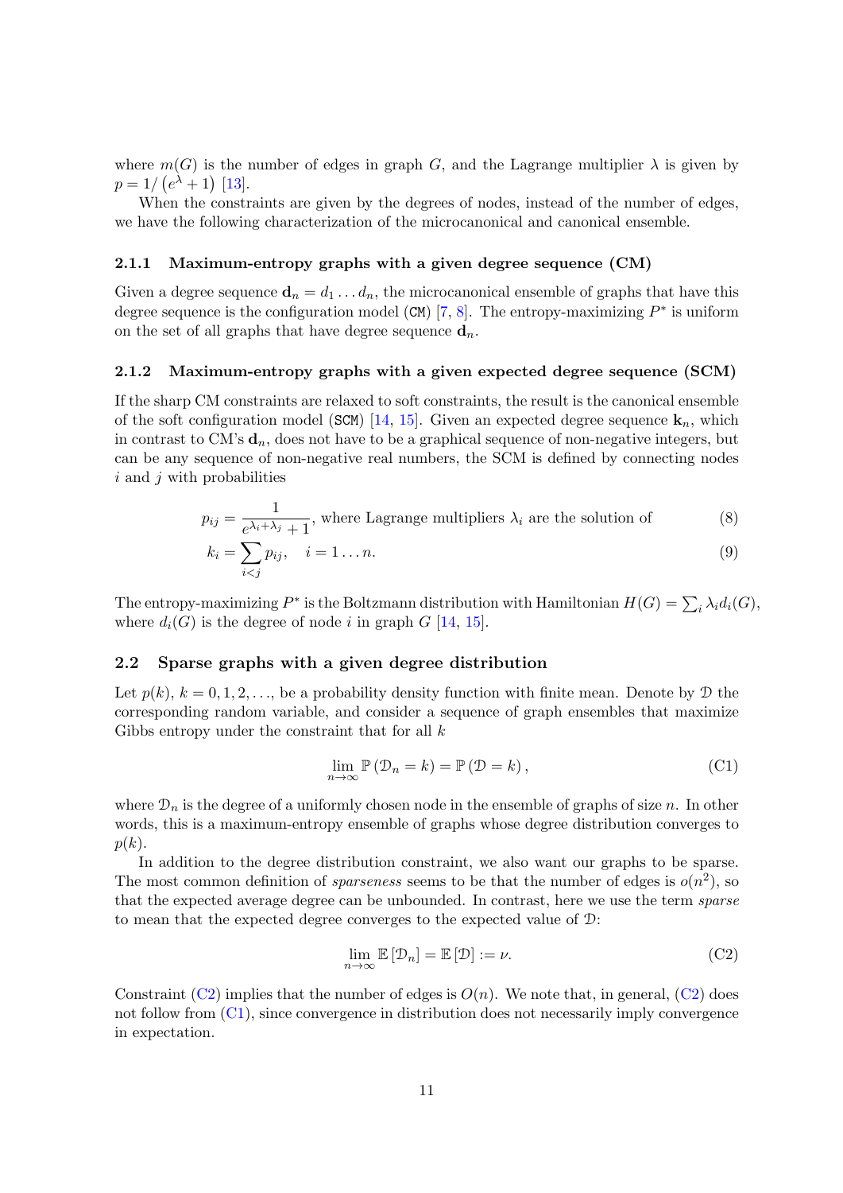where $m(G)$ is the number of edges in graph $G$, and the Lagrange multiplier $\lambda$ is given by $p = 1/\left(e^{\lambda}+1\right)$ [13].

When the constraints are given by the degrees of nodes, instead of the number of edges, we have the following characterization of the microcanonical and canonical ensemble.

#### 2.1.1 Maximum-entropy graphs with a given degree sequence (CM)

Given a degree sequence $\mathbf{d}_n = d_1 \ldots d_n$, the microcanonical ensemble of graphs that have this degree sequence is the configuration model (`CM`) [7, 8]. The entropy-maximizing $P^*$ is uniform on the set of all graphs that have degree sequence $\mathbf{d}_n$.

#### 2.1.2 Maximum-entropy graphs with a given expected degree sequence (SCM)

If the sharp CM constraints are relaxed to soft constraints, the result is the canonical ensemble of the soft configuration model (`SCM`) [14, 15]. Given an expected degree sequence $\mathbf{k}_n$, which in contrast to CM's $\mathbf{d}_n$, does not have to be a graphical sequence of non-negative integers, but can be any sequence of non-negative real numbers, the SCM is defined by connecting nodes $i$ and $j$ with probabilities

$$p_{ij} = \frac{1}{e^{\lambda_i+\lambda_j}+1}, \text{ where Lagrange multipliers } \lambda_i \text{ are the solution of} \tag{8}$$

$$k_i = \sum_{i<j} p_{ij}, \quad i = 1 \ldots n. \tag{9}$$

The entropy-maximizing $P^*$ is the Boltzmann distribution with Hamiltonian $H(G) = \sum_i \lambda_i d_i(G)$, where $d_i(G)$ is the degree of node $i$ in graph $G$ [14, 15].

### 2.2 Sparse graphs with a given degree distribution

Let $p(k)$, $k = 0, 1, 2, \ldots$, be a probability density function with finite mean. Denote by $\mathcal{D}$ the corresponding random variable, and consider a sequence of graph ensembles that maximize Gibbs entropy under the constraint that for all $k$

$$\lim_{n\to\infty} \mathbb{P}\left(\mathcal{D}_n = k\right) = \mathbb{P}\left(\mathcal{D} = k\right), \tag{C1}$$

where $\mathcal{D}_n$ is the degree of a uniformly chosen node in the ensemble of graphs of size $n$. In other words, this is a maximum-entropy ensemble of graphs whose degree distribution converges to $p(k)$.

In addition to the degree distribution constraint, we also want our graphs to be sparse. The most common definition of *sparseness* seems to be that the number of edges is $o(n^2)$, so that the expected average degree can be unbounded. In contrast, here we use the term *sparse* to mean that the expected degree converges to the expected value of $\mathcal{D}$:

$$\lim_{n\to\infty} \mathbb{E}\left[\mathcal{D}_n\right] = \mathbb{E}\left[\mathcal{D}\right] := \nu. \tag{C2}$$

Constraint (C2) implies that the number of edges is $O(n)$. We note that, in general, (C2) does not follow from (C1), since convergence in distribution does not necessarily imply convergence in expectation.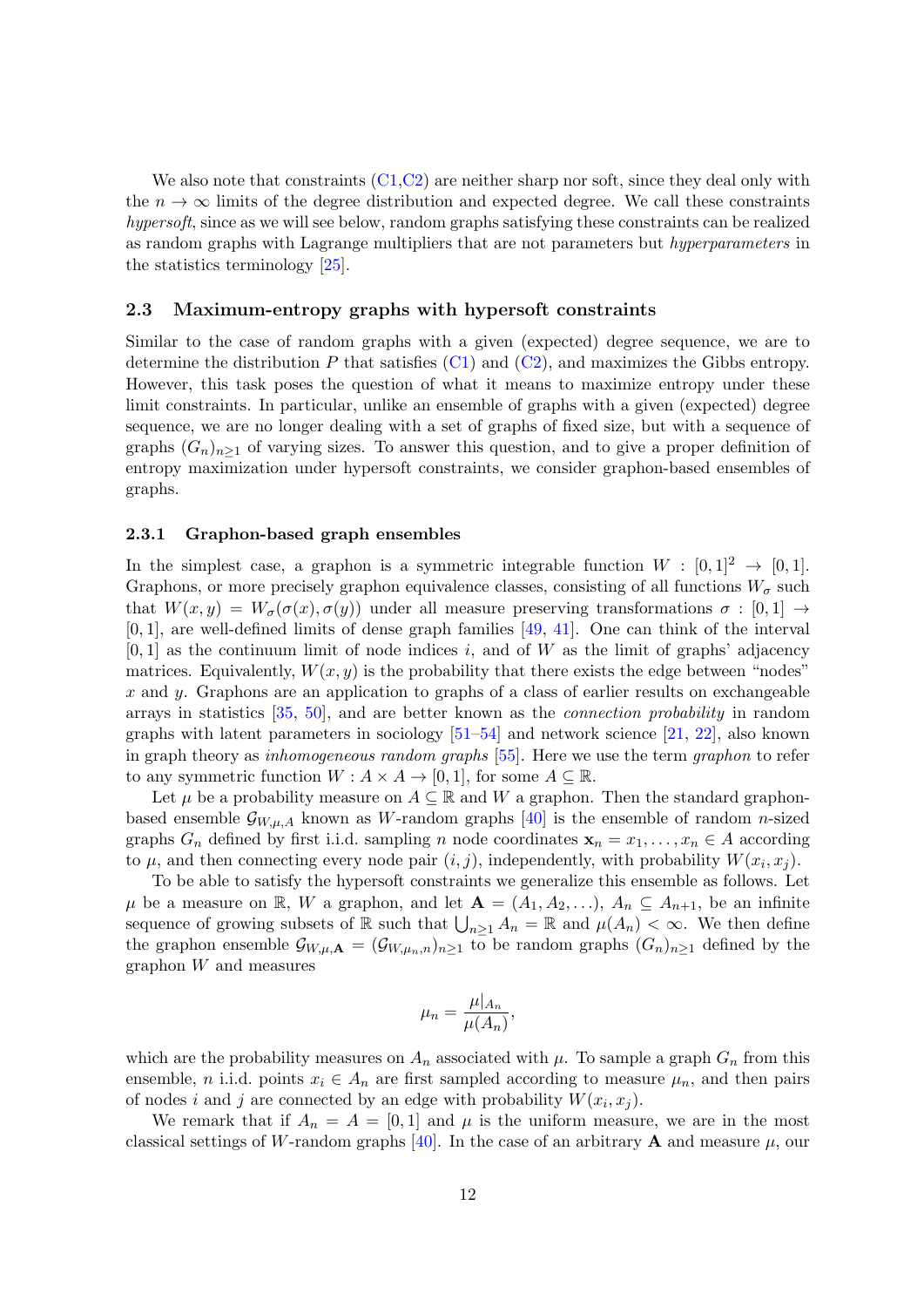We also note that constraints (C1,C2) are neither sharp nor soft, since they deal only with the $n \to \infty$ limits of the degree distribution and expected degree. We call these constraints *hypersoft*, since as we will see below, random graphs satisfying these constraints can be realized as random graphs with Lagrange multipliers that are not parameters but *hyperparameters* in the statistics terminology [25].

## 2.3 Maximum-entropy graphs with hypersoft constraints

Similar to the case of random graphs with a given (expected) degree sequence, we are to determine the distribution $P$ that satisfies (C1) and (C2), and maximizes the Gibbs entropy. However, this task poses the question of what it means to maximize entropy under these limit constraints. In particular, unlike an ensemble of graphs with a given (expected) degree sequence, we are no longer dealing with a set of graphs of fixed size, but with a sequence of graphs $(G_n)_{n\geq 1}$ of varying sizes. To answer this question, and to give a proper definition of entropy maximization under hypersoft constraints, we consider graphon-based ensembles of graphs.

### 2.3.1 Graphon-based graph ensembles

In the simplest case, a graphon is a symmetric integrable function $W : [0,1]^2 \to [0,1]$. Graphons, or more precisely graphon equivalence classes, consisting of all functions $W_\sigma$ such that $W(x,y) = W_\sigma(\sigma(x),\sigma(y))$ under all measure preserving transformations $\sigma : [0,1] \to [0,1]$, are well-defined limits of dense graph families [49, 41]. One can think of the interval $[0,1]$ as the continuum limit of node indices $i$, and of $W$ as the limit of graphs' adjacency matrices. Equivalently, $W(x,y)$ is the probability that there exists the edge between "nodes" $x$ and $y$. Graphons are an application to graphs of a class of earlier results on exchangeable arrays in statistics [35, 50], and are better known as the *connection probability* in random graphs with latent parameters in sociology [51–54] and network science [21, 22], also known in graph theory as *inhomogeneous random graphs* [55]. Here we use the term *graphon* to refer to any symmetric function $W : A \times A \to [0,1]$, for some $A \subseteq \mathbb{R}$.

Let $\mu$ be a probability measure on $A \subseteq \mathbb{R}$ and $W$ a graphon. Then the standard graphon-based ensemble $\mathcal{G}_{W,\mu,A}$ known as $W$-random graphs [40] is the ensemble of random $n$-sized graphs $G_n$ defined by first i.i.d. sampling $n$ node coordinates $\mathbf{x}_n = x_1,\ldots,x_n \in A$ according to $\mu$, and then connecting every node pair $(i,j)$, independently, with probability $W(x_i,x_j)$.

To be able to satisfy the hypersoft constraints we generalize this ensemble as follows. Let $\mu$ be a measure on $\mathbb{R}$, $W$ a graphon, and let $\mathbf{A} = (A_1, A_2, \ldots)$, $A_n \subseteq A_{n+1}$, be an infinite sequence of growing subsets of $\mathbb{R}$ such that $\bigcup_{n\geq 1} A_n = \mathbb{R}$ and $\mu(A_n) < \infty$. We then define the graphon ensemble $\mathcal{G}_{W,\mu,\mathbf{A}} = (\mathcal{G}_{W,\mu_n,n})_{n\geq 1}$ to be random graphs $(G_n)_{n\geq 1}$ defined by the graphon $W$ and measures

$$\mu_n = \frac{\mu|_{A_n}}{\mu(A_n)},$$

which are the probability measures on $A_n$ associated with $\mu$. To sample a graph $G_n$ from this ensemble, $n$ i.i.d. points $x_i \in A_n$ are first sampled according to measure $\mu_n$, and then pairs of nodes $i$ and $j$ are connected by an edge with probability $W(x_i,x_j)$.

We remark that if $A_n = A = [0,1]$ and $\mu$ is the uniform measure, we are in the most classical settings of $W$-random graphs [40]. In the case of an arbitrary $\mathbf{A}$ and measure $\mu$, our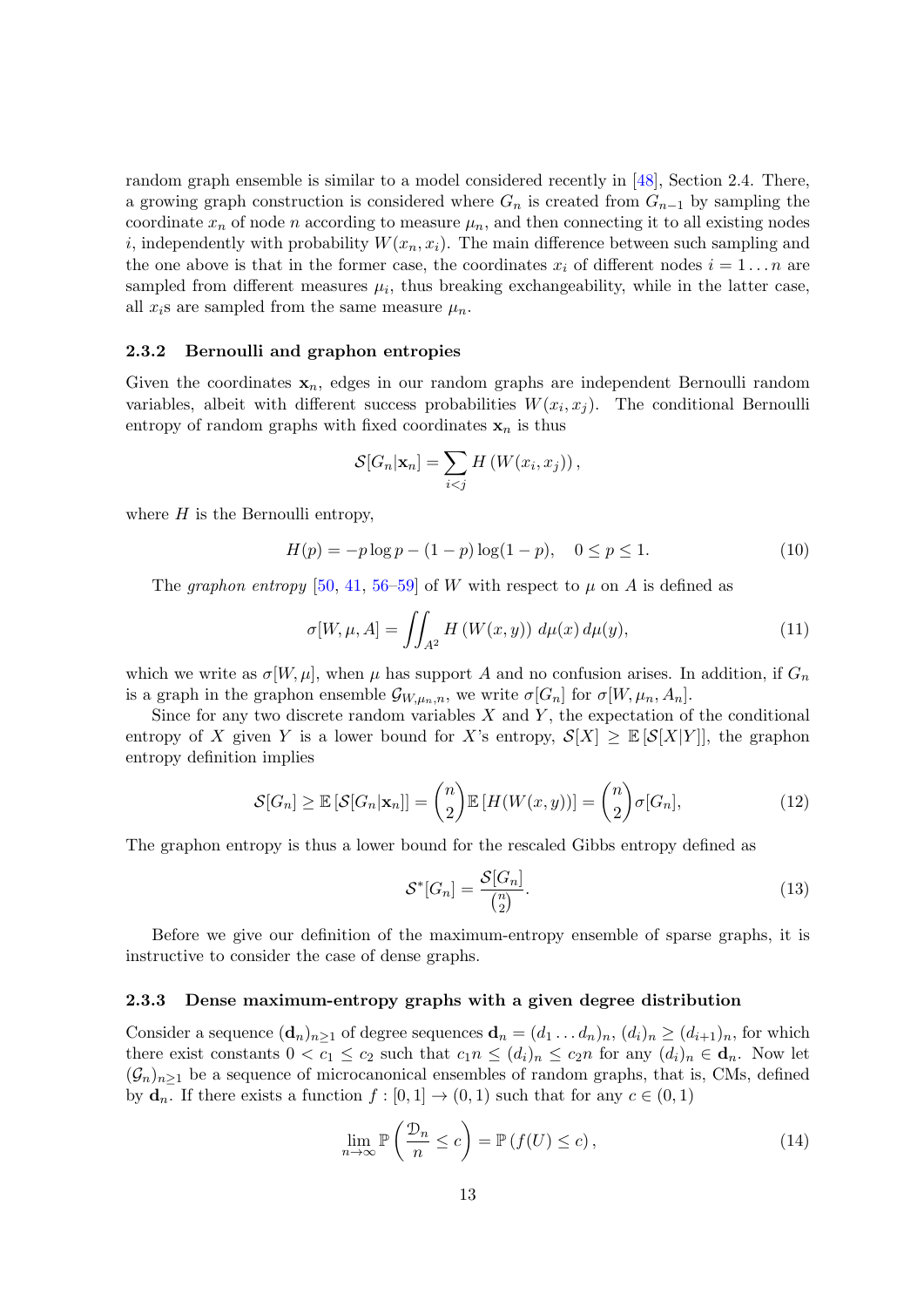random graph ensemble is similar to a model considered recently in [48], Section 2.4. There, a growing graph construction is considered where $G_n$ is created from $G_{n-1}$ by sampling the coordinate $x_n$ of node $n$ according to measure $\mu_n$, and then connecting it to all existing nodes $i$, independently with probability $W(x_n, x_i)$. The main difference between such sampling and the one above is that in the former case, the coordinates $x_i$ of different nodes $i = 1 \dots n$ are sampled from different measures $\mu_i$, thus breaking exchangeability, while in the latter case, all $x_i$s are sampled from the same measure $\mu_n$.

### 2.3.2 Bernoulli and graphon entropies

Given the coordinates $\mathbf{x}_n$, edges in our random graphs are independent Bernoulli random variables, albeit with different success probabilities $W(x_i, x_j)$. The conditional Bernoulli entropy of random graphs with fixed coordinates $\mathbf{x}_n$ is thus

$$\mathcal{S}[G_n|\mathbf{x}_n] = \sum_{i<j} H\left(W(x_i, x_j)\right),$$

where $H$ is the Bernoulli entropy,

$$H(p) = -p \log p - (1-p)\log(1-p), \quad 0 \le p \le 1. \tag{10}$$

The *graphon entropy* [50, 41, 56–59] of $W$ with respect to $\mu$ on $A$ is defined as

$$\sigma[W, \mu, A] = \iint_{A^2} H\left(W(x,y)\right)\, d\mu(x)\, d\mu(y), \tag{11}$$

which we write as $\sigma[W, \mu]$, when $\mu$ has support $A$ and no confusion arises. In addition, if $G_n$ is a graph in the graphon ensemble $\mathcal{G}_{W,\mu_n,n}$, we write $\sigma[G_n]$ for $\sigma[W, \mu_n, A_n]$.

Since for any two discrete random variables $X$ and $Y$, the expectation of the conditional entropy of $X$ given $Y$ is a lower bound for $X$'s entropy, $\mathcal{S}[X] \ge \mathbb{E}\left[\mathcal{S}[X|Y]\right]$, the graphon entropy definition implies

$$\mathcal{S}[G_n] \ge \mathbb{E}\left[\mathcal{S}[G_n|\mathbf{x}_n]\right] = \binom{n}{2}\mathbb{E}\left[H(W(x,y))\right] = \binom{n}{2}\sigma[G_n], \tag{12}$$

The graphon entropy is thus a lower bound for the rescaled Gibbs entropy defined as

$$\mathcal{S}^*[G_n] = \frac{\mathcal{S}[G_n]}{\binom{n}{2}}. \tag{13}$$

Before we give our definition of the maximum-entropy ensemble of sparse graphs, it is instructive to consider the case of dense graphs.

### 2.3.3 Dense maximum-entropy graphs with a given degree distribution

Consider a sequence $(\mathbf{d}_n)_{n\ge1}$ of degree sequences $\mathbf{d}_n = (d_1 \dots d_n)_n$, $(d_i)_n \ge (d_{i+1})_n$, for which there exist constants $0 < c_1 \le c_2$ such that $c_1 n \le (d_i)_n \le c_2 n$ for any $(d_i)_n \in \mathbf{d}_n$. Now let $(\mathcal{G}_n)_{n\ge1}$ be a sequence of microcanonical ensembles of random graphs, that is, CMs, defined by $\mathbf{d}_n$. If there exists a function $f : [0,1] \to (0,1)$ such that for any $c \in (0,1)$

$$\lim_{n\to\infty} \mathbb{P}\left(\frac{\mathcal{D}_n}{n} \le c\right) = \mathbb{P}\left(f(U) \le c\right), \tag{14}$$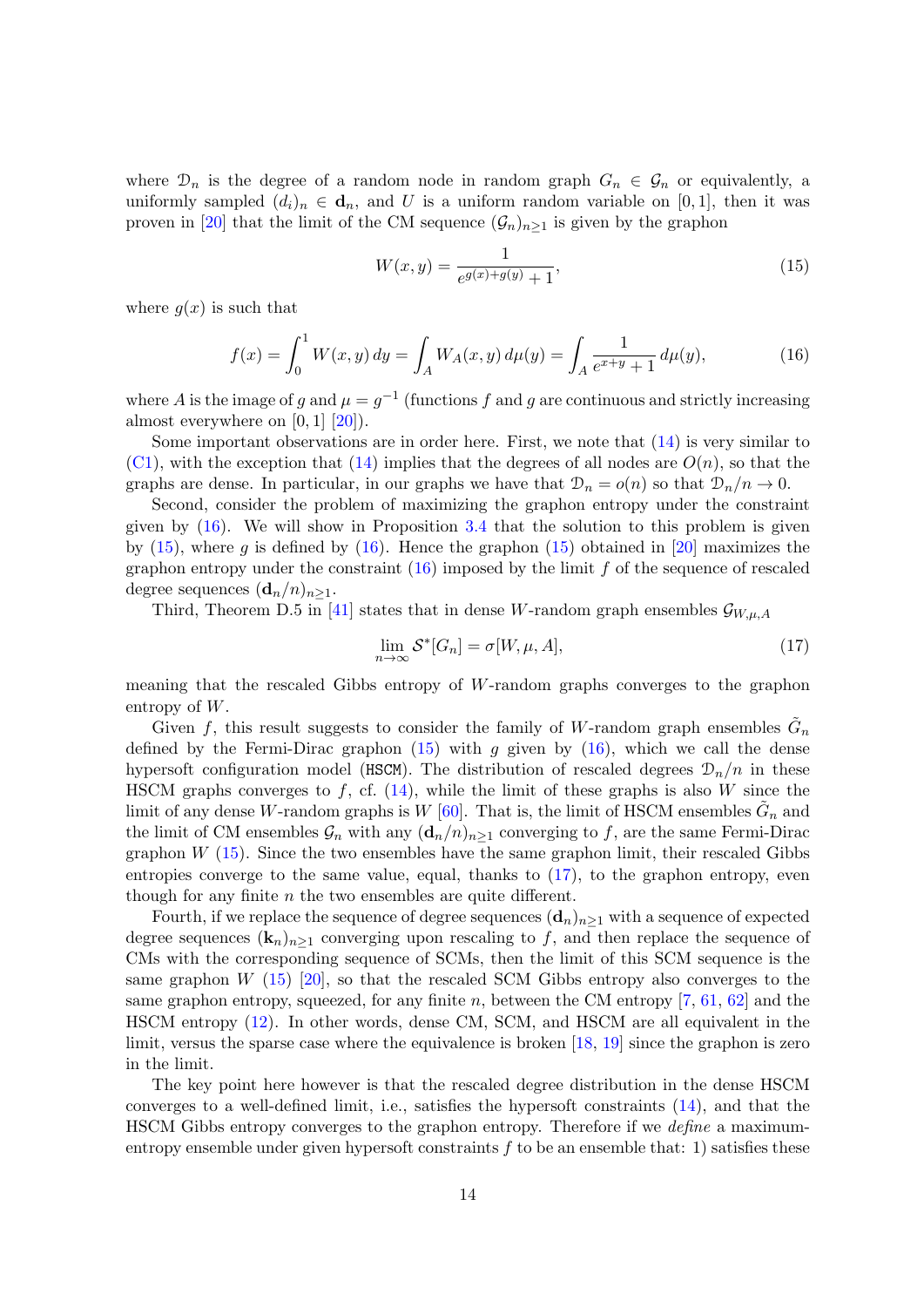where $\mathcal{D}_n$ is the degree of a random node in random graph $G_n \in \mathcal{G}_n$ or equivalently, a uniformly sampled $(d_i)_n \in \mathbf{d}_n$, and $U$ is a uniform random variable on $[0,1]$, then it was proven in [20] that the limit of the CM sequence $(\mathcal{G}_n)_{n\geq 1}$ is given by the graphon

$$W(x,y) = \frac{1}{e^{g(x)+g(y)}+1}, \tag{15}$$

where $g(x)$ is such that

$$f(x) = \int_0^1 W(x,y)\,dy = \int_A W_A(x,y)\,d\mu(y) = \int_A \frac{1}{e^{x+y}+1}\,d\mu(y), \tag{16}$$

where $A$ is the image of $g$ and $\mu = g^{-1}$ (functions $f$ and $g$ are continuous and strictly increasing almost everywhere on $[0,1]$ [20]).

Some important observations are in order here. First, we note that (14) is very similar to (C1), with the exception that (14) implies that the degrees of all nodes are $O(n)$, so that the graphs are dense. In particular, in our graphs we have that $\mathcal{D}_n = o(n)$ so that $\mathcal{D}_n/n \to 0$.

Second, consider the problem of maximizing the graphon entropy under the constraint given by (16). We will show in Proposition 3.4 that the solution to this problem is given by (15), where $g$ is defined by (16). Hence the graphon (15) obtained in [20] maximizes the graphon entropy under the constraint (16) imposed by the limit $f$ of the sequence of rescaled degree sequences $(\mathbf{d}_n/n)_{n\geq 1}$.

Third, Theorem D.5 in [41] states that in dense $W$-random graph ensembles $\mathcal{G}_{W,\mu,A}$

$$\lim_{n\to\infty} \mathcal{S}^*[G_n] = \sigma[W,\mu,A], \tag{17}$$

meaning that the rescaled Gibbs entropy of $W$-random graphs converges to the graphon entropy of $W$.

Given $f$, this result suggests to consider the family of $W$-random graph ensembles $\tilde{G}_n$ defined by the Fermi-Dirac graphon (15) with $g$ given by (16), which we call the dense hypersoft configuration model (HSCM). The distribution of rescaled degrees $\mathcal{D}_n/n$ in these HSCM graphs converges to $f$, cf. (14), while the limit of these graphs is also $W$ since the limit of any dense $W$-random graphs is $W$ [60]. That is, the limit of HSCM ensembles $\tilde{G}_n$ and the limit of CM ensembles $\mathcal{G}_n$ with any $(\mathbf{d}_n/n)_{n\geq 1}$ converging to $f$, are the same Fermi-Dirac graphon $W$ (15). Since the two ensembles have the same graphon limit, their rescaled Gibbs entropies converge to the same value, equal, thanks to (17), to the graphon entropy, even though for any finite $n$ the two ensembles are quite different.

Fourth, if we replace the sequence of degree sequences $(\mathbf{d}_n)_{n\geq 1}$ with a sequence of expected degree sequences $(\mathbf{k}_n)_{n\geq 1}$ converging upon rescaling to $f$, and then replace the sequence of CMs with the corresponding sequence of SCMs, then the limit of this SCM sequence is the same graphon $W$ (15) [20], so that the rescaled SCM Gibbs entropy also converges to the same graphon entropy, squeezed, for any finite $n$, between the CM entropy [7, 61, 62] and the HSCM entropy (12). In other words, dense CM, SCM, and HSCM are all equivalent in the limit, versus the sparse case where the equivalence is broken [18, 19] since the graphon is zero in the limit.

The key point here however is that the rescaled degree distribution in the dense HSCM converges to a well-defined limit, i.e., satisfies the hypersoft constraints (14), and that the HSCM Gibbs entropy converges to the graphon entropy. Therefore if we *define* a maximum-entropy ensemble under given hypersoft constraints $f$ to be an ensemble that: 1) satisfies these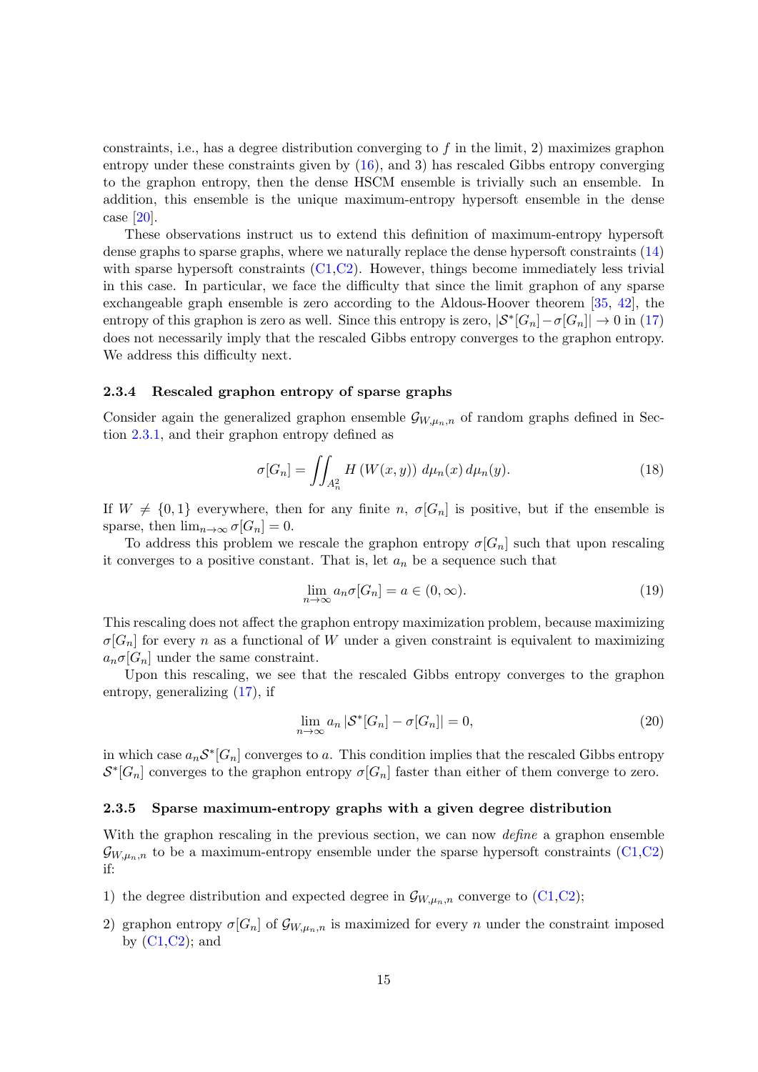constraints, i.e., has a degree distribution converging to $f$ in the limit, 2) maximizes graphon entropy under these constraints given by (16), and 3) has rescaled Gibbs entropy converging to the graphon entropy, then the dense HSCM ensemble is trivially such an ensemble. In addition, this ensemble is the unique maximum-entropy hypersoft ensemble in the dense case [20].

These observations instruct us to extend this definition of maximum-entropy hypersoft dense graphs to sparse graphs, where we naturally replace the dense hypersoft constraints (14) with sparse hypersoft constraints (C1,C2). However, things become immediately less trivial in this case. In particular, we face the difficulty that since the limit graphon of any sparse exchangeable graph ensemble is zero according to the Aldous-Hoover theorem [35, 42], the entropy of this graphon is zero as well. Since this entropy is zero, $|\mathcal{S}^*[G_n] - \sigma[G_n]| \to 0$ in (17) does not necessarily imply that the rescaled Gibbs entropy converges to the graphon entropy. We address this difficulty next.

### 2.3.4 Rescaled graphon entropy of sparse graphs

Consider again the generalized graphon ensemble $\mathcal{G}_{W,\mu_n,n}$ of random graphs defined in Section 2.3.1, and their graphon entropy defined as

$$\sigma[G_n] = \iint_{A_n^2} H\left(W(x,y)\right)\, d\mu_n(x)\, d\mu_n(y). \tag{18}$$

If $W \neq \{0,1\}$ everywhere, then for any finite $n$, $\sigma[G_n]$ is positive, but if the ensemble is sparse, then $\lim_{n\to\infty} \sigma[G_n] = 0$.

To address this problem we rescale the graphon entropy $\sigma[G_n]$ such that upon rescaling it converges to a positive constant. That is, let $a_n$ be a sequence such that

$$\lim_{n\to\infty} a_n \sigma[G_n] = a \in (0,\infty). \tag{19}$$

This rescaling does not affect the graphon entropy maximization problem, because maximizing $\sigma[G_n]$ for every $n$ as a functional of $W$ under a given constraint is equivalent to maximizing $a_n\sigma[G_n]$ under the same constraint.

Upon this rescaling, we see that the rescaled Gibbs entropy converges to the graphon entropy, generalizing (17), if

$$\lim_{n\to\infty} a_n \left|\mathcal{S}^*[G_n] - \sigma[G_n]\right| = 0, \tag{20}$$

in which case $a_n\mathcal{S}^*[G_n]$ converges to $a$. This condition implies that the rescaled Gibbs entropy $\mathcal{S}^*[G_n]$ converges to the graphon entropy $\sigma[G_n]$ faster than either of them converge to zero.

### 2.3.5 Sparse maximum-entropy graphs with a given degree distribution

With the graphon rescaling in the previous section, we can now *define* a graphon ensemble $\mathcal{G}_{W,\mu_n,n}$ to be a maximum-entropy ensemble under the sparse hypersoft constraints (C1,C2) if:

1) the degree distribution and expected degree in $\mathcal{G}_{W,\mu_n,n}$ converge to (C1,C2);

2) graphon entropy $\sigma[G_n]$ of $\mathcal{G}_{W,\mu_n,n}$ is maximized for every $n$ under the constraint imposed by (C1,C2); and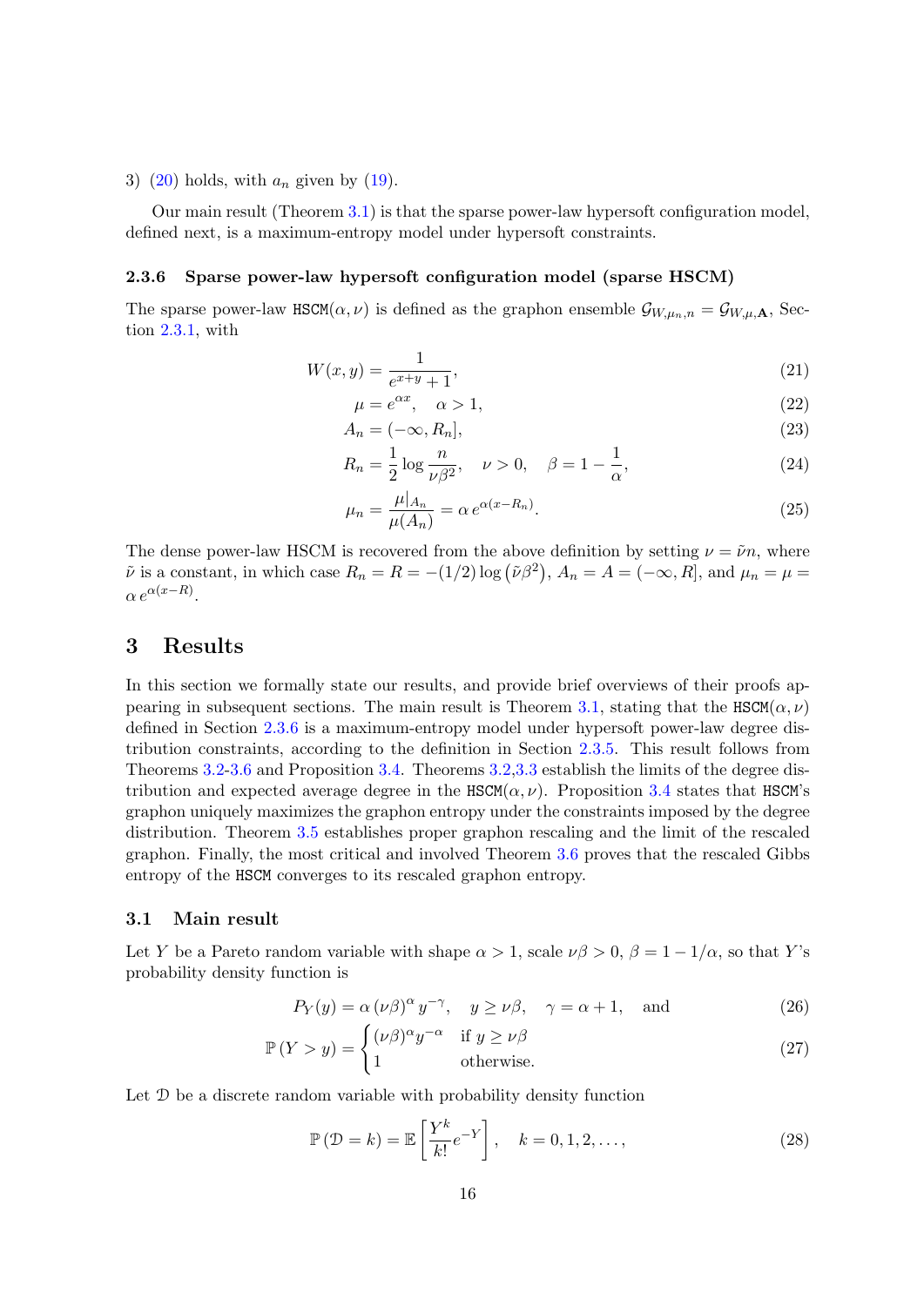3) (20) holds, with $a_n$ given by (19).

Our main result (Theorem 3.1) is that the sparse power-law hypersoft configuration model, defined next, is a maximum-entropy model under hypersoft constraints.

### 2.3.6 Sparse power-law hypersoft configuration model (sparse HSCM)

The sparse power-law $\texttt{HSCM}(\alpha, \nu)$ is defined as the graphon ensemble $\mathcal{G}_{W,\mu_n,n} = \mathcal{G}_{W,\mu,\mathbf{A}}$, Section 2.3.1, with

$$W(x, y) = \frac{1}{e^{x+y} + 1}, \tag{21}$$

$$\mu = e^{\alpha x}, \quad \alpha > 1, \tag{22}$$

$$A_n = (-\infty, R_n], \tag{23}$$

$$R_n = \frac{1}{2} \log \frac{n}{\nu \beta^2}, \quad \nu > 0, \quad \beta = 1 - \frac{1}{\alpha}, \tag{24}$$

$$\mu_n = \frac{\mu|_{A_n}}{\mu(A_n)} = \alpha\, e^{\alpha(x - R_n)}. \tag{25}$$

The dense power-law HSCM is recovered from the above definition by setting $\nu = \tilde{\nu} n$, where $\tilde{\nu}$ is a constant, in which case $R_n = R = -(1/2) \log\left(\tilde{\nu}\beta^2\right)$, $A_n = A = (-\infty, R]$, and $\mu_n = \mu = \alpha\, e^{\alpha(x-R)}$.

## 3 Results

In this section we formally state our results, and provide brief overviews of their proofs appearing in subsequent sections. The main result is Theorem 3.1, stating that the $\texttt{HSCM}(\alpha, \nu)$ defined in Section 2.3.6 is a maximum-entropy model under hypersoft power-law degree distribution constraints, according to the definition in Section 2.3.5. This result follows from Theorems 3.2-3.6 and Proposition 3.4. Theorems 3.2,3.3 establish the limits of the degree distribution and expected average degree in the $\texttt{HSCM}(\alpha, \nu)$. Proposition 3.4 states that HSCM's graphon uniquely maximizes the graphon entropy under the constraints imposed by the degree distribution. Theorem 3.5 establishes proper graphon rescaling and the limit of the rescaled graphon. Finally, the most critical and involved Theorem 3.6 proves that the rescaled Gibbs entropy of the HSCM converges to its rescaled graphon entropy.

### 3.1 Main result

Let $Y$ be a Pareto random variable with shape $\alpha > 1$, scale $\nu\beta > 0$, $\beta = 1 - 1/\alpha$, so that $Y$'s probability density function is

$$P_Y(y) = \alpha\, (\nu\beta)^\alpha\, y^{-\gamma}, \quad y \geq \nu\beta, \quad \gamma = \alpha + 1, \quad \text{and} \tag{26}$$

$$\mathbb{P}\left(Y > y\right) = \begin{cases} (\nu\beta)^\alpha y^{-\alpha} & \text{if } y \geq \nu\beta \\ 1 & \text{otherwise.} \end{cases} \tag{27}$$

Let $\mathcal{D}$ be a discrete random variable with probability density function

$$\mathbb{P}\left(\mathcal{D} = k\right) = \mathbb{E}\left[\frac{Y^k}{k!} e^{-Y}\right], \quad k = 0, 1, 2, \ldots, \tag{28}$$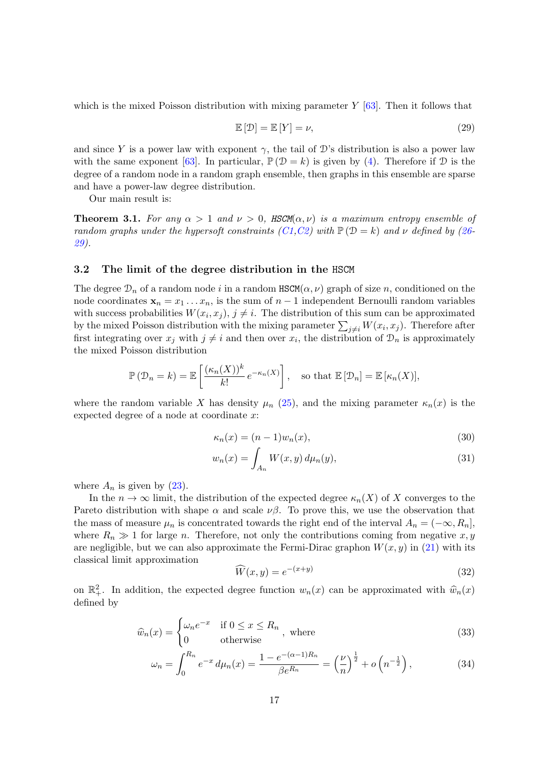which is the mixed Poisson distribution with mixing parameter $Y$ [63]. Then it follows that

$$\mathbb{E}[\mathcal{D}] = \mathbb{E}[Y] = \nu, \tag{29}$$

and since $Y$ is a power law with exponent $\gamma$, the tail of $\mathcal{D}$'s distribution is also a power law with the same exponent [63]. In particular, $\mathbb{P}(\mathcal{D} = k)$ is given by (4). Therefore if $\mathcal{D}$ is the degree of a random node in a random graph ensemble, then graphs in this ensemble are sparse and have a power-law degree distribution.

Our main result is:

**Theorem 3.1.** *For any $\alpha > 1$ and $\nu > 0$, HSCM($\alpha, \nu$) is a maximum entropy ensemble of random graphs under the hypersoft constraints (C1,C2) with $\mathbb{P}(\mathcal{D} = k)$ and $\nu$ defined by (26-29).*

### 3.2 The limit of the degree distribution in the HSCM

The degree $\mathcal{D}_n$ of a random node $i$ in a random HSCM($\alpha, \nu$) graph of size $n$, conditioned on the node coordinates $\mathbf{x}_n = x_1 \ldots x_n$, is the sum of $n-1$ independent Bernoulli random variables with success probabilities $W(x_i, x_j)$, $j \neq i$. The distribution of this sum can be approximated by the mixed Poisson distribution with the mixing parameter $\sum_{j \neq i} W(x_i, x_j)$. Therefore after first integrating over $x_j$ with $j \neq i$ and then over $x_i$, the distribution of $\mathcal{D}_n$ is approximately the mixed Poisson distribution

$$\mathbb{P}(\mathcal{D}_n = k) = \mathbb{E}\left[\frac{(\kappa_n(X))^k}{k!} e^{-\kappa_n(X)}\right], \quad \text{so that } \mathbb{E}[\mathcal{D}_n] = \mathbb{E}[\kappa_n(X)],$$

where the random variable $X$ has density $\mu_n$ (25), and the mixing parameter $\kappa_n(x)$ is the expected degree of a node at coordinate $x$:

$$\kappa_n(x) = (n-1)w_n(x), \tag{30}$$

$$w_n(x) = \int_{A_n} W(x, y)\, d\mu_n(y), \tag{31}$$

where $A_n$ is given by (23).

In the $n \to \infty$ limit, the distribution of the expected degree $\kappa_n(X)$ of $X$ converges to the Pareto distribution with shape $\alpha$ and scale $\nu\beta$. To prove this, we use the observation that the mass of measure $\mu_n$ is concentrated towards the right end of the interval $A_n = (-\infty, R_n]$, where $R_n \gg 1$ for large $n$. Therefore, not only the contributions coming from negative $x, y$ are negligible, but we can also approximate the Fermi-Dirac graphon $W(x, y)$ in (21) with its classical limit approximation

$$\widehat{W}(x, y) = e^{-(x+y)} \tag{32}$$

on $\mathbb{R}_+^2$. In addition, the expected degree function $w_n(x)$ can be approximated with $\widehat{w}_n(x)$ defined by

$$\widehat{w}_n(x) = \begin{cases} \omega_n e^{-x} & \text{if } 0 \le x \le R_n \\ 0 & \text{otherwise} \end{cases}, \text{ where} \tag{33}$$

$$\omega_n = \int_0^{R_n} e^{-x}\, d\mu_n(x) = \frac{1 - e^{-(\alpha-1)R_n}}{\beta e^{R_n}} = \left(\frac{\nu}{n}\right)^{\frac{1}{2}} + o\left(n^{-\frac{1}{2}}\right), \tag{34}$$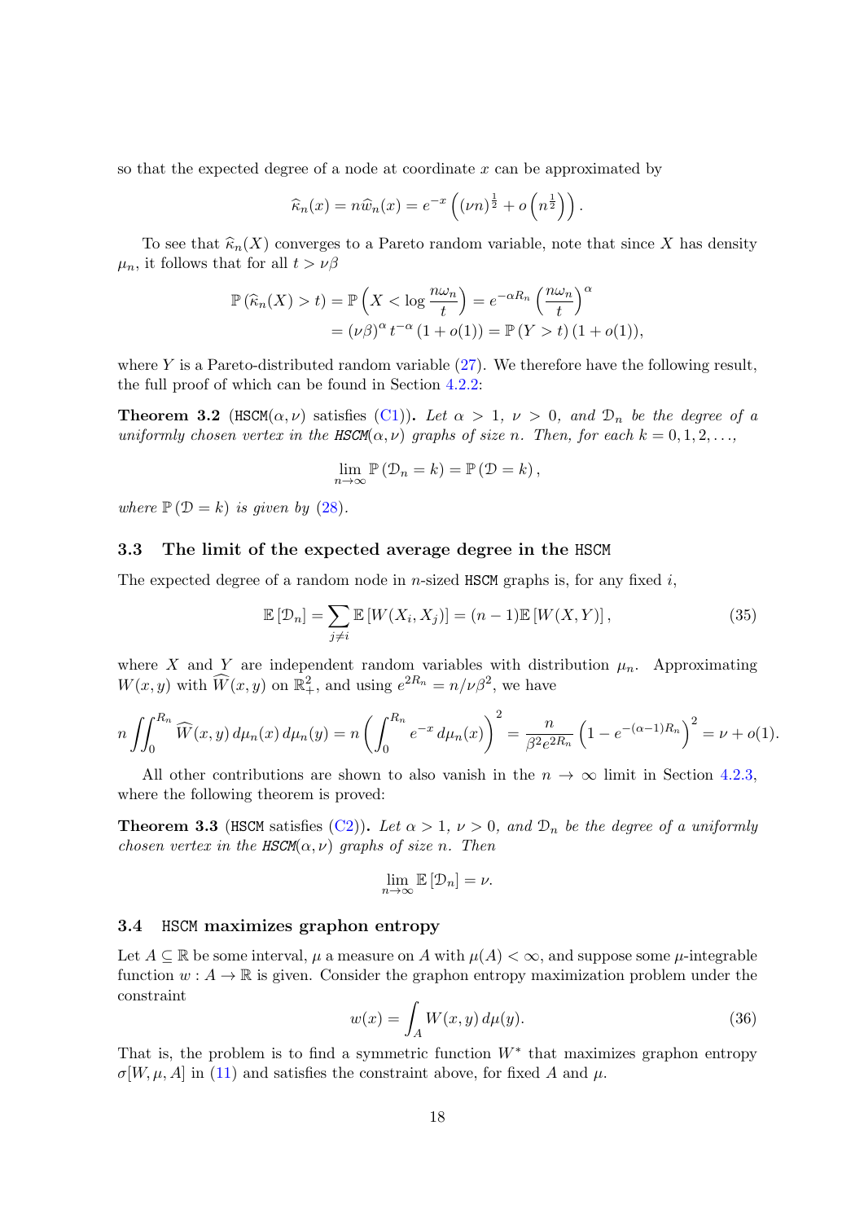so that the expected degree of a node at coordinate $x$ can be approximated by

$$\widehat{\kappa}_n(x) = n\widehat{w}_n(x) = e^{-x}\left((\nu n)^{\frac{1}{2}} + o\left(n^{\frac{1}{2}}\right)\right).$$

To see that $\widehat{\kappa}_n(X)$ converges to a Pareto random variable, note that since $X$ has density $\mu_n$, it follows that for all $t > \nu\beta$

$$\begin{aligned}\mathbb{P}\left(\widehat{\kappa}_n(X) > t\right) &= \mathbb{P}\left(X < \log\frac{n\omega_n}{t}\right) = e^{-\alpha R_n}\left(\frac{n\omega_n}{t}\right)^{\alpha} \\ &= (\nu\beta)^{\alpha} t^{-\alpha}\left(1 + o(1)\right) = \mathbb{P}\left(Y > t\right)(1 + o(1)),\end{aligned}$$

where $Y$ is a Pareto-distributed random variable (27). We therefore have the following result, the full proof of which can be found in Section 4.2.2:

**Theorem 3.2** (HSCM$(\alpha,\nu)$ satisfies (C1))**.** *Let $\alpha > 1$, $\nu > 0$, and $\mathcal{D}_n$ be the degree of a uniformly chosen vertex in the HSCM$(\alpha,\nu)$ graphs of size $n$. Then, for each $k = 0, 1, 2, \ldots,$*

$$\lim_{n\to\infty} \mathbb{P}\left(\mathcal{D}_n = k\right) = \mathbb{P}\left(\mathcal{D} = k\right),$$

*where $\mathbb{P}\left(\mathcal{D} = k\right)$ is given by (28).*

### 3.3 The limit of the expected average degree in the HSCM

The expected degree of a random node in $n$-sized HSCM graphs is, for any fixed $i$,

$$\mathbb{E}\left[\mathcal{D}_n\right] = \sum_{j\neq i}\mathbb{E}\left[W(X_i, X_j)\right] = (n-1)\mathbb{E}\left[W(X,Y)\right], \tag{35}$$

where $X$ and $Y$ are independent random variables with distribution $\mu_n$. Approximating $W(x,y)$ with $\widehat{W}(x,y)$ on $\mathbb{R}_+^2$, and using $e^{2R_n} = n/\nu\beta^2$, we have

$$n\iint_0^{R_n}\widehat{W}(x,y)\,d\mu_n(x)\,d\mu_n(y) = n\left(\int_0^{R_n} e^{-x}\,d\mu_n(x)\right)^2 = \frac{n}{\beta^2 e^{2R_n}}\left(1 - e^{-(\alpha-1)R_n}\right)^2 = \nu + o(1).$$

All other contributions are shown to also vanish in the $n \to \infty$ limit in Section 4.2.3, where the following theorem is proved:

**Theorem 3.3** (HSCM satisfies (C2))**.** *Let $\alpha > 1$, $\nu > 0$, and $\mathcal{D}_n$ be the degree of a uniformly chosen vertex in the HSCM$(\alpha,\nu)$ graphs of size $n$. Then*

$$\lim_{n\to\infty}\mathbb{E}\left[\mathcal{D}_n\right] = \nu.$$

### 3.4 HSCM maximizes graphon entropy

Let $A \subseteq \mathbb{R}$ be some interval, $\mu$ a measure on $A$ with $\mu(A) < \infty$, and suppose some $\mu$-integrable function $w : A \to \mathbb{R}$ is given. Consider the graphon entropy maximization problem under the constraint

$$w(x) = \int_A W(x,y)\,d\mu(y). \tag{36}$$

That is, the problem is to find a symmetric function $W^*$ that maximizes graphon entropy $\sigma[W,\mu,A]$ in (11) and satisfies the constraint above, for fixed $A$ and $\mu$.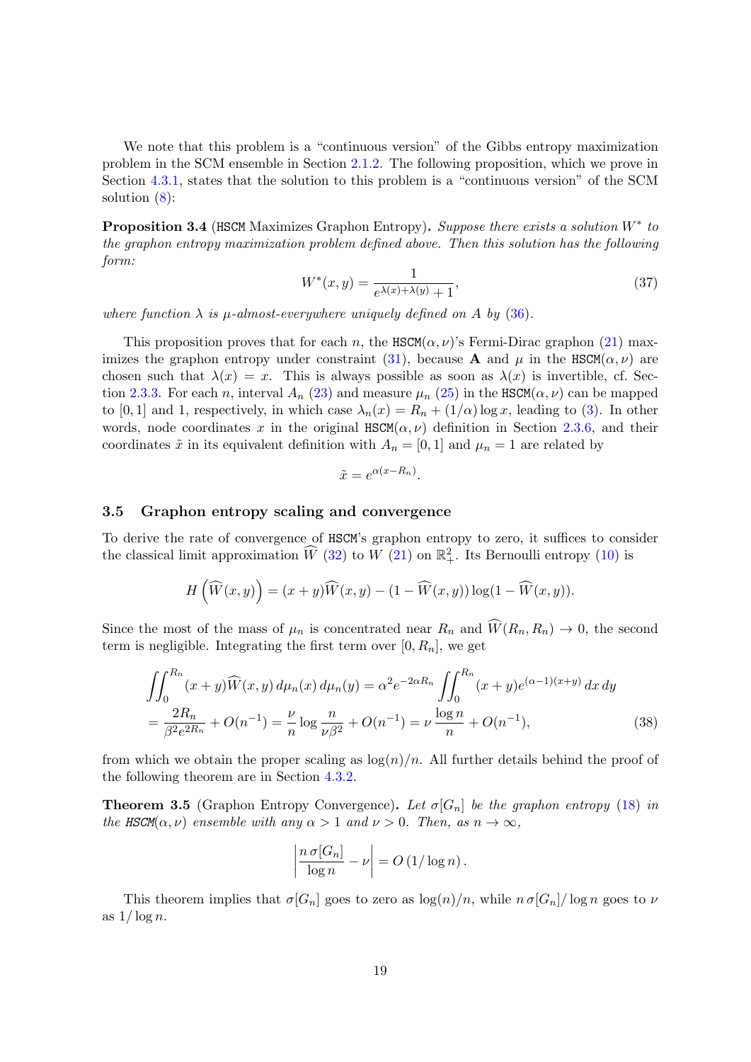We note that this problem is a "continuous version" of the Gibbs entropy maximization problem in the SCM ensemble in Section 2.1.2. The following proposition, which we prove in Section 4.3.1, states that the solution to this problem is a "continuous version" of the SCM solution (8):

**Proposition 3.4** (HSCM Maximizes Graphon Entropy)**.** *Suppose there exists a solution $W^*$ to the graphon entropy maximization problem defined above. Then this solution has the following form:*

$$W^*(x, y) = \frac{1}{e^{\lambda(x)+\lambda(y)} + 1}, \tag{37}$$

*where function $\lambda$ is $\mu$-almost-everywhere uniquely defined on $A$ by (36).*

This proposition proves that for each $n$, the $\mathtt{HSCM}(\alpha, \nu)$'s Fermi-Dirac graphon (21) maximizes the graphon entropy under constraint (31), because $\mathbf{A}$ and $\mu$ in the $\mathtt{HSCM}(\alpha, \nu)$ are chosen such that $\lambda(x) = x$. This is always possible as soon as $\lambda(x)$ is invertible, cf. Section 2.3.3. For each $n$, interval $A_n$ (23) and measure $\mu_n$ (25) in the $\mathtt{HSCM}(\alpha, \nu)$ can be mapped to $[0, 1]$ and 1, respectively, in which case $\lambda_n(x) = R_n + (1/\alpha) \log x$, leading to (3). In other words, node coordinates $x$ in the original $\mathtt{HSCM}(\alpha, \nu)$ definition in Section 2.3.6, and their coordinates $\tilde{x}$ in its equivalent definition with $A_n = [0, 1]$ and $\mu_n = 1$ are related by

$$\tilde{x} = e^{\alpha(x - R_n)}.$$

### 3.5 Graphon entropy scaling and convergence

To derive the rate of convergence of HSCM's graphon entropy to zero, it suffices to consider the classical limit approximation $\widehat{W}$ (32) to $W$ (21) on $\mathbb{R}_+^2$. Its Bernoulli entropy (10) is

$$H\left(\widehat{W}(x, y)\right) = (x + y)\widehat{W}(x, y) - (1 - \widehat{W}(x, y)) \log(1 - \widehat{W}(x, y)).$$

Since the most of the mass of $\mu_n$ is concentrated near $R_n$ and $\widehat{W}(R_n, R_n) \to 0$, the second term is negligible. Integrating the first term over $[0, R_n]$, we get

$$\begin{aligned}
\iint_0^{R_n} (x + y)\widehat{W}(x, y)\, d\mu_n(x)\, d\mu_n(y) &= \alpha^2 e^{-2\alpha R_n} \iint_0^{R_n} (x + y) e^{(\alpha-1)(x+y)}\, dx\, dy \\
= \frac{2R_n}{\beta^2 e^{2R_n}} + O(n^{-1}) &= \frac{\nu}{n} \log \frac{n}{\nu\beta^2} + O(n^{-1}) = \nu\, \frac{\log n}{n} + O(n^{-1}),
\end{aligned} \tag{38}$$

from which we obtain the proper scaling as $\log(n)/n$. All further details behind the proof of the following theorem are in Section 4.3.2.

**Theorem 3.5** (Graphon Entropy Convergence)**.** *Let $\sigma[G_n]$ be the graphon entropy (18) in the HSCM$(\alpha, \nu)$ ensemble with any $\alpha > 1$ and $\nu > 0$. Then, as $n \to \infty$,*

$$\left| \frac{n\, \sigma[G_n]}{\log n} - \nu \right| = O\left(1/\log n\right).$$

This theorem implies that $\sigma[G_n]$ goes to zero as $\log(n)/n$, while $n\, \sigma[G_n]/\log n$ goes to $\nu$ as $1/\log n$.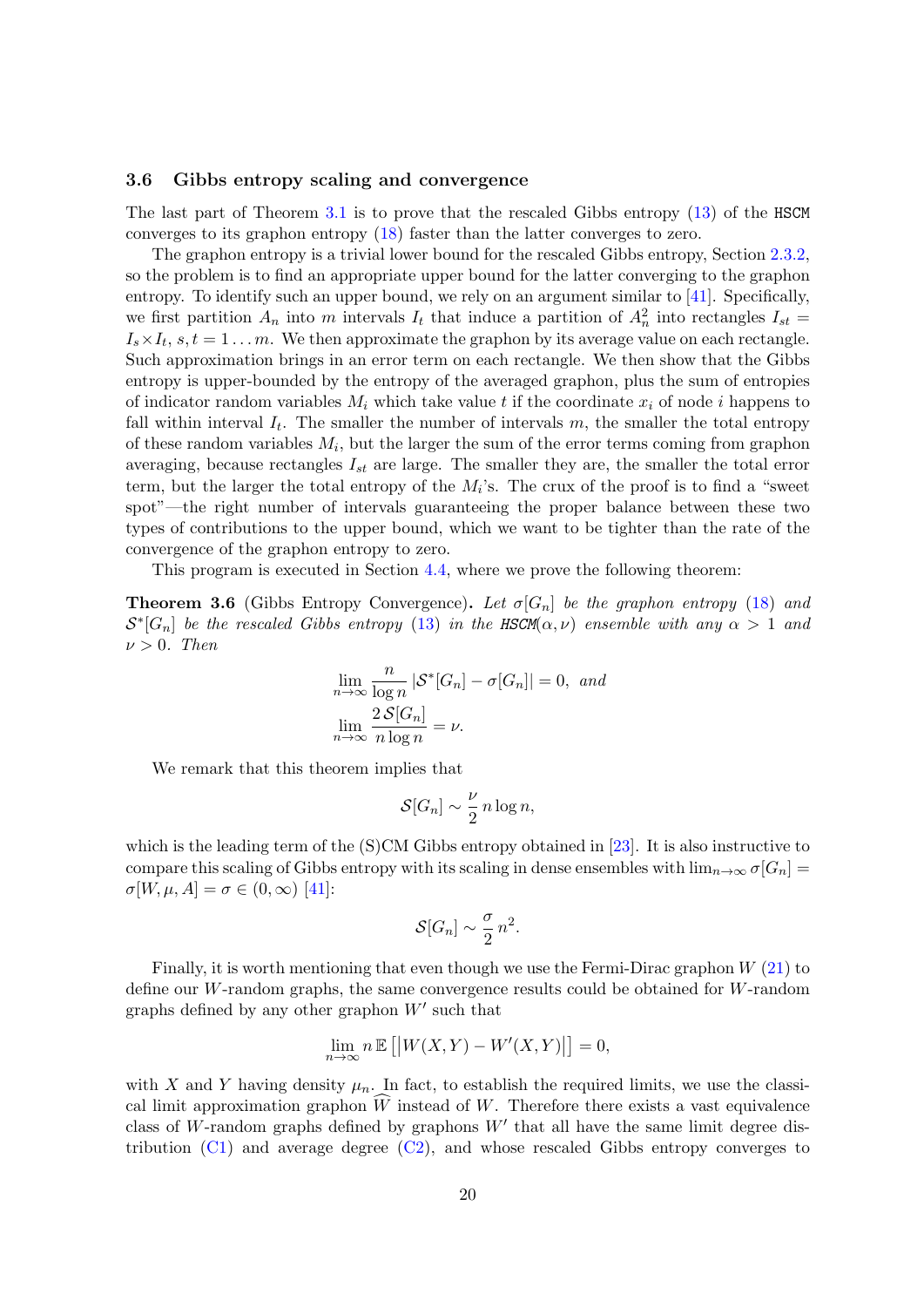### 3.6 Gibbs entropy scaling and convergence

The last part of Theorem 3.1 is to prove that the rescaled Gibbs entropy (13) of the HSCM converges to its graphon entropy (18) faster than the latter converges to zero.

The graphon entropy is a trivial lower bound for the rescaled Gibbs entropy, Section 2.3.2, so the problem is to find an appropriate upper bound for the latter converging to the graphon entropy. To identify such an upper bound, we rely on an argument similar to [41]. Specifically, we first partition $A_n$ into $m$ intervals $I_t$ that induce a partition of $A_n^2$ into rectangles $I_{st} = I_s \times I_t$, $s, t = 1 \dots m$. We then approximate the graphon by its average value on each rectangle. Such approximation brings in an error term on each rectangle. We then show that the Gibbs entropy is upper-bounded by the entropy of the averaged graphon, plus the sum of entropies of indicator random variables $M_i$ which take value $t$ if the coordinate $x_i$ of node $i$ happens to fall within interval $I_t$. The smaller the number of intervals $m$, the smaller the total entropy of these random variables $M_i$, but the larger the sum of the error terms coming from graphon averaging, because rectangles $I_{st}$ are large. The smaller they are, the smaller the total error term, but the larger the total entropy of the $M_i$'s. The crux of the proof is to find a "sweet spot"—the right number of intervals guaranteeing the proper balance between these two types of contributions to the upper bound, which we want to be tighter than the rate of the convergence of the graphon entropy to zero.

This program is executed in Section 4.4, where we prove the following theorem:

**Theorem 3.6** (Gibbs Entropy Convergence)**.** *Let $\sigma[G_n]$ be the graphon entropy (18) and $\mathcal{S}^*[G_n]$ be the rescaled Gibbs entropy (13) in the HSCM$(\alpha, \nu)$ ensemble with any $\alpha > 1$ and $\nu > 0$. Then*

$$\lim_{n\to\infty} \frac{n}{\log n} \left|\mathcal{S}^*[G_n] - \sigma[G_n]\right| = 0, \text{ and}$$
$$\lim_{n\to\infty} \frac{2\,\mathcal{S}[G_n]}{n \log n} = \nu.$$

We remark that this theorem implies that

$$\mathcal{S}[G_n] \sim \frac{\nu}{2}\, n \log n,$$

which is the leading term of the (S)CM Gibbs entropy obtained in [23]. It is also instructive to compare this scaling of Gibbs entropy with its scaling in dense ensembles with $\lim_{n\to\infty} \sigma[G_n] = \sigma[W, \mu, A] = \sigma \in (0, \infty)$ [41]:

$$\mathcal{S}[G_n] \sim \frac{\sigma}{2}\, n^2.$$

Finally, it is worth mentioning that even though we use the Fermi-Dirac graphon $W$ (21) to define our $W$-random graphs, the same convergence results could be obtained for $W$-random graphs defined by any other graphon $W'$ such that

$$\lim_{n\to\infty} n\, \mathbb{E}\left[\left|W(X,Y) - W'(X,Y)\right|\right] = 0,$$

with $X$ and $Y$ having density $\mu_n$. In fact, to establish the required limits, we use the classical limit approximation graphon $\widehat{W}$ instead of $W$. Therefore there exists a vast equivalence class of $W$-random graphs defined by graphons $W'$ that all have the same limit degree distribution (C1) and average degree (C2), and whose rescaled Gibbs entropy converges to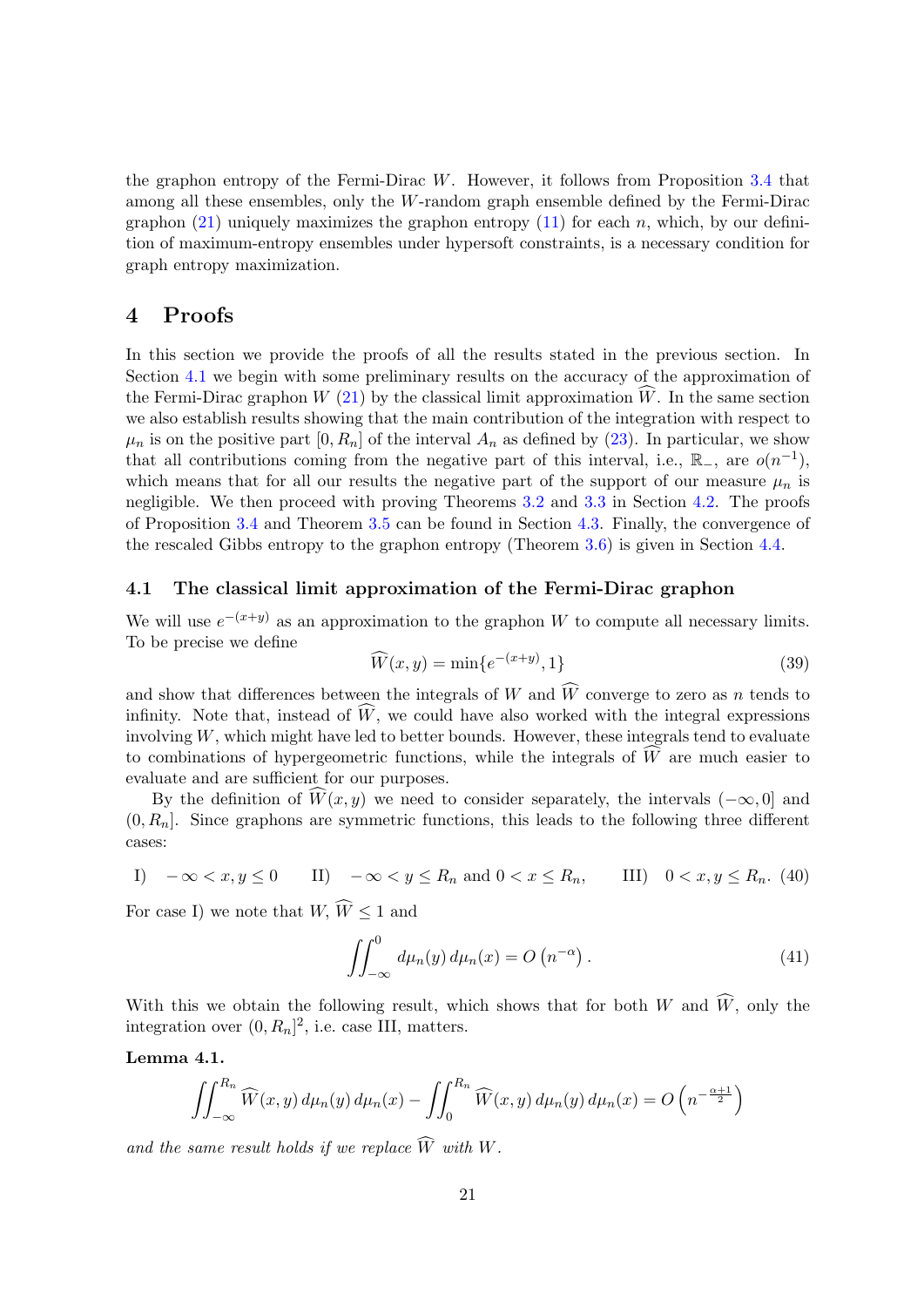the graphon entropy of the Fermi-Dirac $W$. However, it follows from Proposition 3.4 that among all these ensembles, only the $W$-random graph ensemble defined by the Fermi-Dirac graphon (21) uniquely maximizes the graphon entropy (11) for each $n$, which, by our definition of maximum-entropy ensembles under hypersoft constraints, is a necessary condition for graph entropy maximization.

# 4 Proofs

In this section we provide the proofs of all the results stated in the previous section. In Section 4.1 we begin with some preliminary results on the accuracy of the approximation of the Fermi-Dirac graphon $W$ (21) by the classical limit approximation $\widehat{W}$. In the same section we also establish results showing that the main contribution of the integration with respect to $\mu_n$ is on the positive part $[0, R_n]$ of the interval $A_n$ as defined by (23). In particular, we show that all contributions coming from the negative part of this interval, i.e., $\mathbb{R}_-$, are $o(n^{-1})$, which means that for all our results the negative part of the support of our measure $\mu_n$ is negligible. We then proceed with proving Theorems 3.2 and 3.3 in Section 4.2. The proofs of Proposition 3.4 and Theorem 3.5 can be found in Section 4.3. Finally, the convergence of the rescaled Gibbs entropy to the graphon entropy (Theorem 3.6) is given in Section 4.4.

## 4.1 The classical limit approximation of the Fermi-Dirac graphon

We will use $e^{-(x+y)}$ as an approximation to the graphon $W$ to compute all necessary limits. To be precise we define

$$\widehat{W}(x, y) = \min\{e^{-(x+y)}, 1\} \tag{39}$$

and show that differences between the integrals of $W$ and $\widehat{W}$ converge to zero as $n$ tends to infinity. Note that, instead of $\widehat{W}$, we could have also worked with the integral expressions involving $W$, which might have led to better bounds. However, these integrals tend to evaluate to combinations of hypergeometric functions, while the integrals of $\widehat{W}$ are much easier to evaluate and are sufficient for our purposes.

By the definition of $\widehat{W}(x, y)$ we need to consider separately, the intervals $(-\infty, 0]$ and $(0, R_n]$. Since graphons are symmetric functions, this leads to the following three different cases:

$$\text{I)} \quad -\infty < x, y \leq 0 \qquad \text{II)} \quad -\infty < y \leq R_n \text{ and } 0 < x \leq R_n, \qquad \text{III)} \quad 0 < x, y \leq R_n. \tag{40}$$

For case I) we note that $W, \widehat{W} \leq 1$ and

$$\iint_{-\infty}^{0} d\mu_n(y)\, d\mu_n(x) = O\left(n^{-\alpha}\right). \tag{41}$$

With this we obtain the following result, which shows that for both $W$ and $\widehat{W}$, only the integration over $(0, R_n]^2$, i.e. case III, matters.

**Lemma 4.1.**

$$\iint_{-\infty}^{R_n} \widehat{W}(x, y)\, d\mu_n(y)\, d\mu_n(x) - \iint_{0}^{R_n} \widehat{W}(x, y)\, d\mu_n(y)\, d\mu_n(x) = O\left(n^{-\frac{\alpha+1}{2}}\right)$$

*and the same result holds if we replace $\widehat{W}$ with $W$.*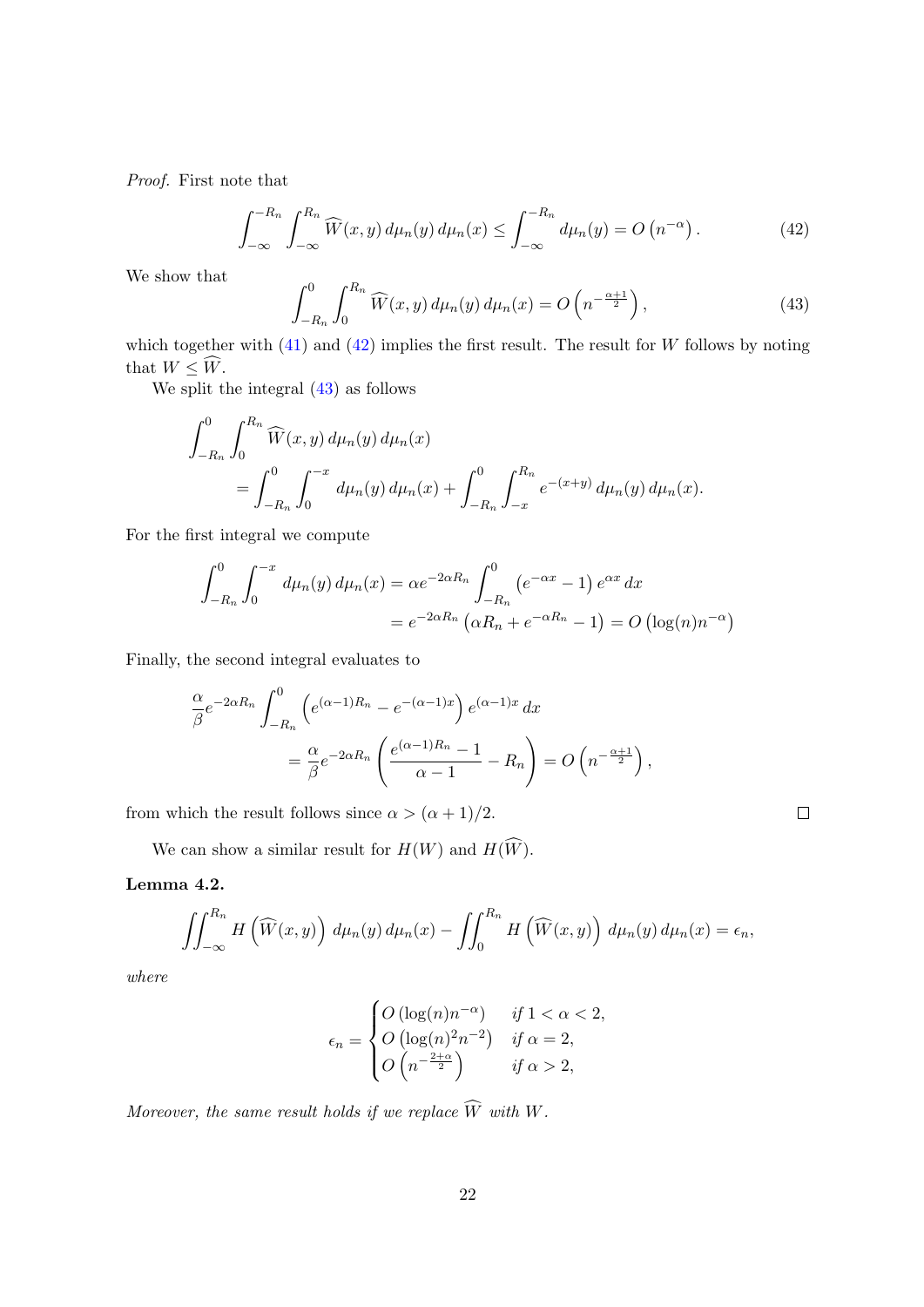*Proof.* First note that

$$\int_{-\infty}^{-R_n} \int_{-\infty}^{R_n} \widehat{W}(x,y)\, d\mu_n(y)\, d\mu_n(x) \leq \int_{-\infty}^{-R_n} d\mu_n(y) = O\left(n^{-\alpha}\right). \tag{42}$$

We show that

$$\int_{-R_n}^{0} \int_{0}^{R_n} \widehat{W}(x,y)\, d\mu_n(y)\, d\mu_n(x) = O\left(n^{-\frac{\alpha+1}{2}}\right), \tag{43}$$

which together with (41) and (42) implies the first result. The result for $W$ follows by noting that $W \leq \widehat{W}$.

We split the integral (43) as follows

$$\begin{aligned}
&\int_{-R_n}^{0} \int_{0}^{R_n} \widehat{W}(x,y)\, d\mu_n(y)\, d\mu_n(x) \\
&\qquad = \int_{-R_n}^{0} \int_{0}^{-x} d\mu_n(y)\, d\mu_n(x) + \int_{-R_n}^{0} \int_{-x}^{R_n} e^{-(x+y)}\, d\mu_n(y)\, d\mu_n(x).
\end{aligned}$$

For the first integral we compute

$$\begin{aligned}
\int_{-R_n}^{0} \int_{0}^{-x} d\mu_n(y)\, d\mu_n(x) &= \alpha e^{-2\alpha R_n} \int_{-R_n}^{0} \left(e^{-\alpha x} - 1\right) e^{\alpha x}\, dx \\
&= e^{-2\alpha R_n} \left(\alpha R_n + e^{-\alpha R_n} - 1\right) = O\left(\log(n) n^{-\alpha}\right)
\end{aligned}$$

Finally, the second integral evaluates to

$$\begin{aligned}
&\frac{\alpha}{\beta} e^{-2\alpha R_n} \int_{-R_n}^{0} \left(e^{(\alpha-1)R_n} - e^{-(\alpha-1)x}\right) e^{(\alpha-1)x}\, dx \\
&\qquad = \frac{\alpha}{\beta} e^{-2\alpha R_n} \left(\frac{e^{(\alpha-1)R_n} - 1}{\alpha - 1} - R_n\right) = O\left(n^{-\frac{\alpha+1}{2}}\right),
\end{aligned}$$

from which the result follows since $\alpha > (\alpha+1)/2$. $\square$

We can show a similar result for $H(W)$ and $H(\widehat{W})$.

**Lemma 4.2.**

$$\iint_{-\infty}^{R_n} H\left(\widehat{W}(x,y)\right)\, d\mu_n(y)\, d\mu_n(x) - \iint_{0}^{R_n} H\left(\widehat{W}(x,y)\right)\, d\mu_n(y)\, d\mu_n(x) = \epsilon_n,$$

*where*

$$\epsilon_n = \begin{cases} O\left(\log(n) n^{-\alpha}\right) & \text{if } 1 < \alpha < 2, \\ O\left(\log(n)^2 n^{-2}\right) & \text{if } \alpha = 2, \\ O\left(n^{-\frac{2+\alpha}{2}}\right) & \text{if } \alpha > 2, \end{cases}$$

*Moreover, the same result holds if we replace $\widehat{W}$ with $W$.*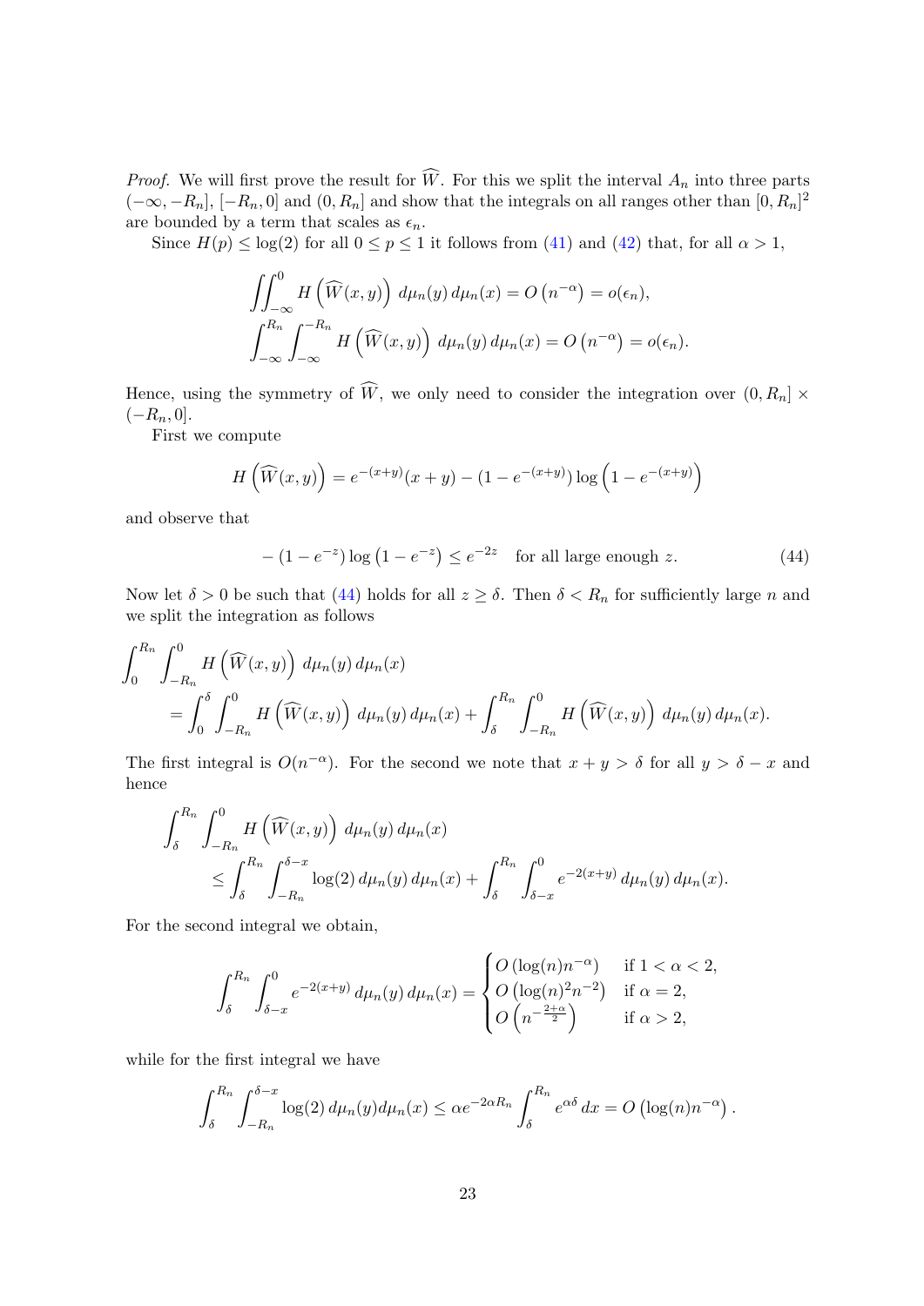*Proof.* We will first prove the result for $\widehat{W}$. For this we split the interval $A_n$ into three parts $(-\infty, -R_n]$, $[-R_n, 0]$ and $(0, R_n]$ and show that the integrals on all ranges other than $[0, R_n]^2$ are bounded by a term that scales as $\epsilon_n$.

Since $H(p) \le \log(2)$ for all $0 \le p \le 1$ it follows from (41) and (42) that, for all $\alpha > 1$,

$$\iint_{-\infty}^{0} H\left(\widehat{W}(x,y)\right)\, d\mu_n(y)\, d\mu_n(x) = O\left(n^{-\alpha}\right) = o(\epsilon_n),$$
$$\int_{-\infty}^{R_n} \int_{-\infty}^{-R_n} H\left(\widehat{W}(x,y)\right)\, d\mu_n(y)\, d\mu_n(x) = O\left(n^{-\alpha}\right) = o(\epsilon_n).$$

Hence, using the symmetry of $\widehat{W}$, we only need to consider the integration over $(0, R_n] \times (-R_n, 0]$.

First we compute

$$H\left(\widehat{W}(x,y)\right) = e^{-(x+y)}(x+y) - (1 - e^{-(x+y)}) \log\left(1 - e^{-(x+y)}\right)$$

and observe that

$$-\left(1 - e^{-z}\right) \log\left(1 - e^{-z}\right) \le e^{-2z} \quad \text{for all large enough } z. \tag{44}$$

Now let $\delta > 0$ be such that (44) holds for all $z \ge \delta$. Then $\delta < R_n$ for sufficiently large $n$ and we split the integration as follows

$$\begin{aligned}
&\int_0^{R_n} \int_{-R_n}^{0} H\left(\widehat{W}(x,y)\right)\, d\mu_n(y)\, d\mu_n(x) \\
&\quad = \int_0^{\delta} \int_{-R_n}^{0} H\left(\widehat{W}(x,y)\right)\, d\mu_n(y)\, d\mu_n(x) + \int_{\delta}^{R_n} \int_{-R_n}^{0} H\left(\widehat{W}(x,y)\right)\, d\mu_n(y)\, d\mu_n(x).
\end{aligned}$$

The first integral is $O(n^{-\alpha})$. For the second we note that $x + y > \delta$ for all $y > \delta - x$ and hence

$$\begin{aligned}
&\int_{\delta}^{R_n} \int_{-R_n}^{0} H\left(\widehat{W}(x,y)\right)\, d\mu_n(y)\, d\mu_n(x) \\
&\quad \le \int_{\delta}^{R_n} \int_{-R_n}^{\delta - x} \log(2)\, d\mu_n(y)\, d\mu_n(x) + \int_{\delta}^{R_n} \int_{\delta - x}^{0} e^{-2(x+y)}\, d\mu_n(y)\, d\mu_n(x).
\end{aligned}$$

For the second integral we obtain,

$$\int_{\delta}^{R_n} \int_{\delta - x}^{0} e^{-2(x+y)}\, d\mu_n(y)\, d\mu_n(x) = \begin{cases} O\left(\log(n) n^{-\alpha}\right) & \text{if } 1 < \alpha < 2, \\ O\left(\log(n)^2 n^{-2}\right) & \text{if } \alpha = 2, \\ O\left(n^{-\frac{2+\alpha}{2}}\right) & \text{if } \alpha > 2, \end{cases}$$

while for the first integral we have

$$\int_{\delta}^{R_n} \int_{-R_n}^{\delta - x} \log(2)\, d\mu_n(y) d\mu_n(x) \le \alpha e^{-2\alpha R_n} \int_{\delta}^{R_n} e^{\alpha\delta}\, dx = O\left(\log(n) n^{-\alpha}\right).$$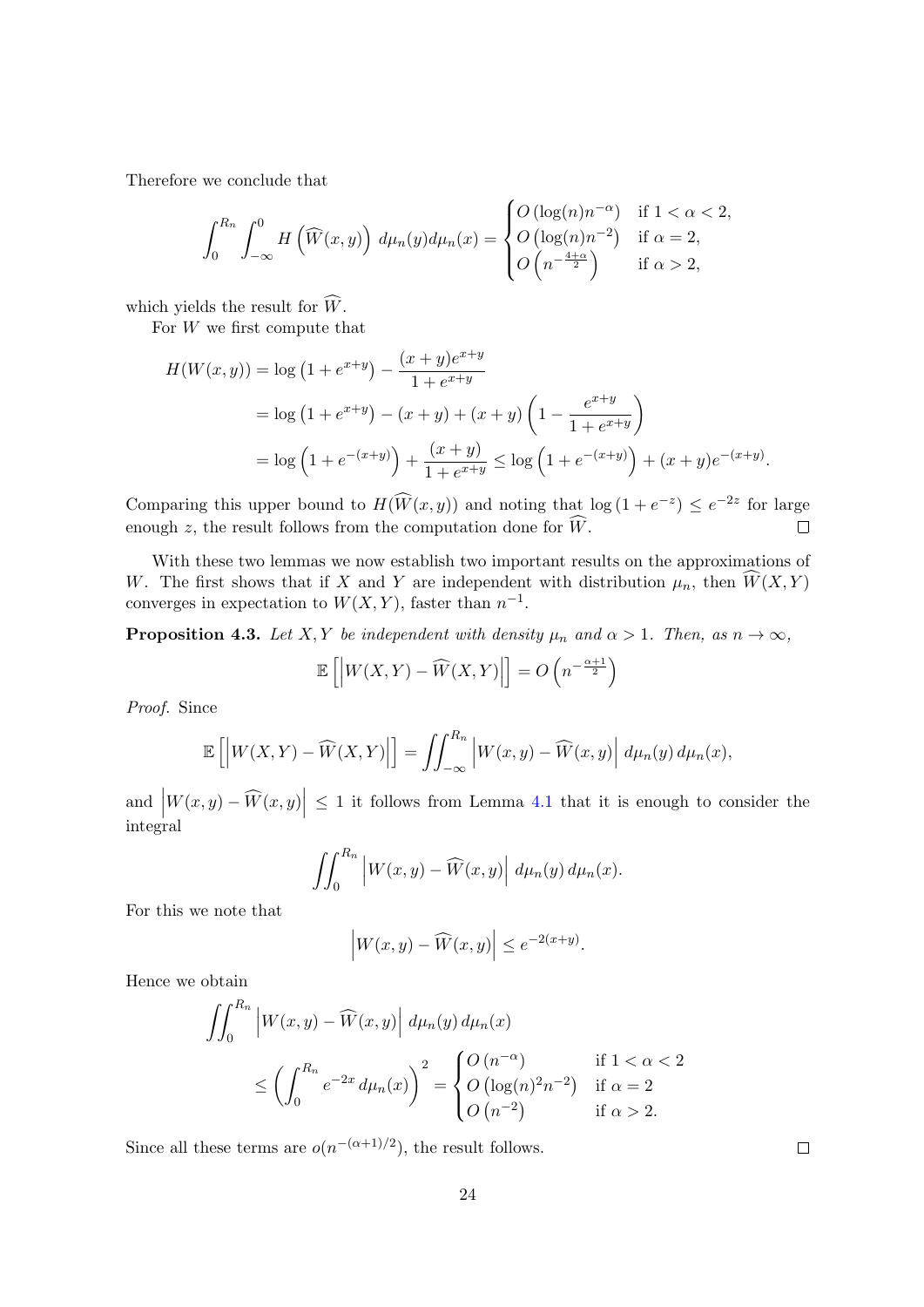Therefore we conclude that

$$\int_0^{R_n} \int_{-\infty}^0 H\left(\widehat{W}(x,y)\right) \, d\mu_n(y) d\mu_n(x) = \begin{cases} O\left(\log(n) n^{-\alpha}\right) & \text{if } 1 < \alpha < 2, \\ O\left(\log(n) n^{-2}\right) & \text{if } \alpha = 2, \\ O\left(n^{-\frac{4+\alpha}{2}}\right) & \text{if } \alpha > 2, \end{cases}$$

which yields the result for $\widehat{W}$.

For $W$ we first compute that

$$\begin{aligned} H(W(x,y)) &= \log\left(1 + e^{x+y}\right) - \frac{(x+y)e^{x+y}}{1+e^{x+y}} \\ &= \log\left(1 + e^{x+y}\right) - (x+y) + (x+y)\left(1 - \frac{e^{x+y}}{1+e^{x+y}}\right) \\ &= \log\left(1 + e^{-(x+y)}\right) + \frac{(x+y)}{1+e^{x+y}} \leq \log\left(1 + e^{-(x+y)}\right) + (x+y)e^{-(x+y)}. \end{aligned}$$

Comparing this upper bound to $H(\widehat{W}(x,y))$ and noting that $\log(1+e^{-z}) \leq e^{-2z}$ for large enough $z$, the result follows from the computation done for $\widehat{W}$. $\square$

With these two lemmas we now establish two important results on the approximations of $W$. The first shows that if $X$ and $Y$ are independent with distribution $\mu_n$, then $\widehat{W}(X,Y)$ converges in expectation to $W(X,Y)$, faster than $n^{-1}$.

**Proposition 4.3.** *Let $X, Y$ be independent with density $\mu_n$ and $\alpha > 1$. Then, as $n \to \infty$,*

$$\mathbb{E}\left[\left|W(X,Y) - \widehat{W}(X,Y)\right|\right] = O\left(n^{-\frac{\alpha+1}{2}}\right)$$

*Proof.* Since

$$\mathbb{E}\left[\left|W(X,Y) - \widehat{W}(X,Y)\right|\right] = \iint_{-\infty}^{R_n} \left|W(x,y) - \widehat{W}(x,y)\right| \, d\mu_n(y) \, d\mu_n(x),$$

and $\left|W(x,y) - \widehat{W}(x,y)\right| \leq 1$ it follows from Lemma 4.1 that it is enough to consider the integral

$$\iint_0^{R_n} \left|W(x,y) - \widehat{W}(x,y)\right| \, d\mu_n(y) \, d\mu_n(x).$$

For this we note that

$$\left|W(x,y) - \widehat{W}(x,y)\right| \leq e^{-2(x+y)}.$$

Hence we obtain

$$\begin{aligned} &\iint_0^{R_n} \left|W(x,y) - \widehat{W}(x,y)\right| \, d\mu_n(y) \, d\mu_n(x) \\ &\quad \leq \left(\int_0^{R_n} e^{-2x} \, d\mu_n(x)\right)^2 = \begin{cases} O\left(n^{-\alpha}\right) & \text{if } 1 < \alpha < 2 \\ O\left(\log(n)^2 n^{-2}\right) & \text{if } \alpha = 2 \\ O\left(n^{-2}\right) & \text{if } \alpha > 2. \end{cases} \end{aligned}$$

Since all these terms are $o(n^{-(\alpha+1)/2})$, the result follows. $\square$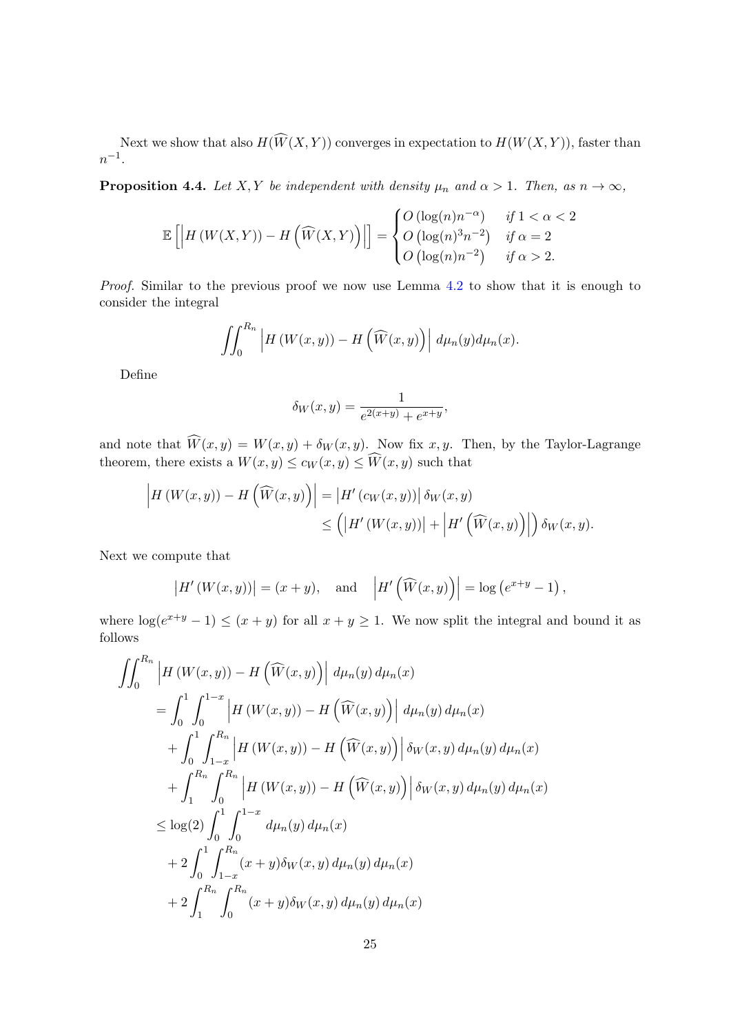Next we show that also $H(\widehat{W}(X,Y))$ converges in expectation to $H(W(X,Y))$, faster than $n^{-1}$.

**Proposition 4.4.** *Let $X, Y$ be independent with density $\mu_n$ and $\alpha > 1$. Then, as $n \to \infty$,*

$$
\mathbb{E}\left[\left|H\left(W(X,Y)\right) - H\left(\widehat{W}(X,Y)\right)\right|\right] = \begin{cases} O\left(\log(n) n^{-\alpha}\right) & \text{if } 1 < \alpha < 2 \\ O\left(\log(n)^3 n^{-2}\right) & \text{if } \alpha = 2 \\ O\left(\log(n) n^{-2}\right) & \text{if } \alpha > 2. \end{cases}
$$

*Proof.* Similar to the previous proof we now use Lemma 4.2 to show that it is enough to consider the integral

$$
\iint_0^{R_n} \left|H\left(W(x,y)\right) - H\left(\widehat{W}(x,y)\right)\right| \, d\mu_n(y) d\mu_n(x).
$$

Define

$$
\delta_W(x,y) = \frac{1}{e^{2(x+y)} + e^{x+y}},
$$

and note that $\widehat{W}(x,y) = W(x,y) + \delta_W(x,y)$. Now fix $x, y$. Then, by the Taylor-Lagrange theorem, there exists a $W(x,y) \leq c_W(x,y) \leq \widehat{W}(x,y)$ such that

$$
\begin{aligned}
\left|H\left(W(x,y)\right) - H\left(\widehat{W}(x,y)\right)\right| &= \left|H'\left(c_W(x,y)\right)\right| \delta_W(x,y) \\
&\leq \left(\left|H'\left(W(x,y)\right)\right| + \left|H'\left(\widehat{W}(x,y)\right)\right|\right) \delta_W(x,y).
\end{aligned}
$$

Next we compute that

$$
\left|H'\left(W(x,y)\right)\right| = (x+y), \quad \text{and} \quad \left|H'\left(\widehat{W}(x,y)\right)\right| = \log\left(e^{x+y} - 1\right),
$$

where $\log(e^{x+y} - 1) \leq (x+y)$ for all $x + y \geq 1$. We now split the integral and bound it as follows

$$
\begin{aligned}
\iint_0^{R_n} &\left|H\left(W(x,y)\right) - H\left(\widehat{W}(x,y)\right)\right| \, d\mu_n(y) \, d\mu_n(x) \\
&= \int_0^1 \int_0^{1-x} \left|H\left(W(x,y)\right) - H\left(\widehat{W}(x,y)\right)\right| \, d\mu_n(y) \, d\mu_n(x) \\
&\quad + \int_0^1 \int_{1-x}^{R_n} \left|H\left(W(x,y)\right) - H\left(\widehat{W}(x,y)\right)\right| \delta_W(x,y) \, d\mu_n(y) \, d\mu_n(x) \\
&\quad + \int_1^{R_n} \int_0^{R_n} \left|H\left(W(x,y)\right) - H\left(\widehat{W}(x,y)\right)\right| \delta_W(x,y) \, d\mu_n(y) \, d\mu_n(x) \\
&\leq \log(2) \int_0^1 \int_0^{1-x} d\mu_n(y) \, d\mu_n(x) \\
&\quad + 2 \int_0^1 \int_{1-x}^{R_n} (x+y) \delta_W(x,y) \, d\mu_n(y) \, d\mu_n(x) \\
&\quad + 2 \int_1^{R_n} \int_0^{R_n} (x+y) \delta_W(x,y) \, d\mu_n(y) \, d\mu_n(x)
\end{aligned}
$$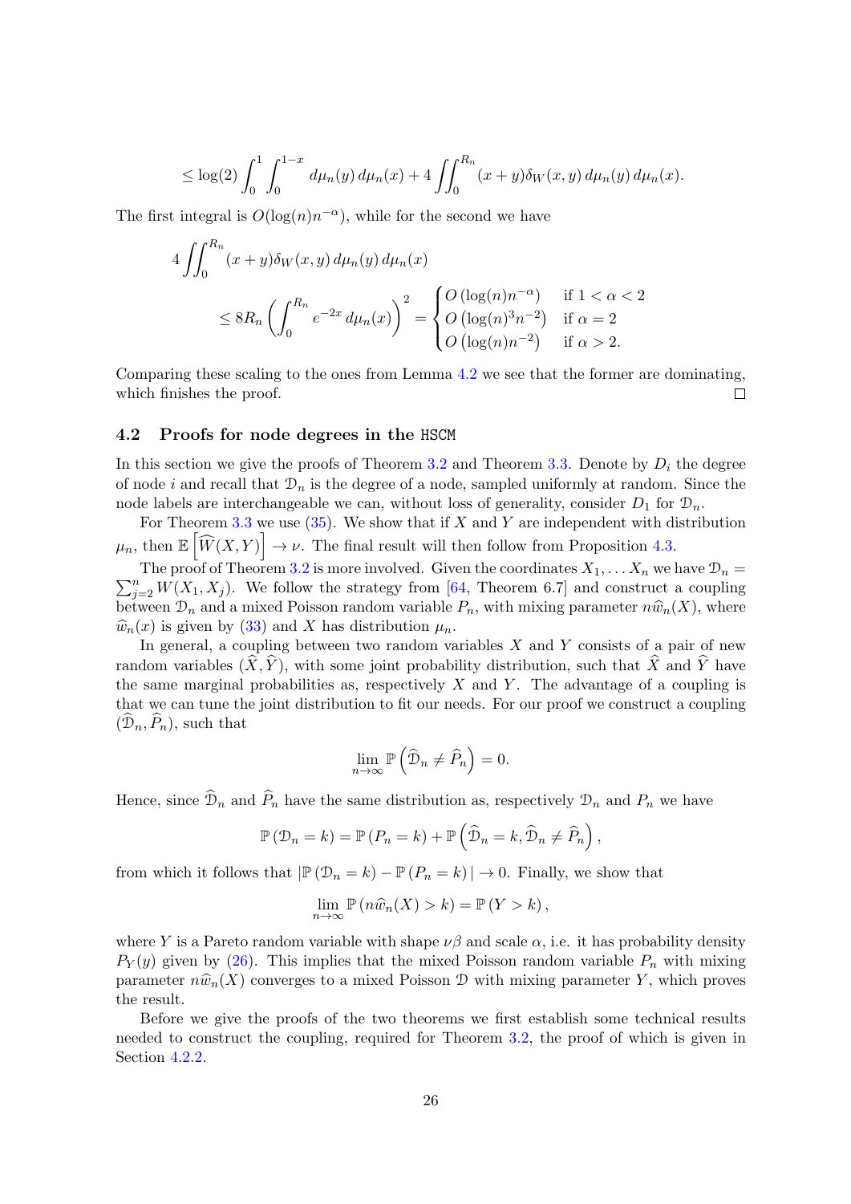$$\leq \log(2) \int_0^1 \int_0^{1-x} d\mu_n(y)\, d\mu_n(x) + 4 \iint_0^{R_n} (x+y)\delta_W(x,y)\, d\mu_n(y)\, d\mu_n(x).$$

The first integral is $O(\log(n)n^{-\alpha})$, while for the second we have

$$4 \iint_0^{R_n} (x+y)\delta_W(x,y)\, d\mu_n(y)\, d\mu_n(x)$$
$$\leq 8R_n \left( \int_0^{R_n} e^{-2x}\, d\mu_n(x) \right)^2 = \begin{cases} O\left(\log(n)n^{-\alpha}\right) & \text{if } 1 < \alpha < 2 \\ O\left(\log(n)^3 n^{-2}\right) & \text{if } \alpha = 2 \\ O\left(\log(n) n^{-2}\right) & \text{if } \alpha > 2. \end{cases}$$

Comparing these scaling to the ones from Lemma 4.2 we see that the former are dominating, which finishes the proof. $\square$

### 4.2 Proofs for node degrees in the HSCM

In this section we give the proofs of Theorem 3.2 and Theorem 3.3. Denote by $D_i$ the degree of node $i$ and recall that $\mathcal{D}_n$ is the degree of a node, sampled uniformly at random. Since the node labels are interchangeable we can, without loss of generality, consider $D_1$ for $\mathcal{D}_n$.

For Theorem 3.3 we use (35). We show that if $X$ and $Y$ are independent with distribution $\mu_n$, then $\mathbb{E}\left[\widehat{W}(X,Y)\right] \to \nu$. The final result will then follow from Proposition 4.3.

The proof of Theorem 3.2 is more involved. Given the coordinates $X_1, \dots X_n$ we have $\mathcal{D}_n = \sum_{j=2}^n W(X_1, X_j)$. We follow the strategy from [64, Theorem 6.7] and construct a coupling between $\mathcal{D}_n$ and a mixed Poisson random variable $P_n$, with mixing parameter $n\widehat{w}_n(X)$, where $\widehat{w}_n(x)$ is given by (33) and $X$ has distribution $\mu_n$.

In general, a coupling between two random variables $X$ and $Y$ consists of a pair of new random variables $(\widehat{X}, \widehat{Y})$, with some joint probability distribution, such that $\widehat{X}$ and $\widehat{Y}$ have the same marginal probabilities as, respectively $X$ and $Y$. The advantage of a coupling is that we can tune the joint distribution to fit our needs. For our proof we construct a coupling $(\widehat{\mathcal{D}}_n, \widehat{P}_n)$, such that

$$\lim_{n\to\infty} \mathbb{P}\left(\widehat{\mathcal{D}}_n \neq \widehat{P}_n\right) = 0.$$

Hence, since $\widehat{\mathcal{D}}_n$ and $\widehat{P}_n$ have the same distribution as, respectively $\mathcal{D}_n$ and $P_n$ we have

$$\mathbb{P}\left(\mathcal{D}_n = k\right) = \mathbb{P}\left(P_n = k\right) + \mathbb{P}\left(\widehat{\mathcal{D}}_n = k, \widehat{\mathcal{D}}_n \neq \widehat{P}_n\right),$$

from which it follows that $|\mathbb{P}\left(\mathcal{D}_n = k\right) - \mathbb{P}\left(P_n = k\right)| \to 0$. Finally, we show that

$$\lim_{n\to\infty} \mathbb{P}\left(n\widehat{w}_n(X) > k\right) = \mathbb{P}\left(Y > k\right),$$

where $Y$ is a Pareto random variable with shape $\nu\beta$ and scale $\alpha$, i.e. it has probability density $P_Y(y)$ given by (26). This implies that the mixed Poisson random variable $P_n$ with mixing parameter $n\widehat{w}_n(X)$ converges to a mixed Poisson $\mathcal{D}$ with mixing parameter $Y$, which proves the result.

Before we give the proofs of the two theorems we first establish some technical results needed to construct the coupling, required for Theorem 3.2, the proof of which is given in Section 4.2.2.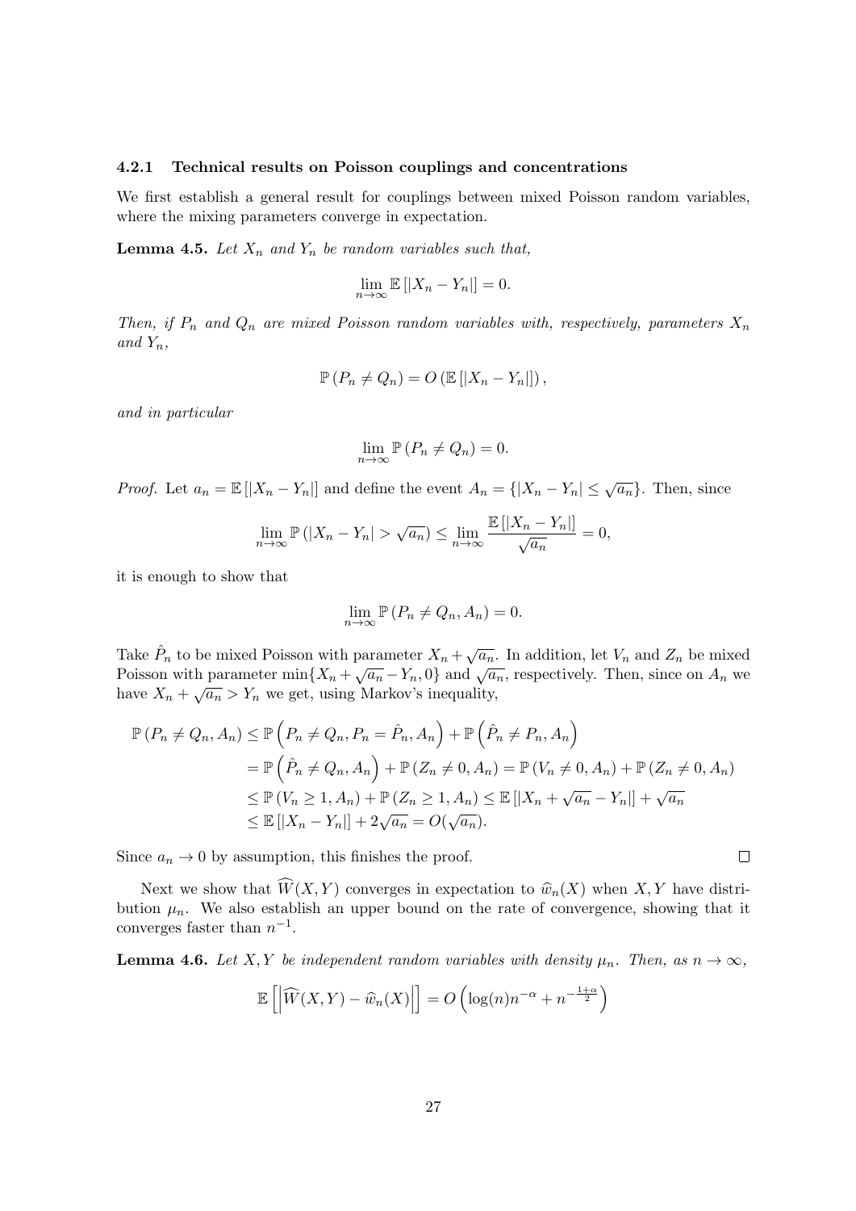#### 4.2.1 Technical results on Poisson couplings and concentrations

We first establish a general result for couplings between mixed Poisson random variables, where the mixing parameters converge in expectation.

**Lemma 4.5.** *Let $X_n$ and $Y_n$ be random variables such that,*

$$\lim_{n\to\infty} \mathbb{E}\left[|X_n - Y_n|\right] = 0.$$

*Then, if $P_n$ and $Q_n$ are mixed Poisson random variables with, respectively, parameters $X_n$ and $Y_n$,*

$$\mathbb{P}\left(P_n \neq Q_n\right) = O\left(\mathbb{E}\left[|X_n - Y_n|\right]\right),$$

*and in particular*

$$\lim_{n\to\infty} \mathbb{P}\left(P_n \neq Q_n\right) = 0.$$

*Proof.* Let $a_n = \mathbb{E}\left[|X_n - Y_n|\right]$ and define the event $A_n = \{|X_n - Y_n| \leq \sqrt{a_n}\}$. Then, since

$$\lim_{n\to\infty} \mathbb{P}\left(|X_n - Y_n| > \sqrt{a_n}\right) \leq \lim_{n\to\infty} \frac{\mathbb{E}\left[|X_n - Y_n|\right]}{\sqrt{a_n}} = 0,$$

it is enough to show that

$$\lim_{n\to\infty} \mathbb{P}\left(P_n \neq Q_n, A_n\right) = 0.$$

Take $\hat{P}_n$ to be mixed Poisson with parameter $X_n + \sqrt{a_n}$. In addition, let $V_n$ and $Z_n$ be mixed Poisson with parameter $\min\{X_n + \sqrt{a_n} - Y_n, 0\}$ and $\sqrt{a_n}$, respectively. Then, since on $A_n$ we have $X_n + \sqrt{a_n} > Y_n$ we get, using Markov's inequality,

$$\begin{aligned}
\mathbb{P}\left(P_n \neq Q_n, A_n\right) &\leq \mathbb{P}\left(P_n \neq Q_n, P_n = \hat{P}_n, A_n\right) + \mathbb{P}\left(\hat{P}_n \neq P_n, A_n\right) \\
&= \mathbb{P}\left(\hat{P}_n \neq Q_n, A_n\right) + \mathbb{P}\left(Z_n \neq 0, A_n\right) = \mathbb{P}\left(V_n \neq 0, A_n\right) + \mathbb{P}\left(Z_n \neq 0, A_n\right) \\
&\leq \mathbb{P}\left(V_n \geq 1, A_n\right) + \mathbb{P}\left(Z_n \geq 1, A_n\right) \leq \mathbb{E}\left[|X_n + \sqrt{a_n} - Y_n|\right] + \sqrt{a_n} \\
&\leq \mathbb{E}\left[|X_n - Y_n|\right] + 2\sqrt{a_n} = O(\sqrt{a_n}).
\end{aligned}$$

Since $a_n \to 0$ by assumption, this finishes the proof. $\square$

Next we show that $\widehat{W}(X,Y)$ converges in expectation to $\widehat{w}_n(X)$ when $X, Y$ have distribution $\mu_n$. We also establish an upper bound on the rate of convergence, showing that it converges faster than $n^{-1}$.

**Lemma 4.6.** *Let $X, Y$ be independent random variables with density $\mu_n$. Then, as $n \to \infty$,*

$$\mathbb{E}\left[\left|\widehat{W}(X,Y) - \widehat{w}_n(X)\right|\right] = O\left(\log(n) n^{-\alpha} + n^{-\frac{1+\alpha}{2}}\right)$$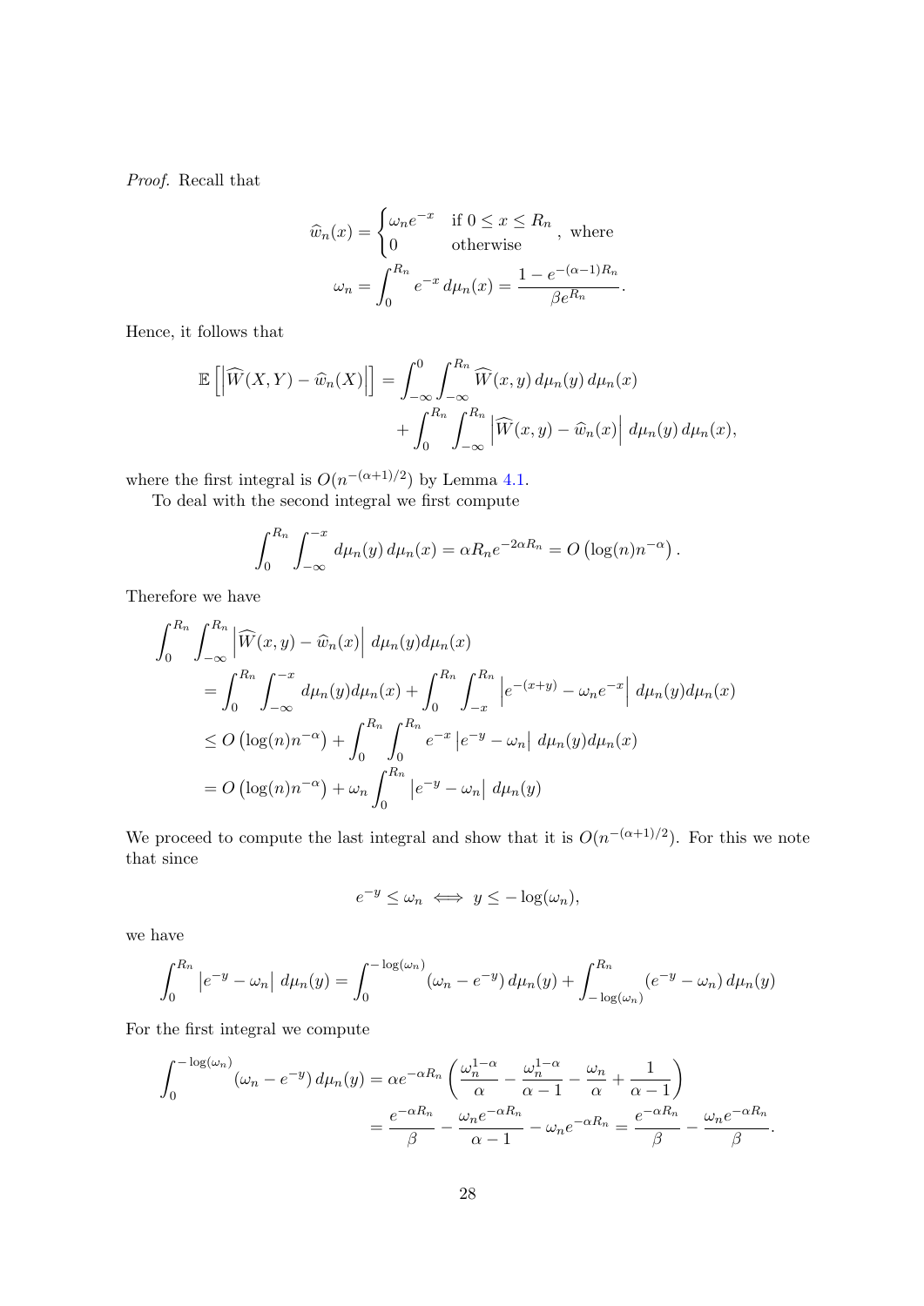*Proof.* Recall that

$$\widehat{w}_n(x) = \begin{cases} \omega_n e^{-x} & \text{if } 0 \le x \le R_n \\ 0 & \text{otherwise} \end{cases}, \text{ where}$$

$$\omega_n = \int_0^{R_n} e^{-x}\, d\mu_n(x) = \frac{1 - e^{-(\alpha-1)R_n}}{\beta e^{R_n}}.$$

Hence, it follows that

$$\begin{aligned} \mathbb{E}\left[\left|\widehat{W}(X,Y) - \widehat{w}_n(X)\right|\right] &= \int_{-\infty}^0 \int_{-\infty}^{R_n} \widehat{W}(x,y)\, d\mu_n(y)\, d\mu_n(x) \\ &\quad + \int_0^{R_n} \int_{-\infty}^{R_n} \left|\widehat{W}(x,y) - \widehat{w}_n(x)\right|\, d\mu_n(y)\, d\mu_n(x), \end{aligned}$$

where the first integral is $O(n^{-(\alpha+1)/2})$ by Lemma 4.1.

To deal with the second integral we first compute

$$\int_0^{R_n} \int_{-\infty}^{-x} d\mu_n(y)\, d\mu_n(x) = \alpha R_n e^{-2\alpha R_n} = O\left(\log(n) n^{-\alpha}\right).$$

Therefore we have

$$\begin{aligned} &\int_0^{R_n} \int_{-\infty}^{R_n} \left|\widehat{W}(x,y) - \widehat{w}_n(x)\right|\, d\mu_n(y) d\mu_n(x) \\ &\quad = \int_0^{R_n} \int_{-\infty}^{-x} d\mu_n(y) d\mu_n(x) + \int_0^{R_n} \int_{-x}^{R_n} \left|e^{-(x+y)} - \omega_n e^{-x}\right|\, d\mu_n(y) d\mu_n(x) \\ &\quad \le O\left(\log(n) n^{-\alpha}\right) + \int_0^{R_n} \int_0^{R_n} e^{-x} \left|e^{-y} - \omega_n\right|\, d\mu_n(y) d\mu_n(x) \\ &\quad = O\left(\log(n) n^{-\alpha}\right) + \omega_n \int_0^{R_n} \left|e^{-y} - \omega_n\right|\, d\mu_n(y) \end{aligned}$$

We proceed to compute the last integral and show that it is $O(n^{-(\alpha+1)/2})$. For this we note that since

$$e^{-y} \le \omega_n \iff y \le -\log(\omega_n),$$

we have

$$\int_0^{R_n} \left|e^{-y} - \omega_n\right|\, d\mu_n(y) = \int_0^{-\log(\omega_n)} (\omega_n - e^{-y})\, d\mu_n(y) + \int_{-\log(\omega_n)}^{R_n} (e^{-y} - \omega_n)\, d\mu_n(y)$$

For the first integral we compute

$$\begin{aligned} \int_0^{-\log(\omega_n)} (\omega_n - e^{-y})\, d\mu_n(y) &= \alpha e^{-\alpha R_n} \left( \frac{\omega_n^{1-\alpha}}{\alpha} - \frac{\omega_n^{1-\alpha}}{\alpha - 1} - \frac{\omega_n}{\alpha} + \frac{1}{\alpha - 1} \right) \\ &= \frac{e^{-\alpha R_n}}{\beta} - \frac{\omega_n e^{-\alpha R_n}}{\alpha - 1} - \omega_n e^{-\alpha R_n} = \frac{e^{-\alpha R_n}}{\beta} - \frac{\omega_n e^{-\alpha R_n}}{\beta}. \end{aligned}$$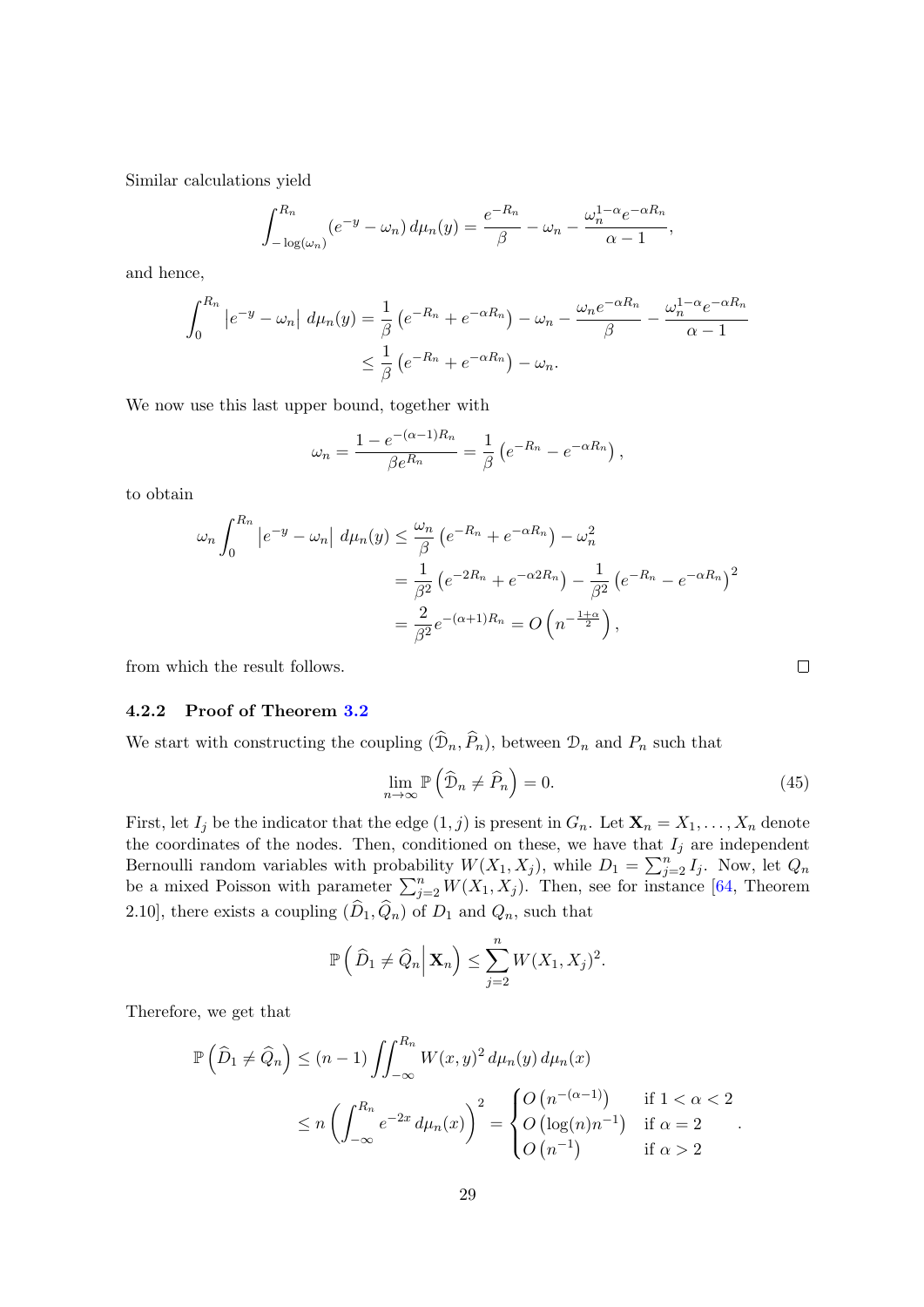Similar calculations yield

$$\int_{-\log(\omega_n)}^{R_n} (e^{-y} - \omega_n) \, d\mu_n(y) = \frac{e^{-R_n}}{\beta} - \omega_n - \frac{\omega_n^{1-\alpha} e^{-\alpha R_n}}{\alpha - 1},$$

and hence,

$$\begin{aligned}
\int_0^{R_n} \left| e^{-y} - \omega_n \right| \, d\mu_n(y) &= \frac{1}{\beta}\left(e^{-R_n} + e^{-\alpha R_n}\right) - \omega_n - \frac{\omega_n e^{-\alpha R_n}}{\beta} - \frac{\omega_n^{1-\alpha} e^{-\alpha R_n}}{\alpha - 1} \\
&\leq \frac{1}{\beta}\left(e^{-R_n} + e^{-\alpha R_n}\right) - \omega_n.
\end{aligned}$$

We now use this last upper bound, together with

$$\omega_n = \frac{1 - e^{-(\alpha-1)R_n}}{\beta e^{R_n}} = \frac{1}{\beta}\left(e^{-R_n} - e^{-\alpha R_n}\right),$$

to obtain

$$\begin{aligned}
\omega_n \int_0^{R_n} \left| e^{-y} - \omega_n \right| \, d\mu_n(y) &\leq \frac{\omega_n}{\beta}\left(e^{-R_n} + e^{-\alpha R_n}\right) - \omega_n^2 \\
&= \frac{1}{\beta^2}\left(e^{-2R_n} + e^{-\alpha 2 R_n}\right) - \frac{1}{\beta^2}\left(e^{-R_n} - e^{-\alpha R_n}\right)^2 \\
&= \frac{2}{\beta^2} e^{-(\alpha+1)R_n} = O\left(n^{-\frac{1+\alpha}{2}}\right),
\end{aligned}$$

from which the result follows. □

#### 4.2.2 Proof of Theorem 3.2

We start with constructing the coupling $(\widehat{\mathcal{D}}_n, \widehat{P}_n)$, between $\mathcal{D}_n$ and $P_n$ such that

$$\lim_{n \to \infty} \mathbb{P}\left(\widehat{\mathcal{D}}_n \neq \widehat{P}_n\right) = 0. \tag{45}$$

First, let $I_j$ be the indicator that the edge $(1, j)$ is present in $G_n$. Let $\mathbf{X}_n = X_1, \dots, X_n$ denote the coordinates of the nodes. Then, conditioned on these, we have that $I_j$ are independent Bernoulli random variables with probability $W(X_1, X_j)$, while $D_1 = \sum_{j=2}^n I_j$. Now, let $Q_n$ be a mixed Poisson with parameter $\sum_{j=2}^n W(X_1, X_j)$. Then, see for instance [64, Theorem 2.10], there exists a coupling $(\widehat{D}_1, \widehat{Q}_n)$ of $D_1$ and $Q_n$, such that

$$\mathbb{P}\left(\widehat{D}_1 \neq \widehat{Q}_n \middle| \mathbf{X}_n\right) \leq \sum_{j=2}^n W(X_1, X_j)^2.$$

Therefore, we get that

$$\begin{aligned}
\mathbb{P}\left(\widehat{D}_1 \neq \widehat{Q}_n\right) &\leq (n-1) \iint_{-\infty}^{R_n} W(x,y)^2 \, d\mu_n(y) \, d\mu_n(x) \\
&\leq n \left(\int_{-\infty}^{R_n} e^{-2x} \, d\mu_n(x)\right)^2 = \begin{cases} O\left(n^{-(\alpha-1)}\right) & \text{if } 1 < \alpha < 2 \\ O\left(\log(n) n^{-1}\right) & \text{if } \alpha = 2 \\ O\left(n^{-1}\right) & \text{if } \alpha > 2 \end{cases}.
\end{aligned}$$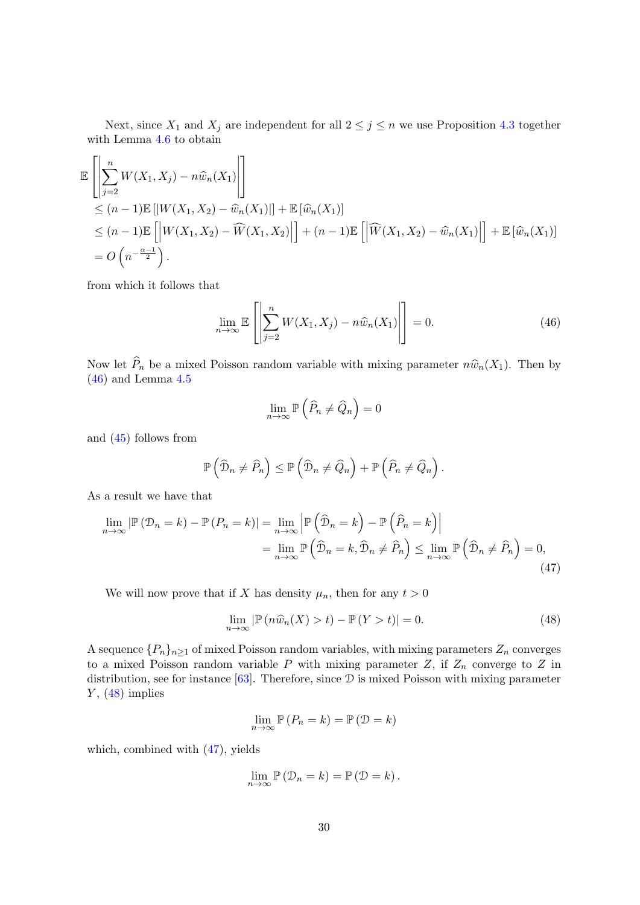Next, since $X_1$ and $X_j$ are independent for all $2 \le j \le n$ we use Proposition 4.3 together with Lemma 4.6 to obtain

$$
\begin{aligned}
&\mathbb{E}\left[\left|\sum_{j=2}^{n} W(X_1, X_j) - n\widehat{w}_n(X_1)\right|\right] \\
&\le (n-1)\mathbb{E}\left[|W(X_1, X_2) - \widehat{w}_n(X_1)|\right] + \mathbb{E}\left[\widehat{w}_n(X_1)\right] \\
&\le (n-1)\mathbb{E}\left[\left|W(X_1, X_2) - \widehat{W}(X_1, X_2)\right|\right] + (n-1)\mathbb{E}\left[\left|\widehat{W}(X_1, X_2) - \widehat{w}_n(X_1)\right|\right] + \mathbb{E}\left[\widehat{w}_n(X_1)\right] \\
&= O\left(n^{-\frac{\alpha-1}{2}}\right).
\end{aligned}
$$

from which it follows that

$$
\lim_{n\to\infty} \mathbb{E}\left[\left|\sum_{j=2}^{n} W(X_1, X_j) - n\widehat{w}_n(X_1)\right|\right] = 0. \tag{46}
$$

Now let $\widehat{P}_n$ be a mixed Poisson random variable with mixing parameter $n\widehat{w}_n(X_1)$. Then by (46) and Lemma 4.5

$$
\lim_{n\to\infty} \mathbb{P}\left(\widehat{P}_n \neq \widehat{Q}_n\right) = 0
$$

and (45) follows from

$$
\mathbb{P}\left(\widehat{\mathcal{D}}_n \neq \widehat{P}_n\right) \le \mathbb{P}\left(\widehat{\mathcal{D}}_n \neq \widehat{Q}_n\right) + \mathbb{P}\left(\widehat{P}_n \neq \widehat{Q}_n\right).
$$

As a result we have that

$$
\begin{aligned}
\lim_{n\to\infty} \left|\mathbb{P}\left(\mathcal{D}_n = k\right) - \mathbb{P}\left(P_n = k\right)\right| &= \lim_{n\to\infty} \left|\mathbb{P}\left(\widehat{\mathcal{D}}_n = k\right) - \mathbb{P}\left(\widehat{P}_n = k\right)\right| \\
&= \lim_{n\to\infty} \mathbb{P}\left(\widehat{\mathcal{D}}_n = k, \widehat{\mathcal{D}}_n \neq \widehat{P}_n\right) \le \lim_{n\to\infty} \mathbb{P}\left(\widehat{\mathcal{D}}_n \neq \widehat{P}_n\right) = 0,
\end{aligned} \tag{47}
$$

We will now prove that if $X$ has density $\mu_n$, then for any $t > 0$

$$
\lim_{n\to\infty} \left|\mathbb{P}\left(n\widehat{w}_n(X) > t\right) - \mathbb{P}\left(Y > t\right)\right| = 0. \tag{48}
$$

A sequence $\{P_n\}_{n\ge 1}$ of mixed Poisson random variables, with mixing parameters $Z_n$ converges to a mixed Poisson random variable $P$ with mixing parameter $Z$, if $Z_n$ converge to $Z$ in distribution, see for instance [63]. Therefore, since $\mathcal{D}$ is mixed Poisson with mixing parameter $Y$, (48) implies

$$
\lim_{n\to\infty} \mathbb{P}\left(P_n = k\right) = \mathbb{P}\left(\mathcal{D} = k\right)
$$

which, combined with (47), yields

$$
\lim_{n\to\infty} \mathbb{P}\left(\mathcal{D}_n = k\right) = \mathbb{P}\left(\mathcal{D} = k\right).
$$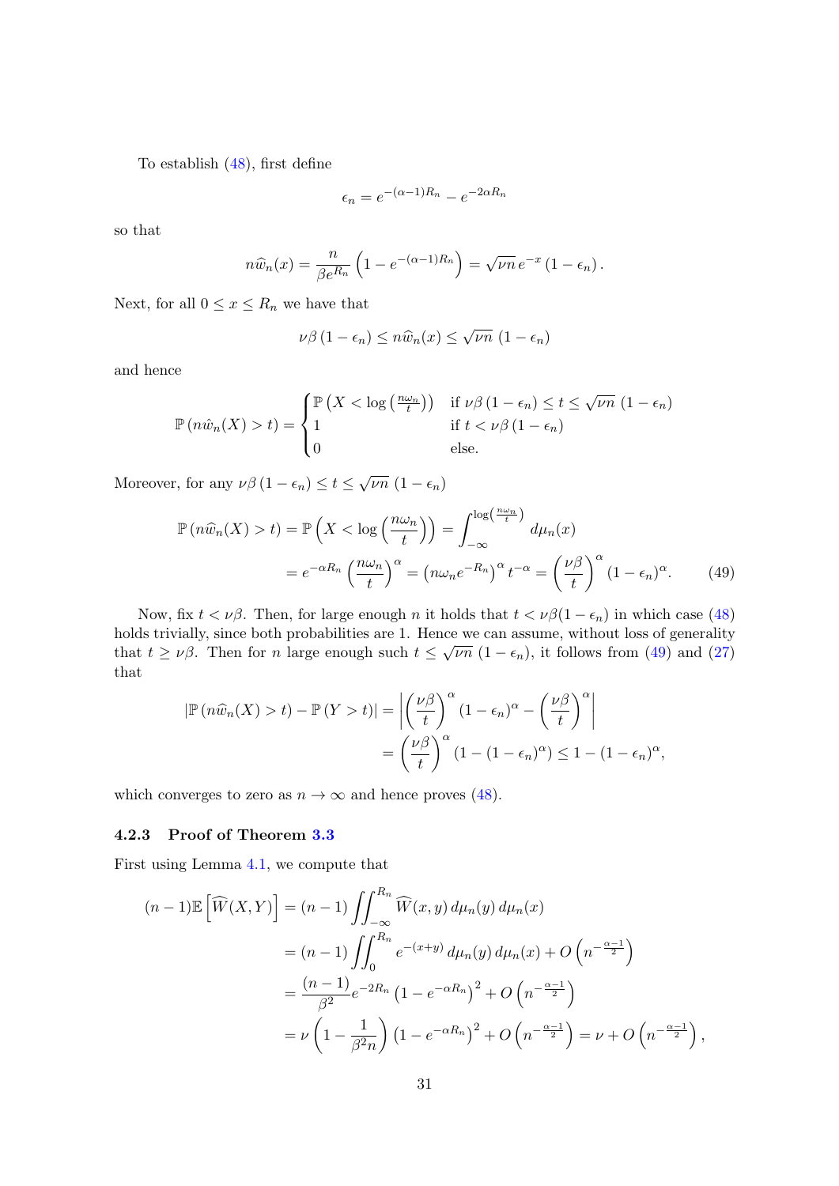To establish (48), first define

$$\epsilon_n = e^{-(\alpha-1)R_n} - e^{-2\alpha R_n}$$

so that

$$n\widehat{w}_n(x) = \frac{n}{\beta e^{R_n}}\left(1 - e^{-(\alpha-1)R_n}\right) = \sqrt{\nu n}\, e^{-x}\left(1 - \epsilon_n\right).$$

Next, for all $0 \le x \le R_n$ we have that

$$\nu\beta\left(1 - \epsilon_n\right) \le n\widehat{w}_n(x) \le \sqrt{\nu n}\,\left(1 - \epsilon_n\right)$$

and hence

$$\mathbb{P}\left(n\hat{w}_n(X) > t\right) = \begin{cases} \mathbb{P}\left(X < \log\left(\frac{n\omega_n}{t}\right)\right) & \text{if } \nu\beta\left(1-\epsilon_n\right) \le t \le \sqrt{\nu n}\,\left(1 - \epsilon_n\right) \\ 1 & \text{if } t < \nu\beta\left(1 - \epsilon_n\right) \\ 0 & \text{else.} \end{cases}$$

Moreover, for any $\nu\beta\left(1-\epsilon_n\right) \le t \le \sqrt{\nu n}\,\left(1 - \epsilon_n\right)$

$$\begin{aligned} \mathbb{P}\left(n\widehat{w}_n(X) > t\right) &= \mathbb{P}\left(X < \log\left(\frac{n\omega_n}{t}\right)\right) = \int_{-\infty}^{\log\left(\frac{n\omega_n}{t}\right)} d\mu_n(x) \\ &= e^{-\alpha R_n}\left(\frac{n\omega_n}{t}\right)^{\alpha} = \left(n\omega_n e^{-R_n}\right)^{\alpha} t^{-\alpha} = \left(\frac{\nu\beta}{t}\right)^{\alpha}(1-\epsilon_n)^{\alpha}. \end{aligned} \tag{49}$$

Now, fix $t < \nu\beta$. Then, for large enough $n$ it holds that $t < \nu\beta(1 - \epsilon_n)$ in which case (48) holds trivially, since both probabilities are 1. Hence we can assume, without loss of generality that $t \ge \nu\beta$. Then for $n$ large enough such $t \le \sqrt{\nu n}\,\left(1 - \epsilon_n\right)$, it follows from (49) and (27) that

$$\begin{aligned} \left|\mathbb{P}\left(n\widehat{w}_n(X) > t\right) - \mathbb{P}\left(Y > t\right)\right| &= \left|\left(\frac{\nu\beta}{t}\right)^{\alpha}(1-\epsilon_n)^{\alpha} - \left(\frac{\nu\beta}{t}\right)^{\alpha}\right| \\ &= \left(\frac{\nu\beta}{t}\right)^{\alpha}\left(1 - (1-\epsilon_n)^{\alpha}\right) \le 1 - (1-\epsilon_n)^{\alpha}, \end{aligned}$$

which converges to zero as $n \to \infty$ and hence proves (48).

### 4.2.3 Proof of Theorem 3.3

First using Lemma 4.1, we compute that

$$\begin{aligned} (n-1)\mathbb{E}\left[\widehat{W}(X,Y)\right] &= (n-1)\iint_{-\infty}^{R_n} \widehat{W}(x,y)\, d\mu_n(y)\, d\mu_n(x) \\ &= (n-1)\iint_{0}^{R_n} e^{-(x+y)}\, d\mu_n(y)\, d\mu_n(x) + O\left(n^{-\frac{\alpha-1}{2}}\right) \\ &= \frac{(n-1)}{\beta^2} e^{-2R_n}\left(1 - e^{-\alpha R_n}\right)^2 + O\left(n^{-\frac{\alpha-1}{2}}\right) \\ &= \nu\left(1 - \frac{1}{\beta^2 n}\right)\left(1 - e^{-\alpha R_n}\right)^2 + O\left(n^{-\frac{\alpha-1}{2}}\right) = \nu + O\left(n^{-\frac{\alpha-1}{2}}\right), \end{aligned}$$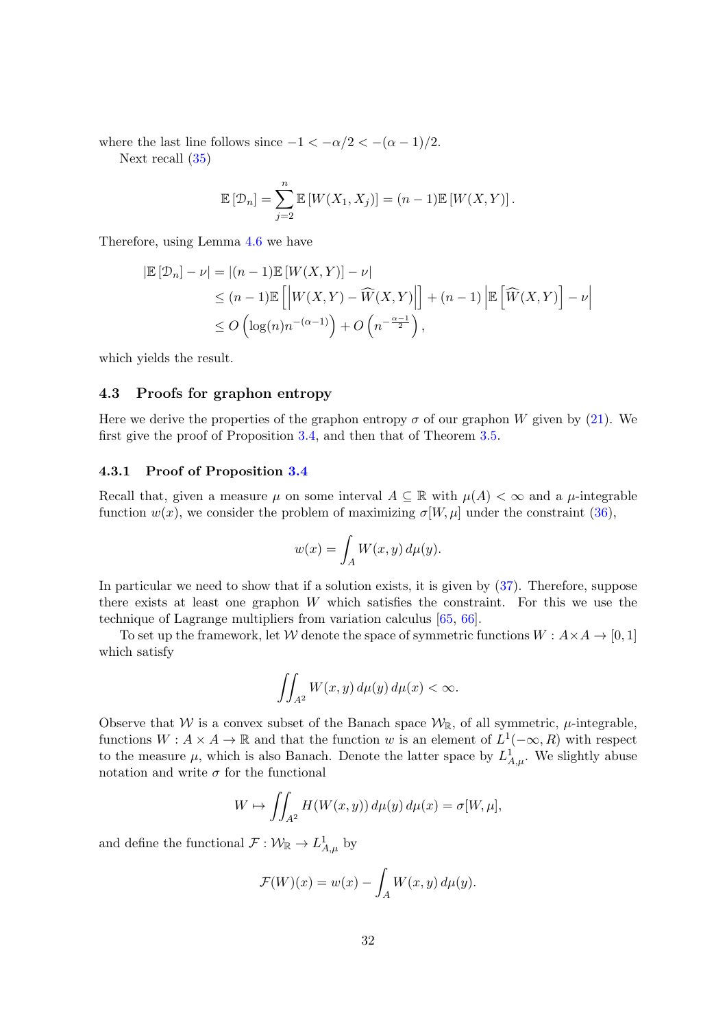where the last line follows since $-1 < -\alpha/2 < -(\alpha-1)/2$.

Next recall (35)

$$\mathbb{E}\left[\mathcal{D}_n\right] = \sum_{j=2}^{n} \mathbb{E}\left[W(X_1, X_j)\right] = (n-1)\mathbb{E}\left[W(X,Y)\right].$$

Therefore, using Lemma 4.6 we have

$$\begin{aligned}
\left|\mathbb{E}\left[\mathcal{D}_n\right] - \nu\right| &= \left|(n-1)\mathbb{E}\left[W(X,Y)\right] - \nu\right| \\
&\leq (n-1)\mathbb{E}\left[\left|W(X,Y) - \widehat{W}(X,Y)\right|\right] + (n-1)\left|\mathbb{E}\left[\widehat{W}(X,Y)\right] - \nu\right| \\
&\leq O\left(\log(n) n^{-(\alpha-1)}\right) + O\left(n^{-\frac{\alpha-1}{2}}\right),
\end{aligned}$$

which yields the result.

### 4.3 Proofs for graphon entropy

Here we derive the properties of the graphon entropy $\sigma$ of our graphon $W$ given by (21). We first give the proof of Proposition 3.4, and then that of Theorem 3.5.

#### 4.3.1 Proof of Proposition 3.4

Recall that, given a measure $\mu$ on some interval $A \subseteq \mathbb{R}$ with $\mu(A) < \infty$ and a $\mu$-integrable function $w(x)$, we consider the problem of maximizing $\sigma[W, \mu]$ under the constraint (36),

$$w(x) = \int_A W(x,y)\, d\mu(y).$$

In particular we need to show that if a solution exists, it is given by (37). Therefore, suppose there exists at least one graphon $W$ which satisfies the constraint. For this we use the technique of Lagrange multipliers from variation calculus [65, 66].

To set up the framework, let $\mathcal{W}$ denote the space of symmetric functions $W : A \times A \to [0,1]$ which satisfy

$$\iint_{A^2} W(x,y)\, d\mu(y)\, d\mu(x) < \infty.$$

Observe that $\mathcal{W}$ is a convex subset of the Banach space $\mathcal{W}_{\mathbb{R}}$, of all symmetric, $\mu$-integrable, functions $W : A \times A \to \mathbb{R}$ and that the function $w$ is an element of $L^1(-\infty, R)$ with respect to the measure $\mu$, which is also Banach. Denote the latter space by $L^1_{A,\mu}$. We slightly abuse notation and write $\sigma$ for the functional

$$W \mapsto \iint_{A^2} H(W(x,y))\, d\mu(y)\, d\mu(x) = \sigma[W, \mu],$$

and define the functional $\mathcal{F} : \mathcal{W}_{\mathbb{R}} \to L^1_{A,\mu}$ by

$$\mathcal{F}(W)(x) = w(x) - \int_A W(x,y)\, d\mu(y).$$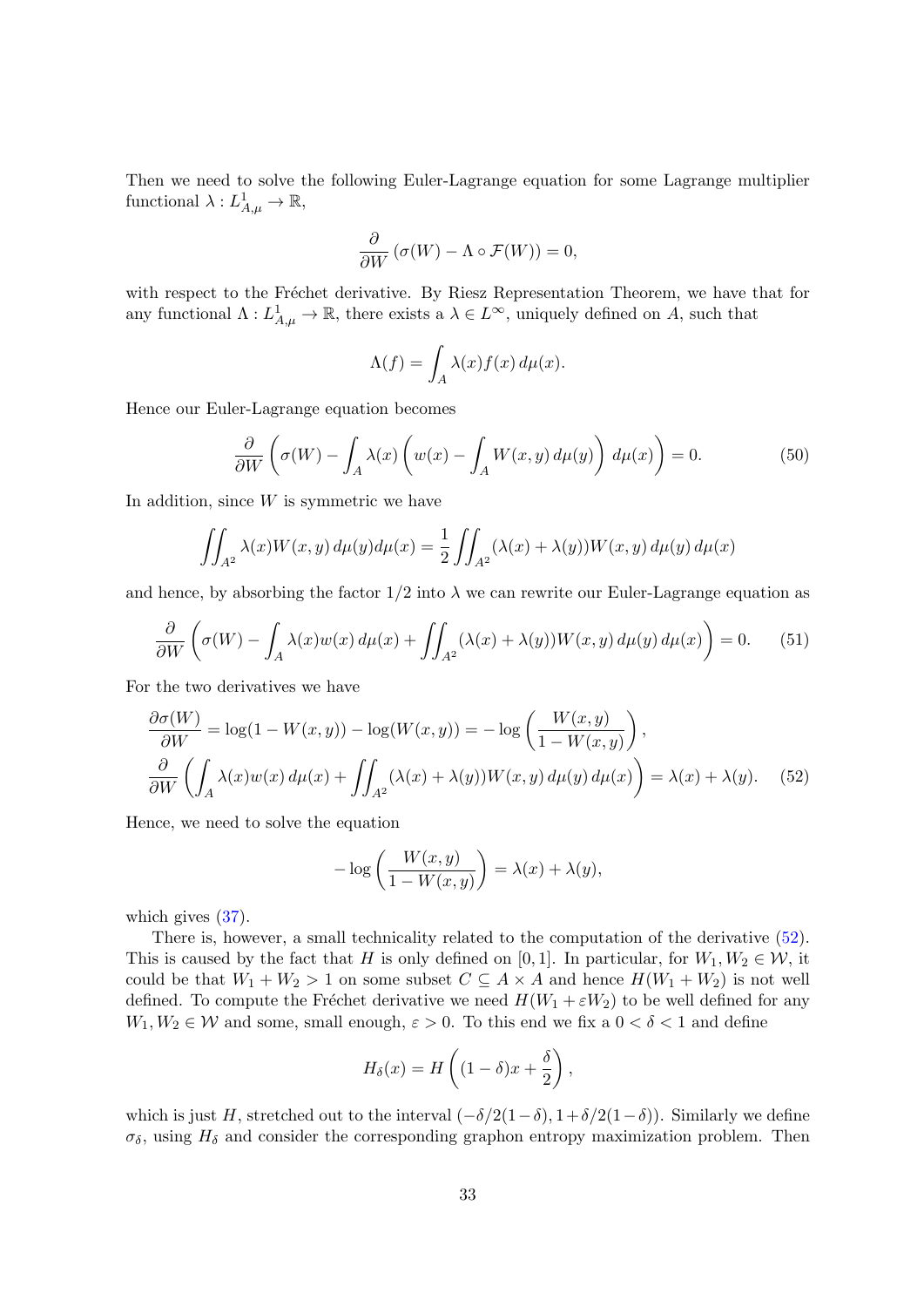Then we need to solve the following Euler-Lagrange equation for some Lagrange multiplier functional $\lambda : L^1_{A,\mu} \to \mathbb{R}$,

$$\frac{\partial}{\partial W} \left( \sigma(W) - \Lambda \circ \mathcal{F}(W) \right) = 0,$$

with respect to the Fréchet derivative. By Riesz Representation Theorem, we have that for any functional $\Lambda : L^1_{A,\mu} \to \mathbb{R}$, there exists a $\lambda \in L^\infty$, uniquely defined on $A$, such that

$$\Lambda(f) = \int_A \lambda(x) f(x) \, d\mu(x).$$

Hence our Euler-Lagrange equation becomes

$$\frac{\partial}{\partial W} \left( \sigma(W) - \int_A \lambda(x) \left( w(x) - \int_A W(x,y) \, d\mu(y) \right) \, d\mu(x) \right) = 0. \tag{50}$$

In addition, since $W$ is symmetric we have

$$\iint_{A^2} \lambda(x) W(x,y) \, d\mu(y) d\mu(x) = \frac{1}{2} \iint_{A^2} (\lambda(x) + \lambda(y)) W(x,y) \, d\mu(y) \, d\mu(x)$$

and hence, by absorbing the factor $1/2$ into $\lambda$ we can rewrite our Euler-Lagrange equation as

$$\frac{\partial}{\partial W} \left( \sigma(W) - \int_A \lambda(x) w(x) \, d\mu(x) + \iint_{A^2} (\lambda(x) + \lambda(y)) W(x,y) \, d\mu(y) \, d\mu(x) \right) = 0. \tag{51}$$

For the two derivatives we have

$$\begin{aligned}
\frac{\partial \sigma(W)}{\partial W} &= \log(1 - W(x,y)) - \log(W(x,y)) = -\log \left( \frac{W(x,y)}{1 - W(x,y)} \right), \\
\frac{\partial}{\partial W} &\left( \int_A \lambda(x) w(x) \, d\mu(x) + \iint_{A^2} (\lambda(x) + \lambda(y)) W(x,y) \, d\mu(y) \, d\mu(x) \right) = \lambda(x) + \lambda(y).
\end{aligned} \tag{52}$$

Hence, we need to solve the equation

$$-\log \left( \frac{W(x,y)}{1 - W(x,y)} \right) = \lambda(x) + \lambda(y),$$

which gives (37).

There is, however, a small technicality related to the computation of the derivative (52). This is caused by the fact that $H$ is only defined on $[0,1]$. In particular, for $W_1, W_2 \in \mathcal{W}$, it could be that $W_1 + W_2 > 1$ on some subset $C \subseteq A \times A$ and hence $H(W_1 + W_2)$ is not well defined. To compute the Fréchet derivative we need $H(W_1 + \varepsilon W_2)$ to be well defined for any $W_1, W_2 \in \mathcal{W}$ and some, small enough, $\varepsilon > 0$. To this end we fix a $0 < \delta < 1$ and define

$$H_\delta(x) = H \left( (1 - \delta) x + \frac{\delta}{2} \right),$$

which is just $H$, stretched out to the interval $(-\delta/2(1-\delta), 1 + \delta/2(1-\delta))$. Similarly we define $\sigma_\delta$, using $H_\delta$ and consider the corresponding graphon entropy maximization problem. Then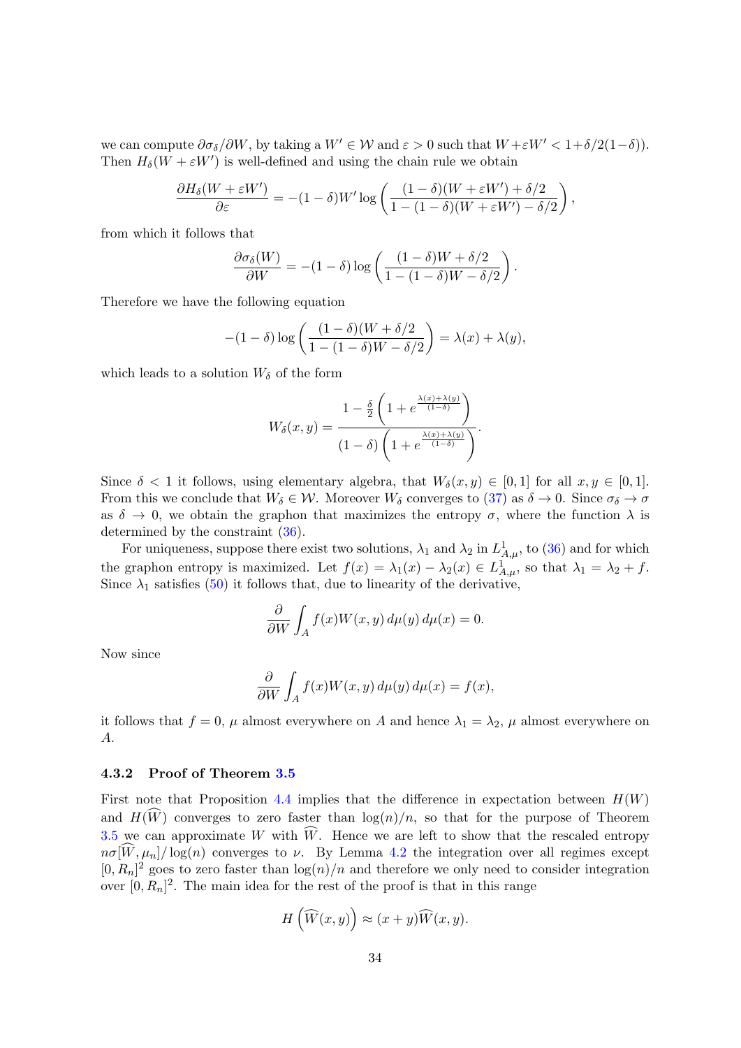we can compute $\partial \sigma_\delta / \partial W$, by taking a $W' \in \mathcal{W}$ and $\varepsilon > 0$ such that $W + \varepsilon W' < 1 + \delta/2(1-\delta))$. Then $H_\delta(W + \varepsilon W')$ is well-defined and using the chain rule we obtain

$$\frac{\partial H_\delta(W + \varepsilon W')}{\partial \varepsilon} = -(1-\delta) W' \log\left( \frac{(1-\delta)(W + \varepsilon W') + \delta/2}{1 - (1-\delta)(W + \varepsilon W') - \delta/2} \right),$$

from which it follows that

$$\frac{\partial \sigma_\delta(W)}{\partial W} = -(1-\delta) \log\left( \frac{(1-\delta)W + \delta/2}{1 - (1-\delta)W - \delta/2} \right).$$

Therefore we have the following equation

$$-(1-\delta) \log\left( \frac{(1-\delta)(W + \delta/2}{1 - (1-\delta)W - \delta/2} \right) = \lambda(x) + \lambda(y),$$

which leads to a solution $W_\delta$ of the form

$$W_\delta(x,y) = \frac{1 - \frac{\delta}{2}\left(1 + e^{\frac{\lambda(x)+\lambda(y)}{(1-\delta)}}\right)}{(1-\delta)\left(1 + e^{\frac{\lambda(x)+\lambda(y)}{(1-\delta)}}\right)}.$$

Since $\delta < 1$ it follows, using elementary algebra, that $W_\delta(x,y) \in [0,1]$ for all $x, y \in [0,1]$. From this we conclude that $W_\delta \in \mathcal{W}$. Moreover $W_\delta$ converges to (37) as $\delta \to 0$. Since $\sigma_\delta \to \sigma$ as $\delta \to 0$, we obtain the graphon that maximizes the entropy $\sigma$, where the function $\lambda$ is determined by the constraint (36).

For uniqueness, suppose there exist two solutions, $\lambda_1$ and $\lambda_2$ in $L^1_{A,\mu}$, to (36) and for which the graphon entropy is maximized. Let $f(x) = \lambda_1(x) - \lambda_2(x) \in L^1_{A,\mu}$, so that $\lambda_1 = \lambda_2 + f$. Since $\lambda_1$ satisfies (50) it follows that, due to linearity of the derivative,

$$\frac{\partial}{\partial W} \int_A f(x) W(x,y) \, d\mu(y) \, d\mu(x) = 0.$$

Now since

$$\frac{\partial}{\partial W} \int_A f(x) W(x,y) \, d\mu(y) \, d\mu(x) = f(x),$$

it follows that $f = 0$, $\mu$ almost everywhere on $A$ and hence $\lambda_1 = \lambda_2$, $\mu$ almost everywhere on $A$.

### 4.3.2 Proof of Theorem 3.5

First note that Proposition 4.4 implies that the difference in expectation between $H(W)$ and $H(\widehat{W})$ converges to zero faster than $\log(n)/n$, so that for the purpose of Theorem 3.5 we can approximate $W$ with $\widehat{W}$. Hence we are left to show that the rescaled entropy $n\sigma[\widehat{W}, \mu_n]/\log(n)$ converges to $\nu$. By Lemma 4.2 the integration over all regimes except $[0, R_n]^2$ goes to zero faster than $\log(n)/n$ and therefore we only need to consider integration over $[0, R_n]^2$. The main idea for the rest of the proof is that in this range

$$H\left(\widehat{W}(x,y)\right) \approx (x+y)\widehat{W}(x,y).$$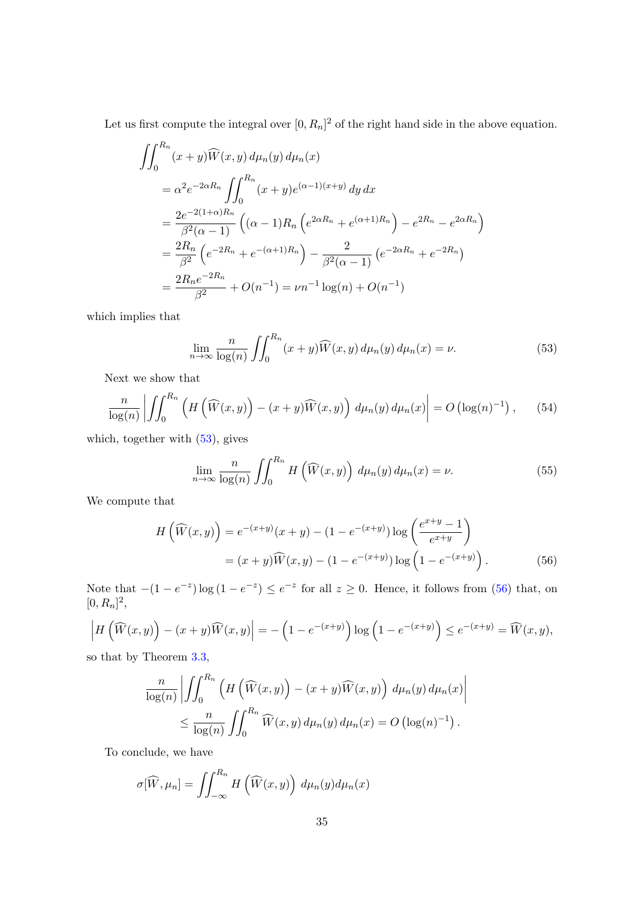Let us first compute the integral over $[0, R_n]^2$ of the right hand side in the above equation.

$$
\begin{aligned}
&\iint_0^{R_n} (x+y)\widehat{W}(x,y)\, d\mu_n(y)\, d\mu_n(x) \\
&\quad = \alpha^2 e^{-2\alpha R_n} \iint_0^{R_n} (x+y) e^{(\alpha-1)(x+y)}\, dy\, dx \\
&\quad = \frac{2e^{-2(1+\alpha)R_n}}{\beta^2(\alpha-1)} \left( (\alpha-1) R_n \left( e^{2\alpha R_n} + e^{(\alpha+1)R_n} \right) - e^{2R_n} - e^{2\alpha R_n} \right) \\
&\quad = \frac{2R_n}{\beta^2} \left( e^{-2R_n} + e^{-(\alpha+1)R_n} \right) - \frac{2}{\beta^2(\alpha-1)} \left( e^{-2\alpha R_n} + e^{-2R_n} \right) \\
&\quad = \frac{2R_n e^{-2R_n}}{\beta^2} + O(n^{-1}) = \nu n^{-1} \log(n) + O(n^{-1})
\end{aligned}
$$

which implies that

$$
\lim_{n\to\infty} \frac{n}{\log(n)} \iint_0^{R_n} (x+y)\widehat{W}(x,y)\, d\mu_n(y)\, d\mu_n(x) = \nu. \tag{53}
$$

Next we show that

$$
\frac{n}{\log(n)} \left| \iint_0^{R_n} \left( H\left(\widehat{W}(x,y)\right) - (x+y)\widehat{W}(x,y) \right) \, d\mu_n(y)\, d\mu_n(x) \right| = O\left(\log(n)^{-1}\right), \tag{54}
$$

which, together with (53), gives

$$
\lim_{n\to\infty} \frac{n}{\log(n)} \iint_0^{R_n} H\left(\widehat{W}(x,y)\right) \, d\mu_n(y)\, d\mu_n(x) = \nu. \tag{55}
$$

We compute that

$$
\begin{aligned}
H\left(\widehat{W}(x,y)\right) &= e^{-(x+y)}(x+y) - (1-e^{-(x+y)}) \log\left( \frac{e^{x+y}-1}{e^{x+y}} \right) \\
&= (x+y)\widehat{W}(x,y) - (1-e^{-(x+y)}) \log\left(1 - e^{-(x+y)}\right).
\end{aligned} \tag{56}
$$

Note that $-(1-e^{-z}) \log\left(1-e^{-z}\right) \leq e^{-z}$ for all $z \geq 0$. Hence, it follows from (56) that, on $[0, R_n]^2$,

$$
\left| H\left(\widehat{W}(x,y)\right) - (x+y)\widehat{W}(x,y) \right| = -\left(1-e^{-(x+y)}\right) \log\left(1-e^{-(x+y)}\right) \leq e^{-(x+y)} = \widehat{W}(x,y),
$$

so that by Theorem 3.3,

$$
\begin{aligned}
&\frac{n}{\log(n)} \left| \iint_0^{R_n} \left( H\left(\widehat{W}(x,y)\right) - (x+y)\widehat{W}(x,y) \right) \, d\mu_n(y)\, d\mu_n(x) \right| \\
&\qquad \leq \frac{n}{\log(n)} \iint_0^{R_n} \widehat{W}(x,y)\, d\mu_n(y)\, d\mu_n(x) = O\left(\log(n)^{-1}\right).
\end{aligned}
$$

To conclude, we have

$$
\sigma[\widehat{W}, \mu_n] = \iint_{-\infty}^{R_n} H\left(\widehat{W}(x,y)\right) \, d\mu_n(y) d\mu_n(x)
$$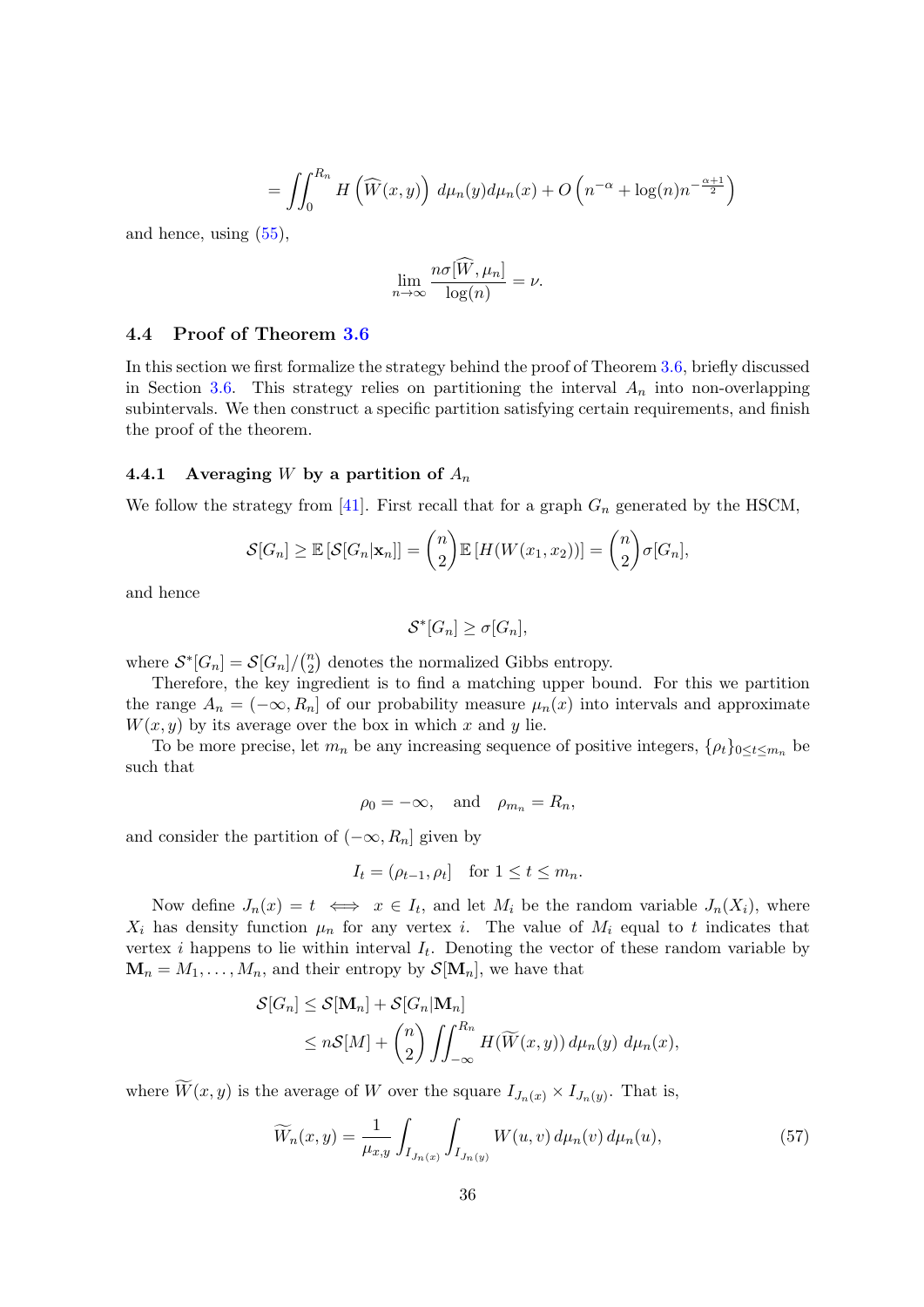$$= \iint_0^{R_n} H\left(\widehat{W}(x,y)\right)\, d\mu_n(y) d\mu_n(x) + O\left(n^{-\alpha} + \log(n) n^{-\frac{\alpha+1}{2}}\right)$$

and hence, using (55),

$$\lim_{n\to\infty} \frac{n\sigma[\widehat{W},\mu_n]}{\log(n)} = \nu.$$

### 4.4 Proof of Theorem 3.6

In this section we first formalize the strategy behind the proof of Theorem 3.6, briefly discussed in Section 3.6. This strategy relies on partitioning the interval $A_n$ into non-overlapping subintervals. We then construct a specific partition satisfying certain requirements, and finish the proof of the theorem.

#### 4.4.1 Averaging $W$ by a partition of $A_n$

We follow the strategy from [41]. First recall that for a graph $G_n$ generated by the HSCM,

$$\mathcal{S}[G_n] \geq \mathbb{E}\left[\mathcal{S}[G_n|\mathbf{x}_n]\right] = \binom{n}{2}\mathbb{E}\left[H(W(x_1,x_2))\right] = \binom{n}{2}\sigma[G_n],$$

and hence

$$\mathcal{S}^*[G_n] \geq \sigma[G_n],$$

where $\mathcal{S}^*[G_n] = \mathcal{S}[G_n]/\binom{n}{2}$ denotes the normalized Gibbs entropy.

Therefore, the key ingredient is to find a matching upper bound. For this we partition the range $A_n = (-\infty, R_n]$ of our probability measure $\mu_n(x)$ into intervals and approximate $W(x,y)$ by its average over the box in which $x$ and $y$ lie.

To be more precise, let $m_n$ be any increasing sequence of positive integers, $\{\rho_t\}_{0\leq t\leq m_n}$ be such that

$$\rho_0 = -\infty, \quad \text{and} \quad \rho_{m_n} = R_n,$$

and consider the partition of $(-\infty, R_n]$ given by

$$I_t = (\rho_{t-1}, \rho_t] \quad \text{for } 1 \leq t \leq m_n.$$

Now define $J_n(x) = t \iff x \in I_t$, and let $M_i$ be the random variable $J_n(X_i)$, where $X_i$ has density function $\mu_n$ for any vertex $i$. The value of $M_i$ equal to $t$ indicates that vertex $i$ happens to lie within interval $I_t$. Denoting the vector of these random variable by $\mathbf{M}_n = M_1, \ldots, M_n$, and their entropy by $\mathcal{S}[\mathbf{M}_n]$, we have that

$$\begin{aligned}
\mathcal{S}[G_n] &\leq \mathcal{S}[\mathbf{M}_n] + \mathcal{S}[G_n|\mathbf{M}_n] \\
&\leq n\mathcal{S}[M] + \binom{n}{2}\iint_{-\infty}^{R_n} H(\widetilde{W}(x,y))\, d\mu_n(y)\, d\mu_n(x),
\end{aligned}$$

where $\widetilde{W}(x,y)$ is the average of $W$ over the square $I_{J_n(x)} \times I_{J_n(y)}$. That is,

$$\widetilde{W}_n(x,y) = \frac{1}{\mu_{x,y}} \int_{I_{J_n(x)}} \int_{I_{J_n(y)}} W(u,v)\, d\mu_n(v)\, d\mu_n(u), \tag{57}$$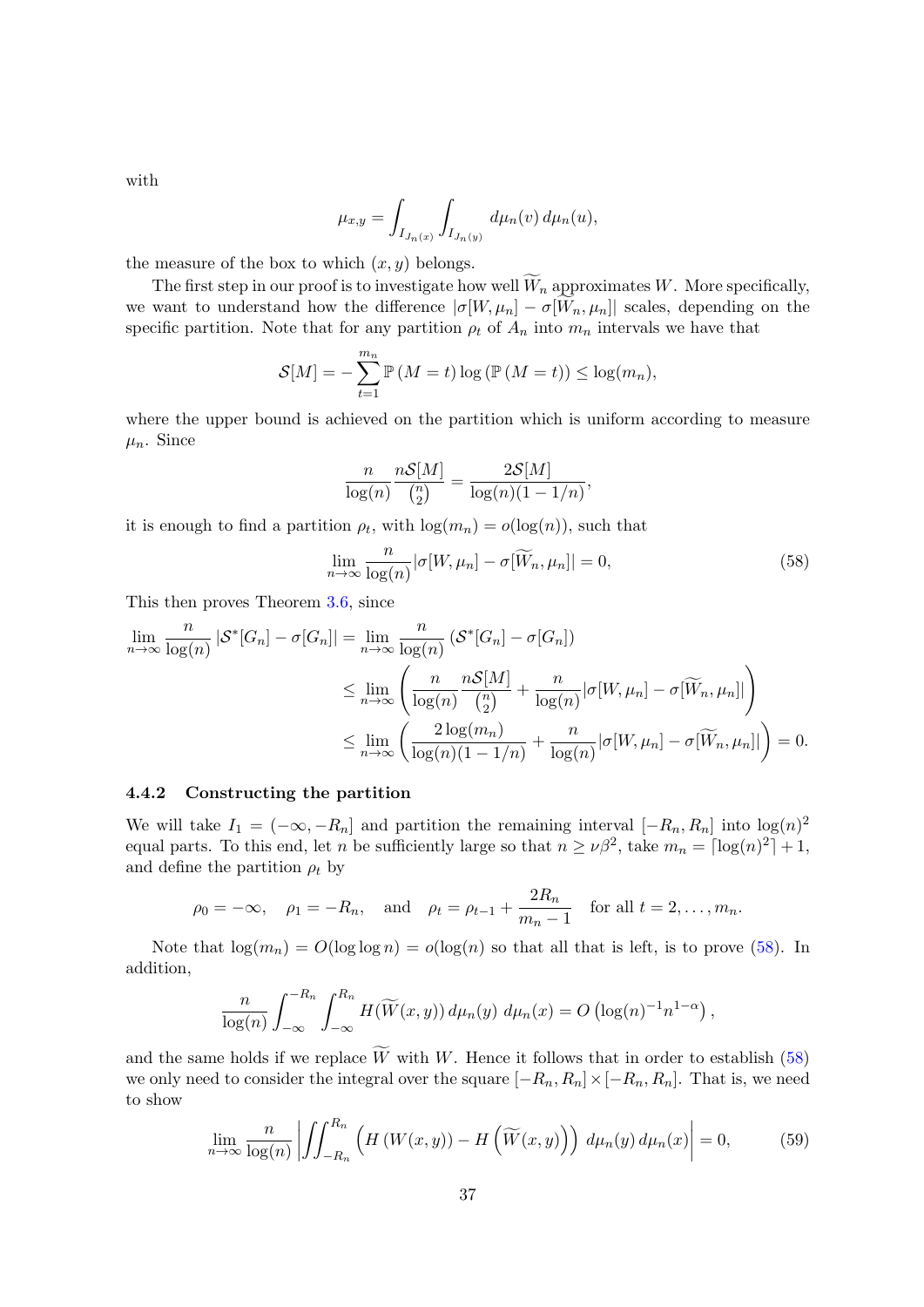with

$$\mu_{x,y} = \int_{I_{J_n(x)}} \int_{I_{J_n(y)}} d\mu_n(v)\, d\mu_n(u),$$

the measure of the box to which $(x, y)$ belongs.

The first step in our proof is to investigate how well $\widetilde{W}_n$ approximates $W$. More specifically, we want to understand how the difference $|\sigma[W, \mu_n] - \sigma[\widetilde{W}_n, \mu_n]|$ scales, depending on the specific partition. Note that for any partition $\rho_t$ of $A_n$ into $m_n$ intervals we have that

$$\mathcal{S}[M] = -\sum_{t=1}^{m_n} \mathbb{P}(M = t) \log\left(\mathbb{P}(M = t)\right) \leq \log(m_n),$$

where the upper bound is achieved on the partition which is uniform according to measure $\mu_n$. Since

$$\frac{n}{\log(n)} \frac{n\mathcal{S}[M]}{\binom{n}{2}} = \frac{2\mathcal{S}[M]}{\log(n)(1 - 1/n)},$$

it is enough to find a partition $\rho_t$, with $\log(m_n) = o(\log(n))$, such that

$$\lim_{n\to\infty} \frac{n}{\log(n)} |\sigma[W, \mu_n] - \sigma[\widetilde{W}_n, \mu_n]| = 0, \tag{58}$$

This then proves Theorem 3.6, since

$$\begin{aligned}
\lim_{n\to\infty} \frac{n}{\log(n)} |\mathcal{S}^*[G_n] - \sigma[G_n]| &= \lim_{n\to\infty} \frac{n}{\log(n)} \left(\mathcal{S}^*[G_n] - \sigma[G_n]\right) \\
&\leq \lim_{n\to\infty} \left( \frac{n}{\log(n)} \frac{n\mathcal{S}[M]}{\binom{n}{2}} + \frac{n}{\log(n)} |\sigma[W, \mu_n] - \sigma[\widetilde{W}_n, \mu_n]| \right) \\
&\leq \lim_{n\to\infty} \left( \frac{2\log(m_n)}{\log(n)(1 - 1/n)} + \frac{n}{\log(n)} |\sigma[W, \mu_n] - \sigma[\widetilde{W}_n, \mu_n]| \right) = 0.
\end{aligned}$$

### 4.4.2 Constructing the partition

We will take $I_1 = (-\infty, -R_n]$ and partition the remaining interval $[-R_n, R_n]$ into $\log(n)^2$ equal parts. To this end, let $n$ be sufficiently large so that $n \geq \nu\beta^2$, take $m_n = \lceil \log(n)^2 \rceil + 1$, and define the partition $\rho_t$ by

$$\rho_0 = -\infty, \quad \rho_1 = -R_n, \quad \text{and} \quad \rho_t = \rho_{t-1} + \frac{2R_n}{m_n - 1} \quad \text{for all } t = 2, \dots, m_n.$$

Note that $\log(m_n) = O(\log\log n) = o(\log(n))$ so that all that is left, is to prove (58). In addition,

$$\frac{n}{\log(n)} \int_{-\infty}^{-R_n} \int_{-\infty}^{R_n} H(\widetilde{W}(x, y))\, d\mu_n(y)\; d\mu_n(x) = O\left(\log(n)^{-1} n^{1-\alpha}\right),$$

and the same holds if we replace $\widetilde{W}$ with $W$. Hence it follows that in order to establish (58) we only need to consider the integral over the square $[-R_n, R_n] \times [-R_n, R_n]$. That is, we need to show

$$\lim_{n\to\infty} \frac{n}{\log(n)} \left| \iint_{-R_n}^{R_n} \left( H\left(W(x, y)\right) - H\left(\widetilde{W}(x, y)\right) \right) d\mu_n(y)\, d\mu_n(x) \right| = 0, \tag{59}$$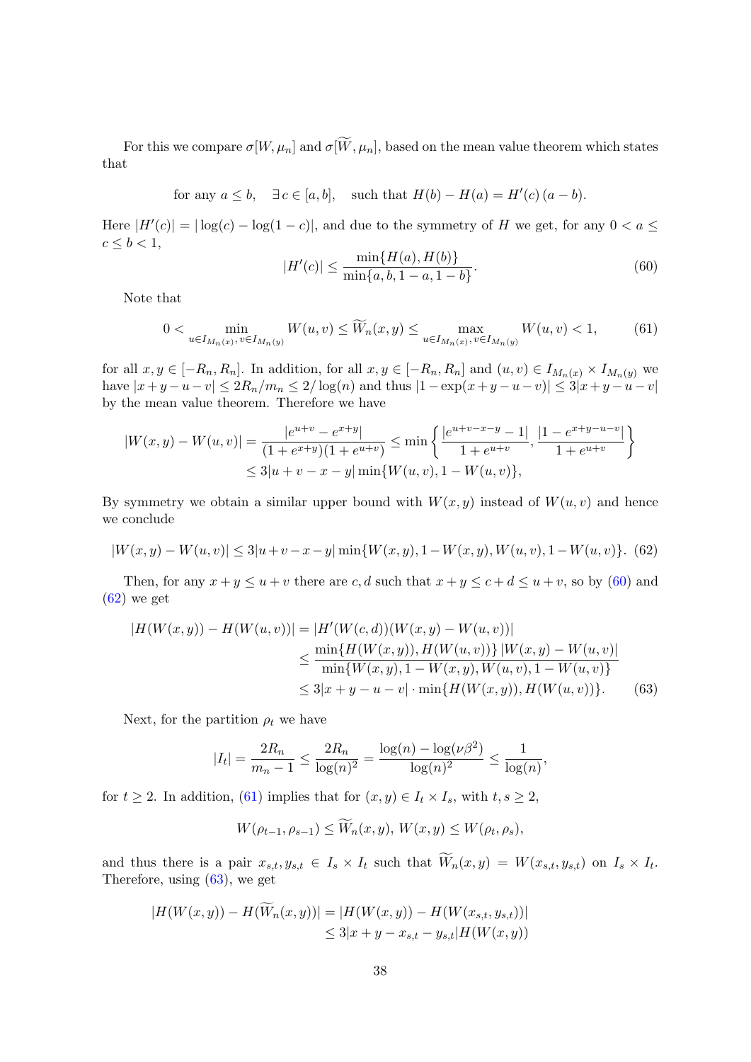For this we compare $\sigma[W, \mu_n]$ and $\sigma[\widetilde{W}, \mu_n]$, based on the mean value theorem which states that

$$\text{for any } a \leq b, \quad \exists\, c \in [a, b], \quad \text{such that } H(b) - H(a) = H'(c)\,(a - b).$$

Here $|H'(c)| = |\log(c) - \log(1-c)|$, and due to the symmetry of $H$ we get, for any $0 < a \leq c \leq b < 1$,

$$|H'(c)| \leq \frac{\min\{H(a), H(b)\}}{\min\{a, b, 1-a, 1-b\}}. \tag{60}$$

Note that

$$0 < \min_{u \in I_{M_n(x)},\, v \in I_{M_n(y)}} W(u, v) \leq \widetilde{W}_n(x, y) \leq \max_{u \in I_{M_n(x)},\, v \in I_{M_n(y)}} W(u, v) < 1, \tag{61}$$

for all $x, y \in [-R_n, R_n]$. In addition, for all $x, y \in [-R_n, R_n]$ and $(u, v) \in I_{M_n(x)} \times I_{M_n(y)}$ we have $|x + y - u - v| \leq 2R_n/m_n \leq 2/\log(n)$ and thus $|1 - \exp(x + y - u - v)| \leq 3|x + y - u - v|$ by the mean value theorem. Therefore we have

$$\begin{aligned}
|W(x, y) - W(u, v)| &= \frac{|e^{u+v} - e^{x+y}|}{(1 + e^{x+y})(1 + e^{u+v})} \leq \min\left\{ \frac{|e^{u+v-x-y} - 1|}{1 + e^{u+v}}, \frac{|1 - e^{x+y-u-v}|}{1 + e^{u+v}} \right\} \\
&\leq 3|u + v - x - y| \min\{W(u, v), 1 - W(u, v)\},
\end{aligned}$$

By symmetry we obtain a similar upper bound with $W(x, y)$ instead of $W(u, v)$ and hence we conclude

$$|W(x, y) - W(u, v)| \leq 3|u + v - x - y| \min\{W(x, y), 1 - W(x, y), W(u, v), 1 - W(u, v)\}. \tag{62}$$

Then, for any $x + y \leq u + v$ there are $c, d$ such that $x + y \leq c + d \leq u + v$, so by (60) and (62) we get

$$\begin{aligned}
|H(W(x, y)) - H(W(u, v))| &= |H'(W(c, d))(W(x, y) - W(u, v))| \\
&\leq \frac{\min\{H(W(x, y)), H(W(u, v))\}\, |W(x, y) - W(u, v)|}{\min\{W(x, y), 1 - W(x, y), W(u, v), 1 - W(u, v)\}} \\
&\leq 3|x + y - u - v| \cdot \min\{H(W(x, y)), H(W(u, v))\}.
\end{aligned} \tag{63}$$

Next, for the partition $\rho_t$ we have

$$|I_t| = \frac{2R_n}{m_n - 1} \leq \frac{2R_n}{\log(n)^2} = \frac{\log(n) - \log(\nu\beta^2)}{\log(n)^2} \leq \frac{1}{\log(n)},$$

for $t \geq 2$. In addition, (61) implies that for $(x, y) \in I_t \times I_s$, with $t, s \geq 2$,

$$W(\rho_{t-1}, \rho_{s-1}) \leq \widetilde{W}_n(x, y),\, W(x, y) \leq W(\rho_t, \rho_s),$$

and thus there is a pair $x_{s,t}, y_{s,t} \in I_s \times I_t$ such that $\widetilde{W}_n(x, y) = W(x_{s,t}, y_{s,t})$ on $I_s \times I_t$. Therefore, using (63), we get

$$\begin{aligned}
|H(W(x, y)) - H(\widetilde{W}_n(x, y))| &= |H(W(x, y)) - H(W(x_{s,t}, y_{s,t}))| \\
&\leq 3|x + y - x_{s,t} - y_{s,t}| H(W(x, y))
\end{aligned}$$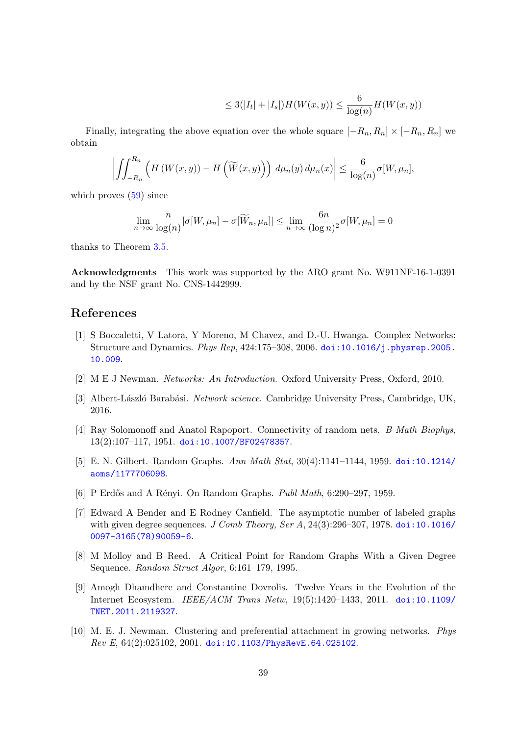$$\leq 3(|I_t| + |I_s|)H(W(x,y)) \leq \frac{6}{\log(n)}H(W(x,y))$$

Finally, integrating the above equation over the whole square $[-R_n, R_n] \times [-R_n, R_n]$ we obtain

$$\left| \iint_{-R_n}^{R_n} \left( H\left(W(x,y)\right) - H\left(\widetilde{W}(x,y)\right)\right) \, d\mu_n(y) \, d\mu_n(x) \right| \leq \frac{6}{\log(n)} \sigma[W, \mu_n],$$

which proves (59) since

$$\lim_{n\to\infty} \frac{n}{\log(n)} |\sigma[W, \mu_n] - \sigma[\widetilde{W}_n, \mu_n]| \leq \lim_{n\to\infty} \frac{6n}{(\log n)^2} \sigma[W, \mu_n] = 0$$

thanks to Theorem 3.5.

**Acknowledgments** This work was supported by the ARO grant No. W911NF-16-1-0391 and by the NSF grant No. CNS-1442999.

## References

[1] S Boccaletti, V Latora, Y Moreno, M Chavez, and D.-U. Hwanga. Complex Networks: Structure and Dynamics. *Phys Rep*, 424:175–308, 2006. doi:10.1016/j.physrep.2005.10.009.

[2] M E J Newman. *Networks: An Introduction*. Oxford University Press, Oxford, 2010.

[3] Albert-László Barabási. *Network science*. Cambridge University Press, Cambridge, UK, 2016.

[4] Ray Solomonoff and Anatol Rapoport. Connectivity of random nets. *B Math Biophys*, 13(2):107–117, 1951. doi:10.1007/BF02478357.

[5] E. N. Gilbert. Random Graphs. *Ann Math Stat*, 30(4):1141–1144, 1959. doi:10.1214/aoms/1177706098.

[6] P Erdős and A Rényi. On Random Graphs. *Publ Math*, 6:290–297, 1959.

[7] Edward A Bender and E Rodney Canfield. The asymptotic number of labeled graphs with given degree sequences. *J Comb Theory, Ser A*, 24(3):296–307, 1978. doi:10.1016/0097-3165(78)90059-6.

[8] M Molloy and B Reed. A Critical Point for Random Graphs With a Given Degree Sequence. *Random Struct Algor*, 6:161–179, 1995.

[9] Amogh Dhamdhere and Constantine Dovrolis. Twelve Years in the Evolution of the Internet Ecosystem. *IEEE/ACM Trans Netw*, 19(5):1420–1433, 2011. doi:10.1109/TNET.2011.2119327.

[10] M. E. J. Newman. Clustering and preferential attachment in growing networks. *Phys Rev E*, 64(2):025102, 2001. doi:10.1103/PhysRevE.64.025102.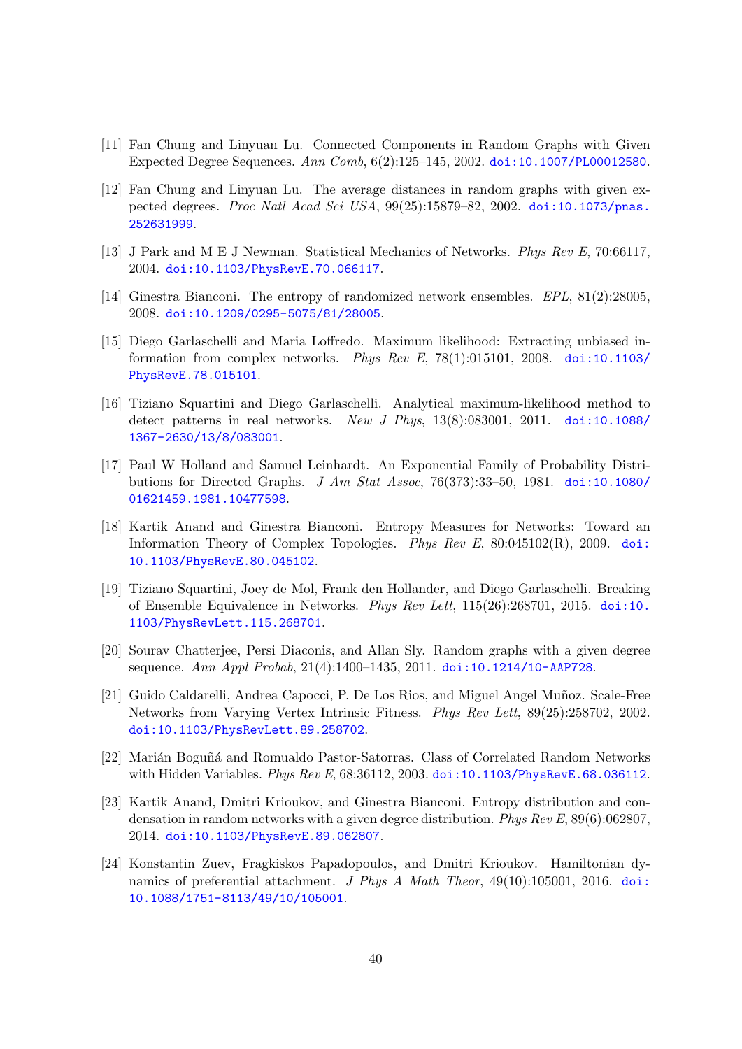[11] Fan Chung and Linyuan Lu. Connected Components in Random Graphs with Given Expected Degree Sequences. *Ann Comb*, 6(2):125–145, 2002. doi:10.1007/PL00012580.

[12] Fan Chung and Linyuan Lu. The average distances in random graphs with given expected degrees. *Proc Natl Acad Sci USA*, 99(25):15879–82, 2002. doi:10.1073/pnas.252631999.

[13] J Park and M E J Newman. Statistical Mechanics of Networks. *Phys Rev E*, 70:66117, 2004. doi:10.1103/PhysRevE.70.066117.

[14] Ginestra Bianconi. The entropy of randomized network ensembles. *EPL*, 81(2):28005, 2008. doi:10.1209/0295-5075/81/28005.

[15] Diego Garlaschelli and Maria Loffredo. Maximum likelihood: Extracting unbiased information from complex networks. *Phys Rev E*, 78(1):015101, 2008. doi:10.1103/PhysRevE.78.015101.

[16] Tiziano Squartini and Diego Garlaschelli. Analytical maximum-likelihood method to detect patterns in real networks. *New J Phys*, 13(8):083001, 2011. doi:10.1088/1367-2630/13/8/083001.

[17] Paul W Holland and Samuel Leinhardt. An Exponential Family of Probability Distributions for Directed Graphs. *J Am Stat Assoc*, 76(373):33–50, 1981. doi:10.1080/01621459.1981.10477598.

[18] Kartik Anand and Ginestra Bianconi. Entropy Measures for Networks: Toward an Information Theory of Complex Topologies. *Phys Rev E*, 80:045102(R), 2009. doi:10.1103/PhysRevE.80.045102.

[19] Tiziano Squartini, Joey de Mol, Frank den Hollander, and Diego Garlaschelli. Breaking of Ensemble Equivalence in Networks. *Phys Rev Lett*, 115(26):268701, 2015. doi:10.1103/PhysRevLett.115.268701.

[20] Sourav Chatterjee, Persi Diaconis, and Allan Sly. Random graphs with a given degree sequence. *Ann Appl Probab*, 21(4):1400–1435, 2011. doi:10.1214/10-AAP728.

[21] Guido Caldarelli, Andrea Capocci, P. De Los Rios, and Miguel Angel Muñoz. Scale-Free Networks from Varying Vertex Intrinsic Fitness. *Phys Rev Lett*, 89(25):258702, 2002. doi:10.1103/PhysRevLett.89.258702.

[22] Marián Boguñá and Romualdo Pastor-Satorras. Class of Correlated Random Networks with Hidden Variables. *Phys Rev E*, 68:36112, 2003. doi:10.1103/PhysRevE.68.036112.

[23] Kartik Anand, Dmitri Krioukov, and Ginestra Bianconi. Entropy distribution and condensation in random networks with a given degree distribution. *Phys Rev E*, 89(6):062807, 2014. doi:10.1103/PhysRevE.89.062807.

[24] Konstantin Zuev, Fragkiskos Papadopoulos, and Dmitri Krioukov. Hamiltonian dynamics of preferential attachment. *J Phys A Math Theor*, 49(10):105001, 2016. doi:10.1088/1751-8113/49/10/105001.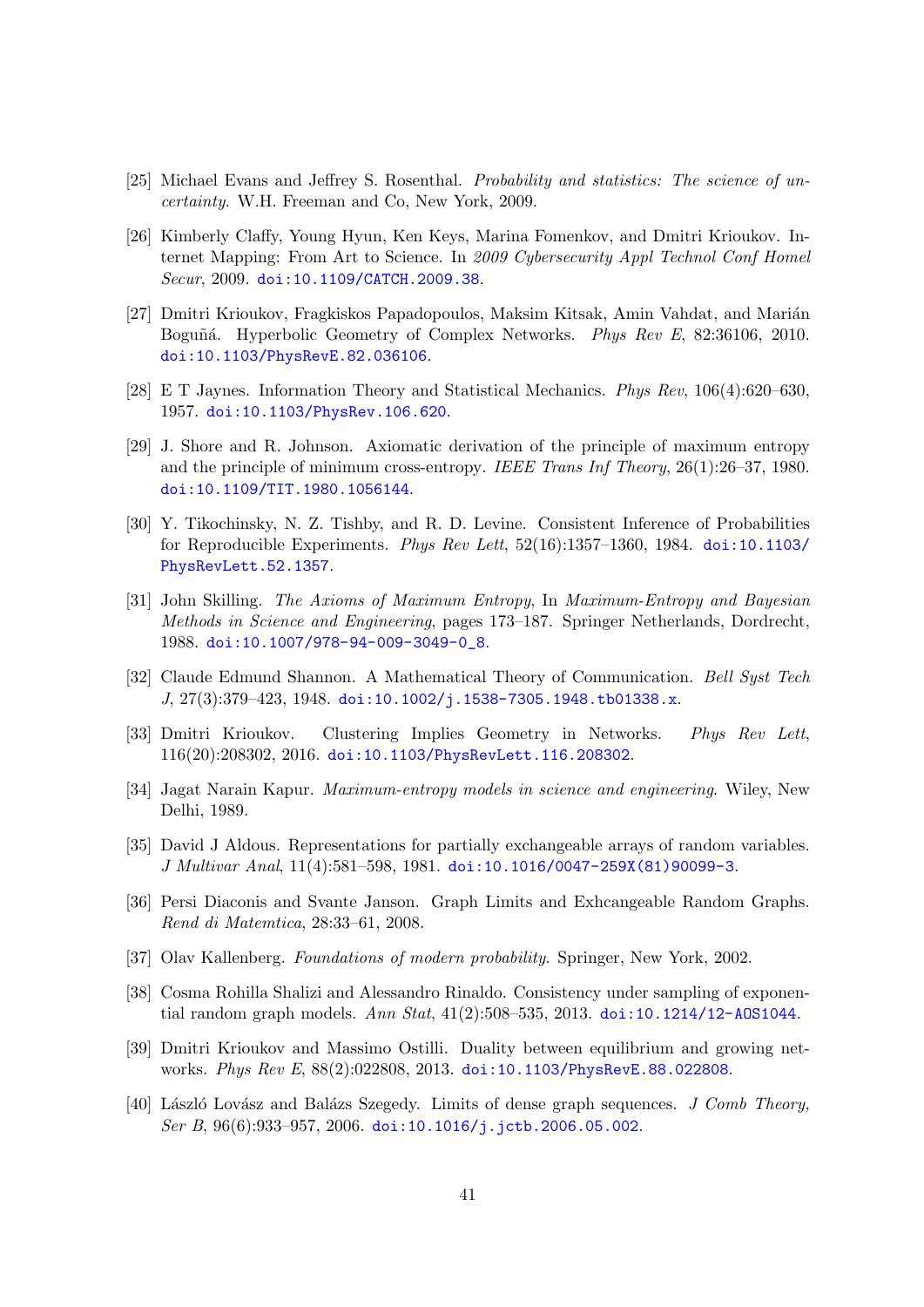[25] Michael Evans and Jeffrey S. Rosenthal. *Probability and statistics: The science of uncertainty*. W.H. Freeman and Co, New York, 2009.

[26] Kimberly Claffy, Young Hyun, Ken Keys, Marina Fomenkov, and Dmitri Krioukov. Internet Mapping: From Art to Science. In *2009 Cybersecurity Appl Technol Conf Homel Secur*, 2009. doi:10.1109/CATCH.2009.38.

[27] Dmitri Krioukov, Fragkiskos Papadopoulos, Maksim Kitsak, Amin Vahdat, and Marián Boguñá. Hyperbolic Geometry of Complex Networks. *Phys Rev E*, 82:36106, 2010. doi:10.1103/PhysRevE.82.036106.

[28] E T Jaynes. Information Theory and Statistical Mechanics. *Phys Rev*, 106(4):620–630, 1957. doi:10.1103/PhysRev.106.620.

[29] J. Shore and R. Johnson. Axiomatic derivation of the principle of maximum entropy and the principle of minimum cross-entropy. *IEEE Trans Inf Theory*, 26(1):26–37, 1980. doi:10.1109/TIT.1980.1056144.

[30] Y. Tikochinsky, N. Z. Tishby, and R. D. Levine. Consistent Inference of Probabilities for Reproducible Experiments. *Phys Rev Lett*, 52(16):1357–1360, 1984. doi:10.1103/PhysRevLett.52.1357.

[31] John Skilling. *The Axioms of Maximum Entropy*, In *Maximum-Entropy and Bayesian Methods in Science and Engineering*, pages 173–187. Springer Netherlands, Dordrecht, 1988. doi:10.1007/978-94-009-3049-0_8.

[32] Claude Edmund Shannon. A Mathematical Theory of Communication. *Bell Syst Tech J*, 27(3):379–423, 1948. doi:10.1002/j.1538-7305.1948.tb01338.x.

[33] Dmitri Krioukov. Clustering Implies Geometry in Networks. *Phys Rev Lett*, 116(20):208302, 2016. doi:10.1103/PhysRevLett.116.208302.

[34] Jagat Narain Kapur. *Maximum-entropy models in science and engineering*. Wiley, New Delhi, 1989.

[35] David J Aldous. Representations for partially exchangeable arrays of random variables. *J Multivar Anal*, 11(4):581–598, 1981. doi:10.1016/0047-259X(81)90099-3.

[36] Persi Diaconis and Svante Janson. Graph Limits and Exhcangeable Random Graphs. *Rend di Matemtica*, 28:33–61, 2008.

[37] Olav Kallenberg. *Foundations of modern probability*. Springer, New York, 2002.

[38] Cosma Rohilla Shalizi and Alessandro Rinaldo. Consistency under sampling of exponential random graph models. *Ann Stat*, 41(2):508–535, 2013. doi:10.1214/12-AOS1044.

[39] Dmitri Krioukov and Massimo Ostilli. Duality between equilibrium and growing networks. *Phys Rev E*, 88(2):022808, 2013. doi:10.1103/PhysRevE.88.022808.

[40] László Lovász and Balázs Szegedy. Limits of dense graph sequences. *J Comb Theory, Ser B*, 96(6):933–957, 2006. doi:10.1016/j.jctb.2006.05.002.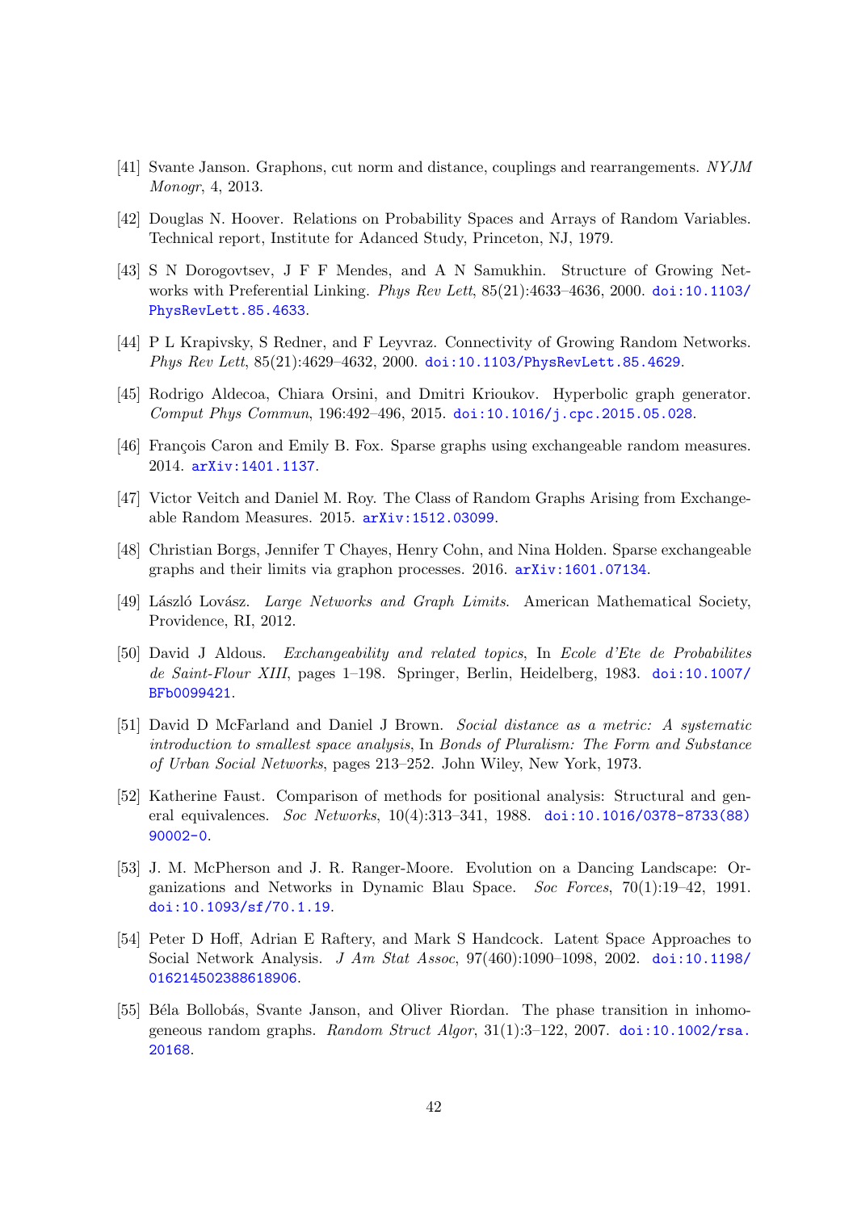[41] Svante Janson. Graphons, cut norm and distance, couplings and rearrangements. *NYJM Monogr*, 4, 2013.

[42] Douglas N. Hoover. Relations on Probability Spaces and Arrays of Random Variables. Technical report, Institute for Adanced Study, Princeton, NJ, 1979.

[43] S N Dorogovtsev, J F F Mendes, and A N Samukhin. Structure of Growing Networks with Preferential Linking. *Phys Rev Lett*, 85(21):4633–4636, 2000. doi:10.1103/PhysRevLett.85.4633.

[44] P L Krapivsky, S Redner, and F Leyvraz. Connectivity of Growing Random Networks. *Phys Rev Lett*, 85(21):4629–4632, 2000. doi:10.1103/PhysRevLett.85.4629.

[45] Rodrigo Aldecoa, Chiara Orsini, and Dmitri Krioukov. Hyperbolic graph generator. *Comput Phys Commun*, 196:492–496, 2015. doi:10.1016/j.cpc.2015.05.028.

[46] François Caron and Emily B. Fox. Sparse graphs using exchangeable random measures. 2014. arXiv:1401.1137.

[47] Victor Veitch and Daniel M. Roy. The Class of Random Graphs Arising from Exchangeable Random Measures. 2015. arXiv:1512.03099.

[48] Christian Borgs, Jennifer T Chayes, Henry Cohn, and Nina Holden. Sparse exchangeable graphs and their limits via graphon processes. 2016. arXiv:1601.07134.

[49] László Lovász. *Large Networks and Graph Limits*. American Mathematical Society, Providence, RI, 2012.

[50] David J Aldous. *Exchangeability and related topics*, In *Ecole d'Ete de Probabilites de Saint-Flour XIII*, pages 1–198. Springer, Berlin, Heidelberg, 1983. doi:10.1007/BFb0099421.

[51] David D McFarland and Daniel J Brown. *Social distance as a metric: A systematic introduction to smallest space analysis*, In *Bonds of Pluralism: The Form and Substance of Urban Social Networks*, pages 213–252. John Wiley, New York, 1973.

[52] Katherine Faust. Comparison of methods for positional analysis: Structural and general equivalences. *Soc Networks*, 10(4):313–341, 1988. doi:10.1016/0378-8733(88)90002-0.

[53] J. M. McPherson and J. R. Ranger-Moore. Evolution on a Dancing Landscape: Organizations and Networks in Dynamic Blau Space. *Soc Forces*, 70(1):19–42, 1991. doi:10.1093/sf/70.1.19.

[54] Peter D Hoff, Adrian E Raftery, and Mark S Handcock. Latent Space Approaches to Social Network Analysis. *J Am Stat Assoc*, 97(460):1090–1098, 2002. doi:10.1198/016214502388618906.

[55] Béla Bollobás, Svante Janson, and Oliver Riordan. The phase transition in inhomogeneous random graphs. *Random Struct Algor*, 31(1):3–122, 2007. doi:10.1002/rsa.20168.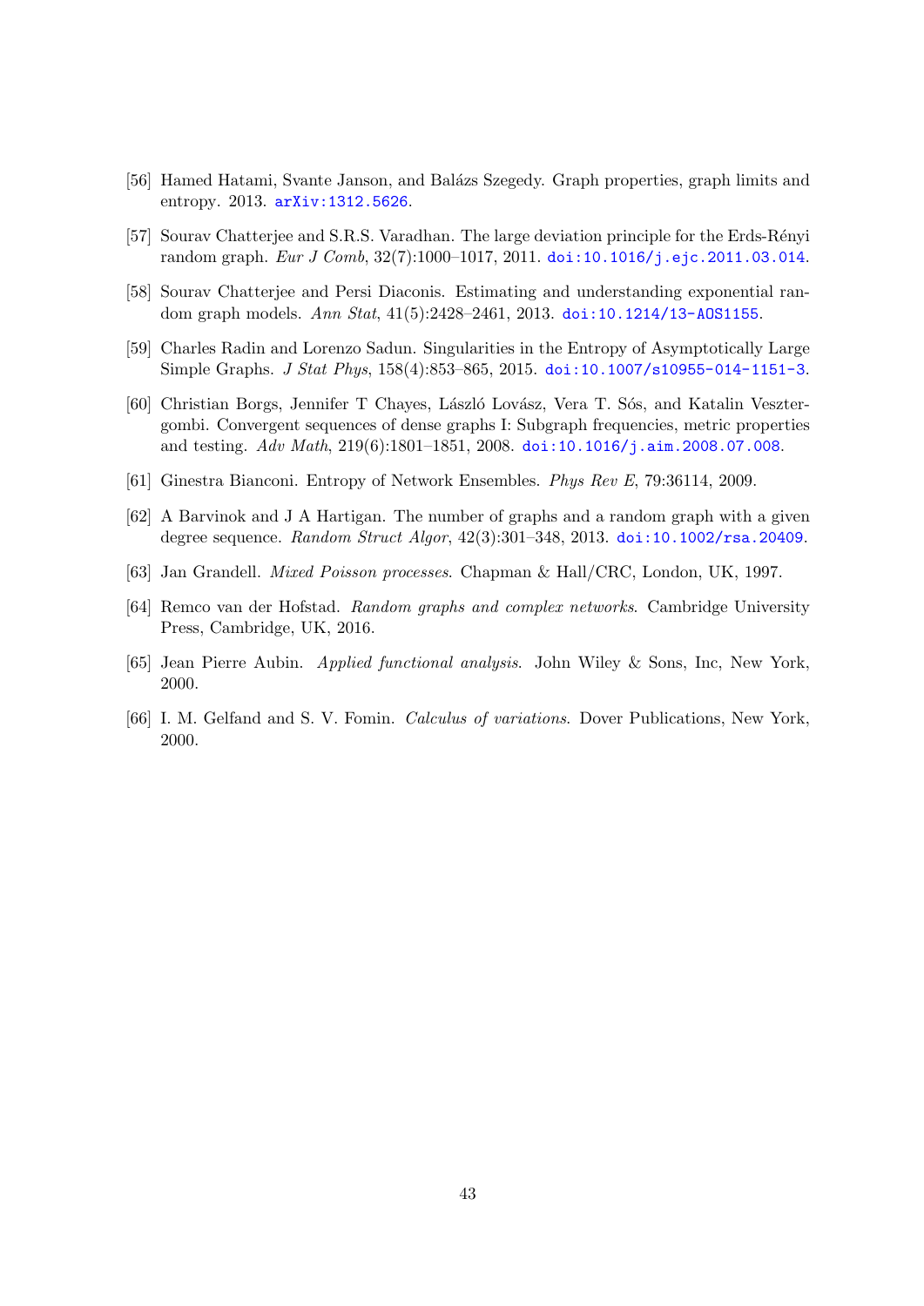[56] Hamed Hatami, Svante Janson, and Balázs Szegedy. Graph properties, graph limits and entropy. 2013. arXiv:1312.5626.

[57] Sourav Chatterjee and S.R.S. Varadhan. The large deviation principle for the Erds-Rényi random graph. *Eur J Comb*, 32(7):1000–1017, 2011. doi:10.1016/j.ejc.2011.03.014.

[58] Sourav Chatterjee and Persi Diaconis. Estimating and understanding exponential random graph models. *Ann Stat*, 41(5):2428–2461, 2013. doi:10.1214/13-AOS1155.

[59] Charles Radin and Lorenzo Sadun. Singularities in the Entropy of Asymptotically Large Simple Graphs. *J Stat Phys*, 158(4):853–865, 2015. doi:10.1007/s10955-014-1151-3.

[60] Christian Borgs, Jennifer T Chayes, László Lovász, Vera T. Sós, and Katalin Vesztergombi. Convergent sequences of dense graphs I: Subgraph frequencies, metric properties and testing. *Adv Math*, 219(6):1801–1851, 2008. doi:10.1016/j.aim.2008.07.008.

[61] Ginestra Bianconi. Entropy of Network Ensembles. *Phys Rev E*, 79:36114, 2009.

[62] A Barvinok and J A Hartigan. The number of graphs and a random graph with a given degree sequence. *Random Struct Algor*, 42(3):301–348, 2013. doi:10.1002/rsa.20409.

[63] Jan Grandell. *Mixed Poisson processes*. Chapman & Hall/CRC, London, UK, 1997.

[64] Remco van der Hofstad. *Random graphs and complex networks*. Cambridge University Press, Cambridge, UK, 2016.

[65] Jean Pierre Aubin. *Applied functional analysis*. John Wiley & Sons, Inc, New York, 2000.

[66] I. M. Gelfand and S. V. Fomin. *Calculus of variations*. Dover Publications, New York, 2000.